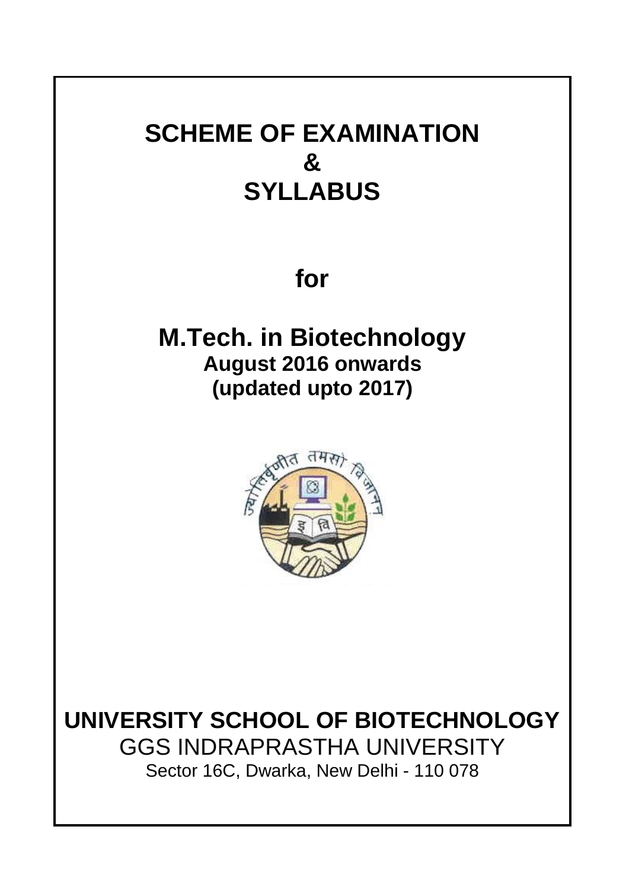# SCHEME OF EXAMINATION
# &
# SYLLABUS

## for

## M.Tech. in Biotechnology

**August 2016 onwards**

**(updated upto 2017)**

**UNIVERSITY SCHOOL OF BIOTECHNOLOGY**

GGS INDRAPRASTHA UNIVERSITY

Sector 16C, Dwarka, New Delhi - 110 078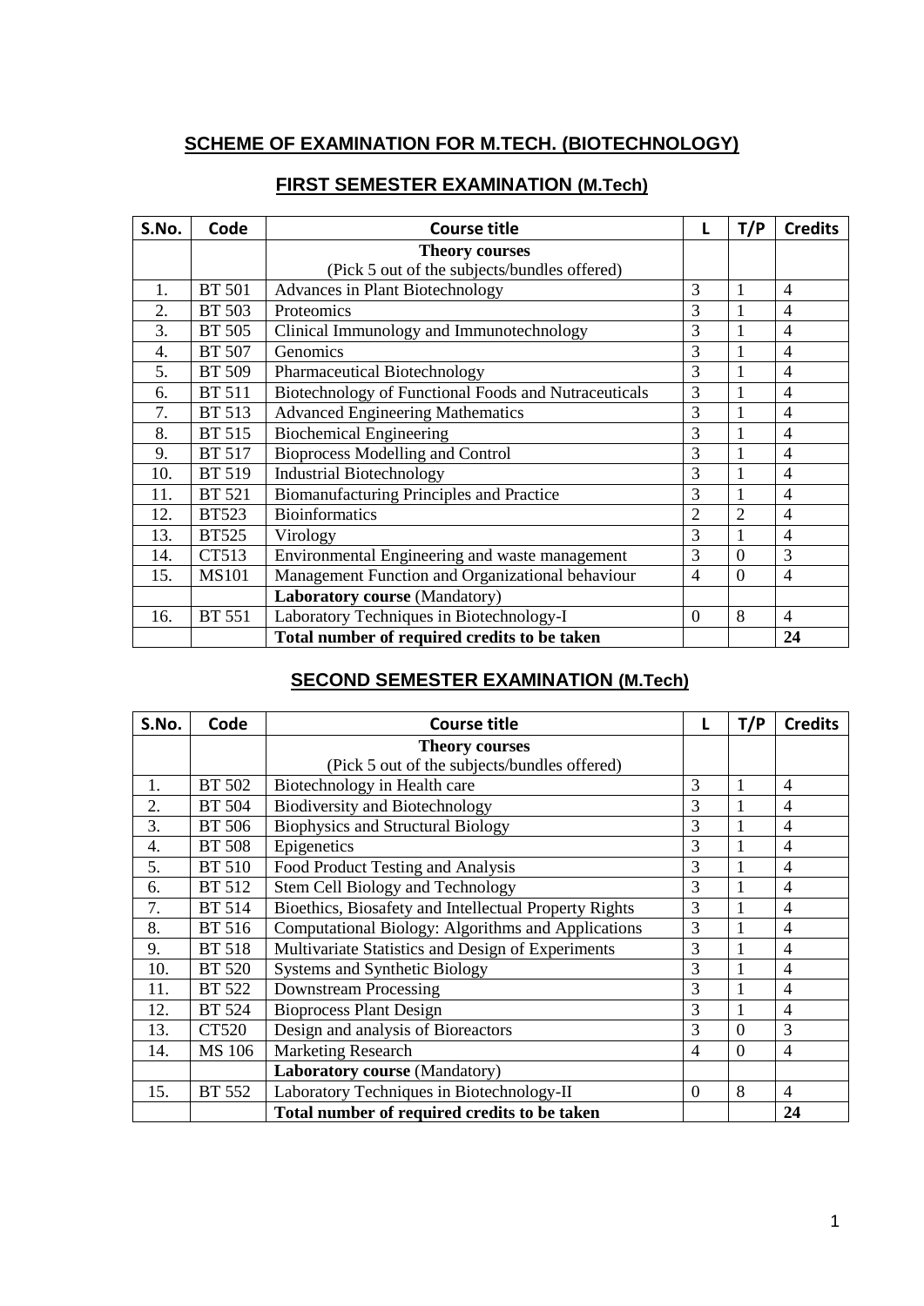# SCHEME OF EXAMINATION FOR M.TECH. (BIOTECHNOLOGY)

## FIRST SEMESTER EXAMINATION (M.Tech)

| S.No. | Code | Course title | L | T/P | Credits |
|---|---|---|---|---|---|
| | | **Theory courses** (Pick 5 out of the subjects/bundles offered) | | | |
| 1. | BT 501 | Advances in Plant Biotechnology | 3 | 1 | 4 |
| 2. | BT 503 | Proteomics | 3 | 1 | 4 |
| 3. | BT 505 | Clinical Immunology and Immunotechnology | 3 | 1 | 4 |
| 4. | BT 507 | Genomics | 3 | 1 | 4 |
| 5. | BT 509 | Pharmaceutical Biotechnology | 3 | 1 | 4 |
| 6. | BT 511 | Biotechnology of Functional Foods and Nutraceuticals | 3 | 1 | 4 |
| 7. | BT 513 | Advanced Engineering Mathematics | 3 | 1 | 4 |
| 8. | BT 515 | Biochemical Engineering | 3 | 1 | 4 |
| 9. | BT 517 | Bioprocess Modelling and Control | 3 | 1 | 4 |
| 10. | BT 519 | Industrial Biotechnology | 3 | 1 | 4 |
| 11. | BT 521 | Biomanufacturing Principles and Practice | 3 | 1 | 4 |
| 12. | BT523 | Bioinformatics | 2 | 2 | 4 |
| 13. | BT525 | Virology | 3 | 1 | 4 |
| 14. | CT513 | Environmental Engineering and waste management | 3 | 0 | 3 |
| 15. | MS101 | Management Function and Organizational behaviour | 4 | 0 | 4 |
| | | **Laboratory course** (Mandatory) | | | |
| 16. | BT 551 | Laboratory Techniques in Biotechnology-I | 0 | 8 | 4 |
| | | **Total number of required credits to be taken** | | | **24** |

## SECOND SEMESTER EXAMINATION (M.Tech)

| S.No. | Code | Course title | L | T/P | Credits |
|---|---|---|---|---|---|
| | | **Theory courses** (Pick 5 out of the subjects/bundles offered) | | | |
| 1. | BT 502 | Biotechnology in Health care | 3 | 1 | 4 |
| 2. | BT 504 | Biodiversity and Biotechnology | 3 | 1 | 4 |
| 3. | BT 506 | Biophysics and Structural Biology | 3 | 1 | 4 |
| 4. | BT 508 | Epigenetics | 3 | 1 | 4 |
| 5. | BT 510 | Food Product Testing and Analysis | 3 | 1 | 4 |
| 6. | BT 512 | Stem Cell Biology and Technology | 3 | 1 | 4 |
| 7. | BT 514 | Bioethics, Biosafety and Intellectual Property Rights | 3 | 1 | 4 |
| 8. | BT 516 | Computational Biology: Algorithms and Applications | 3 | 1 | 4 |
| 9. | BT 518 | Multivariate Statistics and Design of Experiments | 3 | 1 | 4 |
| 10. | BT 520 | Systems and Synthetic Biology | 3 | 1 | 4 |
| 11. | BT 522 | Downstream Processing | 3 | 1 | 4 |
| 12. | BT 524 | Bioprocess Plant Design | 3 | 1 | 4 |
| 13. | CT520 | Design and analysis of Bioreactors | 3 | 0 | 3 |
| 14. | MS 106 | Marketing Research | 4 | 0 | 4 |
| | | **Laboratory course** (Mandatory) | | | |
| 15. | BT 552 | Laboratory Techniques in Biotechnology-II | 0 | 8 | 4 |
| | | **Total number of required credits to be taken** | | | **24** |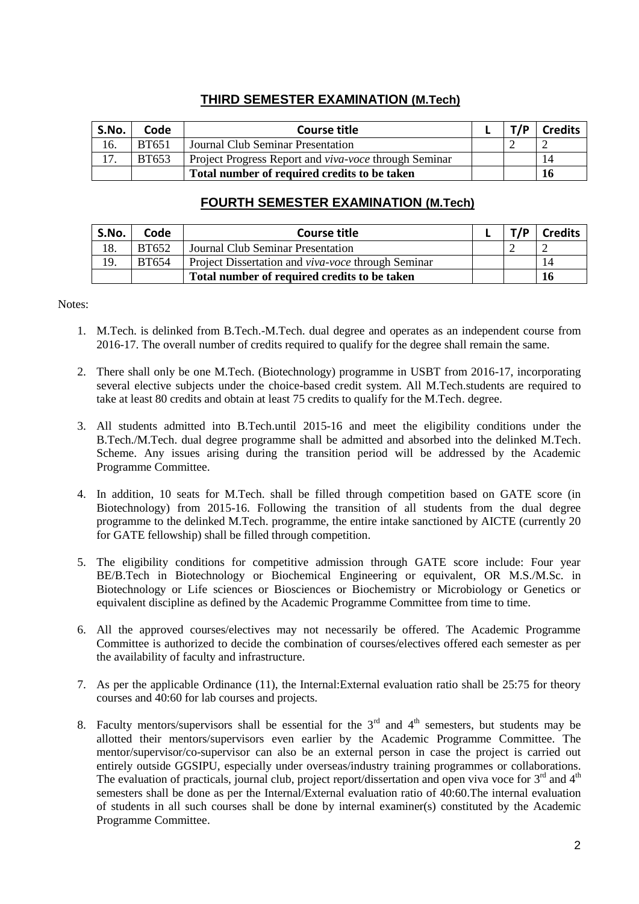## THIRD SEMESTER EXAMINATION (M.Tech)

| S.No. | Code | Course title | L | T/P | Credits |
|---|---|---|---|---|---|
| 16. | BT651 | Journal Club Seminar Presentation | | 2 | 2 |
| 17. | BT653 | Project Progress Report and *viva-voce* through Seminar | | | 14 |
| | | **Total number of required credits to be taken** | | | **16** |

## FOURTH SEMESTER EXAMINATION (M.Tech)

| S.No. | Code | Course title | L | T/P | Credits |
|---|---|---|---|---|---|
| 18. | BT652 | Journal Club Seminar Presentation | | 2 | 2 |
| 19. | BT654 | Project Dissertation and *viva-voce* through Seminar | | | 14 |
| | | **Total number of required credits to be taken** | | | **16** |

Notes:

1. M.Tech. is delinked from B.Tech.-M.Tech. dual degree and operates as an independent course from 2016-17. The overall number of credits required to qualify for the degree shall remain the same.

2. There shall only be one M.Tech. (Biotechnology) programme in USBT from 2016-17, incorporating several elective subjects under the choice-based credit system. All M.Tech.students are required to take at least 80 credits and obtain at least 75 credits to qualify for the M.Tech. degree.

3. All students admitted into B.Tech.until 2015-16 and meet the eligibility conditions under the B.Tech./M.Tech. dual degree programme shall be admitted and absorbed into the delinked M.Tech. Scheme. Any issues arising during the transition period will be addressed by the Academic Programme Committee.

4. In addition, 10 seats for M.Tech. shall be filled through competition based on GATE score (in Biotechnology) from 2015-16. Following the transition of all students from the dual degree programme to the delinked M.Tech. programme, the entire intake sanctioned by AICTE (currently 20 for GATE fellowship) shall be filled through competition.

5. The eligibility conditions for competitive admission through GATE score include: Four year BE/B.Tech in Biotechnology or Biochemical Engineering or equivalent, OR M.S./M.Sc. in Biotechnology or Life sciences or Biosciences or Biochemistry or Microbiology or Genetics or equivalent discipline as defined by the Academic Programme Committee from time to time.

6. All the approved courses/electives may not necessarily be offered. The Academic Programme Committee is authorized to decide the combination of courses/electives offered each semester as per the availability of faculty and infrastructure.

7. As per the applicable Ordinance (11), the Internal:External evaluation ratio shall be 25:75 for theory courses and 40:60 for lab courses and projects.

8. Faculty mentors/supervisors shall be essential for the 3rd and 4th semesters, but students may be allotted their mentors/supervisors even earlier by the Academic Programme Committee. The mentor/supervisor/co-supervisor can also be an external person in case the project is carried out entirely outside GGSIPU, especially under overseas/industry training programmes or collaborations. The evaluation of practicals, journal club, project report/dissertation and open viva voce for 3rd and 4th semesters shall be done as per the Internal/External evaluation ratio of 40:60.The internal evaluation of students in all such courses shall be done by internal examiner(s) constituted by the Academic Programme Committee.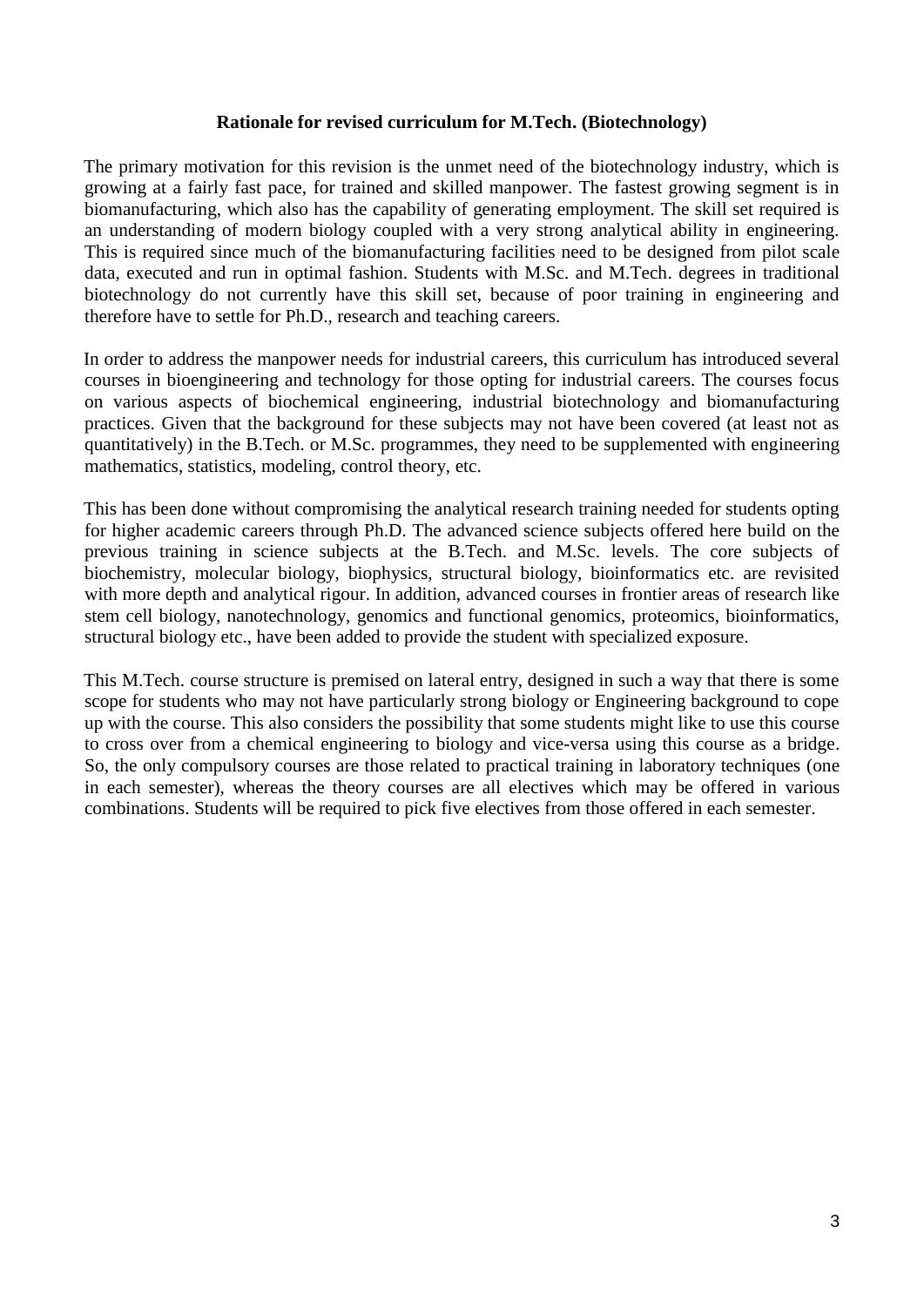## Rationale for revised curriculum for M.Tech. (Biotechnology)

The primary motivation for this revision is the unmet need of the biotechnology industry, which is growing at a fairly fast pace, for trained and skilled manpower. The fastest growing segment is in biomanufacturing, which also has the capability of generating employment. The skill set required is an understanding of modern biology coupled with a very strong analytical ability in engineering. This is required since much of the biomanufacturing facilities need to be designed from pilot scale data, executed and run in optimal fashion. Students with M.Sc. and M.Tech. degrees in traditional biotechnology do not currently have this skill set, because of poor training in engineering and therefore have to settle for Ph.D., research and teaching careers.

In order to address the manpower needs for industrial careers, this curriculum has introduced several courses in bioengineering and technology for those opting for industrial careers. The courses focus on various aspects of biochemical engineering, industrial biotechnology and biomanufacturing practices. Given that the background for these subjects may not have been covered (at least not as quantitatively) in the B.Tech. or M.Sc. programmes, they need to be supplemented with engineering mathematics, statistics, modeling, control theory, etc.

This has been done without compromising the analytical research training needed for students opting for higher academic careers through Ph.D. The advanced science subjects offered here build on the previous training in science subjects at the B.Tech. and M.Sc. levels. The core subjects of biochemistry, molecular biology, biophysics, structural biology, bioinformatics etc. are revisited with more depth and analytical rigour. In addition, advanced courses in frontier areas of research like stem cell biology, nanotechnology, genomics and functional genomics, proteomics, bioinformatics, structural biology etc., have been added to provide the student with specialized exposure.

This M.Tech. course structure is premised on lateral entry, designed in such a way that there is some scope for students who may not have particularly strong biology or Engineering background to cope up with the course. This also considers the possibility that some students might like to use this course to cross over from a chemical engineering to biology and vice-versa using this course as a bridge. So, the only compulsory courses are those related to practical training in laboratory techniques (one in each semester), whereas the theory courses are all electives which may be offered in various combinations. Students will be required to pick five electives from those offered in each semester.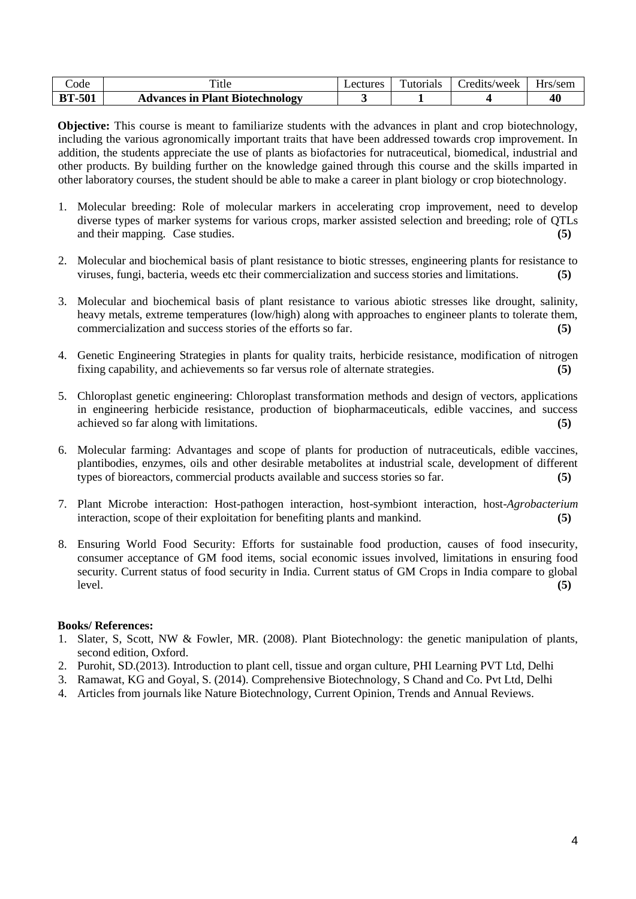| Code | Title | Lectures | Tutorials | Credits/week | Hrs/sem |
|---|---|---|---|---|---|
| **BT-501** | **Advances in Plant Biotechnology** | **3** | **1** | **4** | **40** |

**Objective:** This course is meant to familiarize students with the advances in plant and crop biotechnology, including the various agronomically important traits that have been addressed towards crop improvement. In addition, the students appreciate the use of plants as biofactories for nutraceutical, biomedical, industrial and other products. By building further on the knowledge gained through this course and the skills imparted in other laboratory courses, the student should be able to make a career in plant biology or crop biotechnology.

1. Molecular breeding: Role of molecular markers in accelerating crop improvement, need to develop diverse types of marker systems for various crops, marker assisted selection and breeding; role of QTLs and their mapping. Case studies. **(5)**

2. Molecular and biochemical basis of plant resistance to biotic stresses, engineering plants for resistance to viruses, fungi, bacteria, weeds etc their commercialization and success stories and limitations. **(5)**

3. Molecular and biochemical basis of plant resistance to various abiotic stresses like drought, salinity, heavy metals, extreme temperatures (low/high) along with approaches to engineer plants to tolerate them, commercialization and success stories of the efforts so far. **(5)**

4. Genetic Engineering Strategies in plants for quality traits, herbicide resistance, modification of nitrogen fixing capability, and achievements so far versus role of alternate strategies. **(5)**

5. Chloroplast genetic engineering: Chloroplast transformation methods and design of vectors, applications in engineering herbicide resistance, production of biopharmaceuticals, edible vaccines, and success achieved so far along with limitations. **(5)**

6. Molecular farming: Advantages and scope of plants for production of nutraceuticals, edible vaccines, plantibodies, enzymes, oils and other desirable metabolites at industrial scale, development of different types of bioreactors, commercial products available and success stories so far. **(5)**

7. Plant Microbe interaction: Host-pathogen interaction, host-symbiont interaction, host-*Agrobacterium* interaction, scope of their exploitation for benefiting plants and mankind. **(5)**

8. Ensuring World Food Security: Efforts for sustainable food production, causes of food insecurity, consumer acceptance of GM food items, social economic issues involved, limitations in ensuring food security. Current status of food security in India. Current status of GM Crops in India compare to global level. **(5)**

**Books/ References:**

1. Slater, S, Scott, NW & Fowler, MR. (2008). Plant Biotechnology: the genetic manipulation of plants, second edition, Oxford.
2. Purohit, SD.(2013). Introduction to plant cell, tissue and organ culture, PHI Learning PVT Ltd, Delhi
3. Ramawat, KG and Goyal, S. (2014). Comprehensive Biotechnology, S Chand and Co. Pvt Ltd, Delhi
4. Articles from journals like Nature Biotechnology, Current Opinion, Trends and Annual Reviews.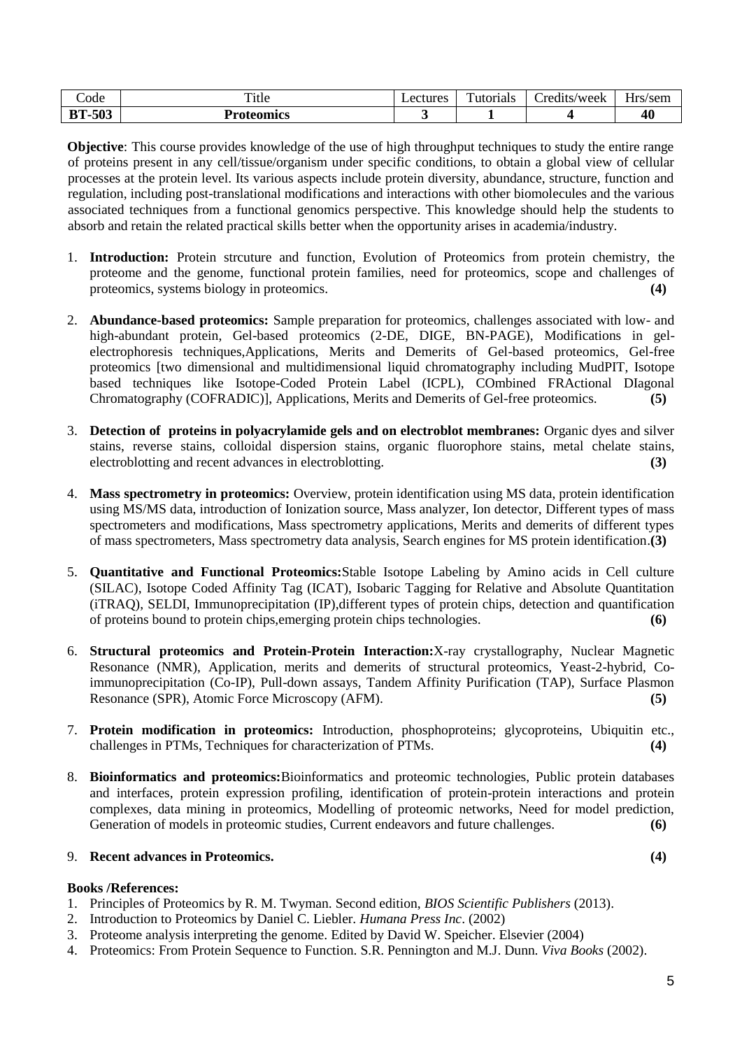| Code | Title | Lectures | Tutorials | Credits/week | Hrs/sem |
|---|---|---|---|---|---|
| **BT-503** | **Proteomics** | **3** | **1** | **4** | **40** |

**Objective**: This course provides knowledge of the use of high throughput techniques to study the entire range of proteins present in any cell/tissue/organism under specific conditions, to obtain a global view of cellular processes at the protein level. Its various aspects include protein diversity, abundance, structure, function and regulation, including post-translational modifications and interactions with other biomolecules and the various associated techniques from a functional genomics perspective. This knowledge should help the students to absorb and retain the related practical skills better when the opportunity arises in academia/industry.

1. **Introduction:** Protein strcuture and function, Evolution of Proteomics from protein chemistry, the proteome and the genome, functional protein families, need for proteomics, scope and challenges of proteomics, systems biology in proteomics. **(4)**

2. **Abundance-based proteomics:** Sample preparation for proteomics, challenges associated with low- and high-abundant protein, Gel-based proteomics (2-DE, DIGE, BN-PAGE), Modifications in gel-electrophoresis techniques,Applications, Merits and Demerits of Gel-based proteomics, Gel-free proteomics [two dimensional and multidimensional liquid chromatography including MudPIT, Isotope based techniques like Isotope-Coded Protein Label (ICPL), COmbined FRActional DIagonal Chromatography (COFRADIC)], Applications, Merits and Demerits of Gel-free proteomics. **(5)**

3. **Detection of proteins in polyacrylamide gels and on electroblot membranes:** Organic dyes and silver stains, reverse stains, colloidal dispersion stains, organic fluorophore stains, metal chelate stains, electroblotting and recent advances in electroblotting. **(3)**

4. **Mass spectrometry in proteomics:** Overview, protein identification using MS data, protein identification using MS/MS data, introduction of Ionization source, Mass analyzer, Ion detector, Different types of mass spectrometers and modifications, Mass spectrometry applications, Merits and demerits of different types of mass spectrometers, Mass spectrometry data analysis, Search engines for MS protein identification.**(3)**

5. **Quantitative and Functional Proteomics:**Stable Isotope Labeling by Amino acids in Cell culture (SILAC), Isotope Coded Affinity Tag (ICAT), Isobaric Tagging for Relative and Absolute Quantitation (iTRAQ), SELDI, Immunoprecipitation (IP),different types of protein chips, detection and quantification of proteins bound to protein chips,emerging protein chips technologies. **(6)**

6. **Structural proteomics and Protein-Protein Interaction:**X-ray crystallography, Nuclear Magnetic Resonance (NMR), Application, merits and demerits of structural proteomics, Yeast-2-hybrid, Co-immunoprecipitation (Co-IP), Pull-down assays, Tandem Affinity Purification (TAP), Surface Plasmon Resonance (SPR), Atomic Force Microscopy (AFM). **(5)**

7. **Protein modification in proteomics:** Introduction, phosphoproteins; glycoproteins, Ubiquitin etc., challenges in PTMs, Techniques for characterization of PTMs. **(4)**

8. **Bioinformatics and proteomics:**Bioinformatics and proteomic technologies, Public protein databases and interfaces, protein expression profiling, identification of protein-protein interactions and protein complexes, data mining in proteomics, Modelling of proteomic networks, Need for model prediction, Generation of models in proteomic studies, Current endeavors and future challenges. **(6)**

9. **Recent advances in Proteomics.** **(4)**

**Books /References:**

1. Principles of Proteomics by R. M. Twyman. Second edition, *BIOS Scientific Publishers* (2013).
2. Introduction to Proteomics by Daniel C. Liebler. *Humana Press Inc*. (2002)
3. Proteome analysis interpreting the genome. Edited by David W. Speicher. Elsevier (2004)
4. Proteomics: From Protein Sequence to Function. S.R. Pennington and M.J. Dunn. *Viva Books* (2002).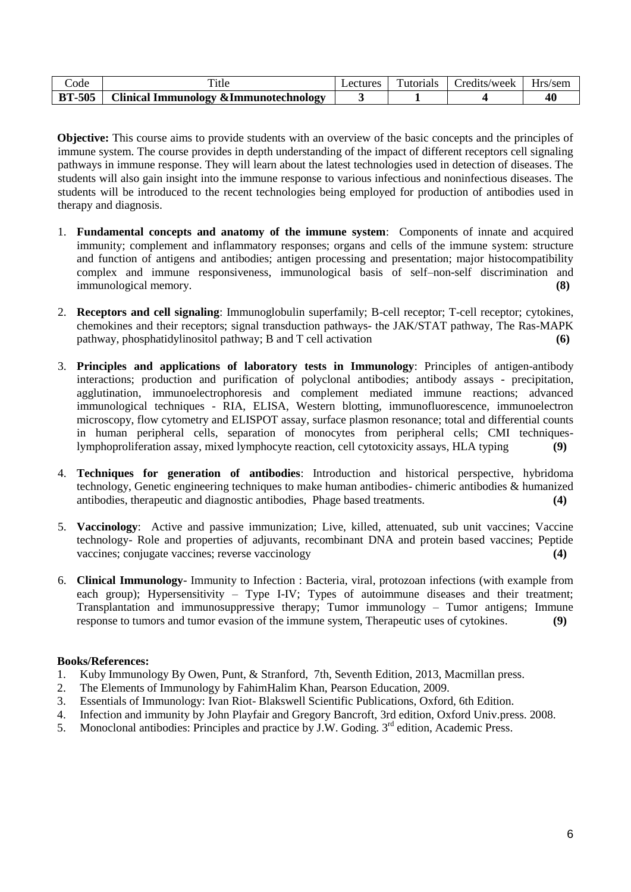| Code | Title | Lectures | Tutorials | Credits/week | Hrs/sem |
|---|---|---|---|---|---|
| **BT-505** | **Clinical Immunology &Immunotechnology** | **3** | **1** | **4** | **40** |

**Objective:** This course aims to provide students with an overview of the basic concepts and the principles of immune system. The course provides in depth understanding of the impact of different receptors cell signaling pathways in immune response. They will learn about the latest technologies used in detection of diseases. The students will also gain insight into the immune response to various infectious and noninfectious diseases. The students will be introduced to the recent technologies being employed for production of antibodies used in therapy and diagnosis.

1. **Fundamental concepts and anatomy of the immune system**: Components of innate and acquired immunity; complement and inflammatory responses; organs and cells of the immune system: structure and function of antigens and antibodies; antigen processing and presentation; major histocompatibility complex and immune responsiveness, immunological basis of self–non-self discrimination and immunological memory. **(8)**

2. **Receptors and cell signaling**: Immunoglobulin superfamily; B-cell receptor; T-cell receptor; cytokines, chemokines and their receptors; signal transduction pathways- the JAK/STAT pathway, The Ras-MAPK pathway, phosphatidylinositol pathway; B and T cell activation **(6)**

3. **Principles and applications of laboratory tests in Immunology**: Principles of antigen-antibody interactions; production and purification of polyclonal antibodies; antibody assays - precipitation, agglutination, immunoelectrophoresis and complement mediated immune reactions; advanced immunological techniques - RIA, ELISA, Western blotting, immunofluorescence, immunoelectron microscopy, flow cytometry and ELISPOT assay, surface plasmon resonance; total and differential counts in human peripheral cells, separation of monocytes from peripheral cells; CMI techniques- lymphoproliferation assay, mixed lymphocyte reaction, cell cytotoxicity assays, HLA typing **(9)**

4. **Techniques for generation of antibodies**: Introduction and historical perspective, hybridoma technology, Genetic engineering techniques to make human antibodies- chimeric antibodies & humanized antibodies, therapeutic and diagnostic antibodies, Phage based treatments. **(4)**

5. **Vaccinology**: Active and passive immunization; Live, killed, attenuated, sub unit vaccines; Vaccine technology- Role and properties of adjuvants, recombinant DNA and protein based vaccines; Peptide vaccines; conjugate vaccines; reverse vaccinology **(4)**

6. **Clinical Immunology**- Immunity to Infection : Bacteria, viral, protozoan infections (with example from each group); Hypersensitivity – Type I-IV; Types of autoimmune diseases and their treatment; Transplantation and immunosuppressive therapy; Tumor immunology – Tumor antigens; Immune response to tumors and tumor evasion of the immune system, Therapeutic uses of cytokines. **(9)**

**Books/References:**

1. Kuby Immunology By Owen, Punt, & Stranford, 7th, Seventh Edition, 2013, Macmillan press.
2. The Elements of Immunology by FahimHalim Khan, Pearson Education, 2009.
3. Essentials of Immunology: Ivan Riot- Blakswell Scientific Publications, Oxford, 6th Edition.
4. Infection and immunity by John Playfair and Gregory Bancroft, 3rd edition, Oxford Univ.press. 2008.
5. Monoclonal antibodies: Principles and practice by J.W. Goding. 3rd edition, Academic Press.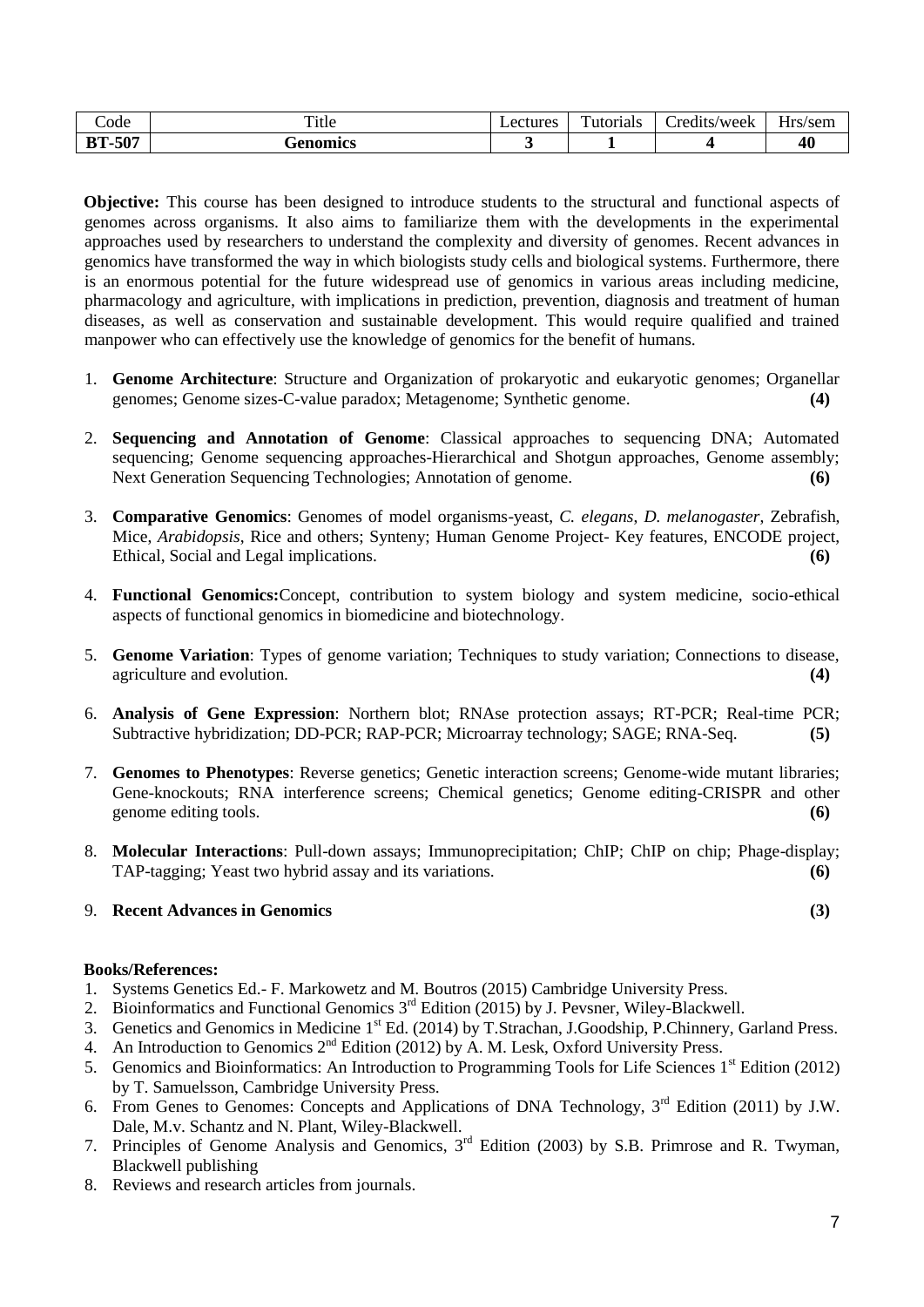| Code | Title | Lectures | Tutorials | Credits/week | Hrs/sem |
|---|---|---|---|---|---|
| **BT-507** | **Genomics** | **3** | **1** | **4** | **40** |

**Objective:** This course has been designed to introduce students to the structural and functional aspects of genomes across organisms. It also aims to familiarize them with the developments in the experimental approaches used by researchers to understand the complexity and diversity of genomes. Recent advances in genomics have transformed the way in which biologists study cells and biological systems. Furthermore, there is an enormous potential for the future widespread use of genomics in various areas including medicine, pharmacology and agriculture, with implications in prediction, prevention, diagnosis and treatment of human diseases, as well as conservation and sustainable development. This would require qualified and trained manpower who can effectively use the knowledge of genomics for the benefit of humans.

1. **Genome Architecture**: Structure and Organization of prokaryotic and eukaryotic genomes; Organellar genomes; Genome sizes-C-value paradox; Metagenome; Synthetic genome. **(4)**
2. **Sequencing and Annotation of Genome**: Classical approaches to sequencing DNA; Automated sequencing; Genome sequencing approaches-Hierarchical and Shotgun approaches, Genome assembly; Next Generation Sequencing Technologies; Annotation of genome. **(6)**
3. **Comparative Genomics**: Genomes of model organisms-yeast, *C. elegans*, *D. melanogaster*, Zebrafish, Mice, *Arabidopsis*, Rice and others; Synteny; Human Genome Project- Key features, ENCODE project, Ethical, Social and Legal implications. **(6)**
4. **Functional Genomics:**Concept, contribution to system biology and system medicine, socio-ethical aspects of functional genomics in biomedicine and biotechnology.
5. **Genome Variation**: Types of genome variation; Techniques to study variation; Connections to disease, agriculture and evolution. **(4)**
6. **Analysis of Gene Expression**: Northern blot; RNAse protection assays; RT-PCR; Real-time PCR; Subtractive hybridization; DD-PCR; RAP-PCR; Microarray technology; SAGE; RNA-Seq. **(5)**
7. **Genomes to Phenotypes**: Reverse genetics; Genetic interaction screens; Genome-wide mutant libraries; Gene-knockouts; RNA interference screens; Chemical genetics; Genome editing-CRISPR and other genome editing tools. **(6)**
8. **Molecular Interactions**: Pull-down assays; Immunoprecipitation; ChIP; ChIP on chip; Phage-display; TAP-tagging; Yeast two hybrid assay and its variations. **(6)**
9. **Recent Advances in Genomics** **(3)**

**Books/References:**

1. Systems Genetics Ed.- F. Markowetz and M. Boutros (2015) Cambridge University Press.
2. Bioinformatics and Functional Genomics 3rd Edition (2015) by J. Pevsner, Wiley-Blackwell.
3. Genetics and Genomics in Medicine 1st Ed. (2014) by T.Strachan, J.Goodship, P.Chinnery, Garland Press.
4. An Introduction to Genomics 2nd Edition (2012) by A. M. Lesk, Oxford University Press.
5. Genomics and Bioinformatics: An Introduction to Programming Tools for Life Sciences 1st Edition (2012) by T. Samuelsson, Cambridge University Press.
6. From Genes to Genomes: Concepts and Applications of DNA Technology, 3rd Edition (2011) by J.W. Dale, M.v. Schantz and N. Plant, Wiley-Blackwell.
7. Principles of Genome Analysis and Genomics, 3rd Edition (2003) by S.B. Primrose and R. Twyman, Blackwell publishing
8. Reviews and research articles from journals.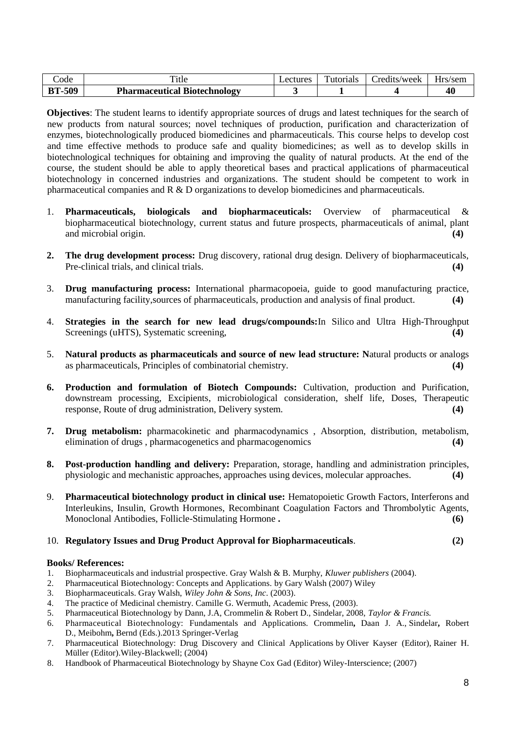| Code | Title | Lectures | Tutorials | Credits/week | Hrs/sem |
|---|---|---|---|---|---|
| **BT-509** | **Pharmaceutical Biotechnology** | **3** | **1** | **4** | **40** |

**Objectives**: The student learns to identify appropriate sources of drugs and latest techniques for the search of new products from natural sources; novel techniques of production, purification and characterization of enzymes, biotechnologically produced biomedicines and pharmaceuticals. This course helps to develop cost and time effective methods to produce safe and quality biomedicines; as well as to develop skills in biotechnological techniques for obtaining and improving the quality of natural products. At the end of the course, the student should be able to apply theoretical bases and practical applications of pharmaceutical biotechnology in concerned industries and organizations. The student should be competent to work in pharmaceutical companies and R & D organizations to develop biomedicines and pharmaceuticals.

1. **Pharmaceuticals, biologicals and biopharmaceuticals:** Overview of pharmaceutical & biopharmaceutical biotechnology, current status and future prospects, pharmaceuticals of animal, plant and microbial origin. **(4)**

2. **The drug development process:** Drug discovery, rational drug design. Delivery of biopharmaceuticals, Pre-clinical trials, and clinical trials. **(4)**

3. **Drug manufacturing process:** International pharmacopoeia, guide to good manufacturing practice, manufacturing facility,sources of pharmaceuticals, production and analysis of final product. **(4)**

4. **Strategies in the search for new lead drugs/compounds:**In Silico and Ultra High-Throughput Screenings (uHTS), Systematic screening, **(4)**

5. **Natural products as pharmaceuticals and source of new lead structure: N**atural products or analogs as pharmaceuticals, Principles of combinatorial chemistry. **(4)**

6. **Production and formulation of Biotech Compounds:** Cultivation, production and Purification, downstream processing, Excipients, microbiological consideration, shelf life, Doses, Therapeutic response, Route of drug administration, Delivery system. **(4)**

7. **Drug metabolism:** pharmacokinetic and pharmacodynamics , Absorption, distribution, metabolism, elimination of drugs , pharmacogenetics and pharmacogenomics **(4)**

8. **Post-production handling and delivery:** Preparation, storage, handling and administration principles, physiologic and mechanistic approaches, approaches using devices, molecular approaches. **(4)**

9. **Pharmaceutical biotechnology product in clinical use:** Hematopoietic Growth Factors, Interferons and Interleukins, Insulin, Growth Hormones, Recombinant Coagulation Factors and Thrombolytic Agents, Monoclonal Antibodies, Follicle-Stimulating Hormone **.** **(6)**

10. **Regulatory Issues and Drug Product Approval for Biopharmaceuticals**. **(2)**

**Books/ References:**

1. Biopharmaceuticals and industrial prospective. Gray Walsh & B. Murphy, *Kluwer publishers* (2004).
2. Pharmaceutical Biotechnology: Concepts and Applications. by Gary Walsh (2007) Wiley
3. Biopharmaceuticals. Gray Walsh, *Wiley John & Sons, Inc*. (2003).
4. The practice of Medicinal chemistry. Camille G. Wermuth, Academic Press, (2003).
5. Pharmaceutical Biotechnology by Dann, J.A, Crommelin & Robert D., Sindelar, 2008, *Taylor & Francis.*
6. Pharmaceutical Biotechnology: Fundamentals and Applications. Crommelin**,** Daan J. A., Sindelar**,** Robert D., Meibohm**,** Bernd (Eds.).2013 Springer-Verlag
7. Pharmaceutical Biotechnology: Drug Discovery and Clinical Applications by Oliver Kayser (Editor), Rainer H. Müller (Editor).Wiley-Blackwell; (2004)
8. Handbook of Pharmaceutical Biotechnology by Shayne Cox Gad (Editor) Wiley-Interscience; (2007)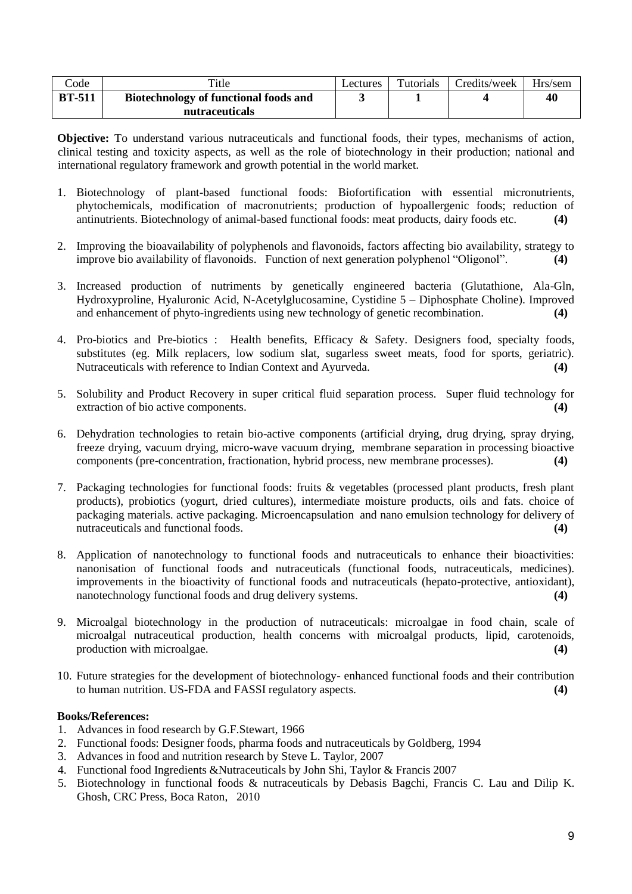| Code | Title | Lectures | Tutorials | Credits/week | Hrs/sem |
|---|---|---|---|---|---|
| **BT-511** | **Biotechnology of functional foods and nutraceuticals** | **3** | **1** | **4** | **40** |

**Objective:** To understand various nutraceuticals and functional foods, their types, mechanisms of action, clinical testing and toxicity aspects, as well as the role of biotechnology in their production; national and international regulatory framework and growth potential in the world market.

1. Biotechnology of plant-based functional foods: Biofortification with essential micronutrients, phytochemicals, modification of macronutrients; production of hypoallergenic foods; reduction of antinutrients. Biotechnology of animal-based functional foods: meat products, dairy foods etc. **(4)**

2. Improving the bioavailability of polyphenols and flavonoids, factors affecting bio availability, strategy to improve bio availability of flavonoids. Function of next generation polyphenol "Oligonol". **(4)**

3. Increased production of nutriments by genetically engineered bacteria (Glutathione, Ala-Gln, Hydroxyproline, Hyaluronic Acid, N-Acetylglucosamine, Cystidine 5 – Diphosphate Choline). Improved and enhancement of phyto-ingredients using new technology of genetic recombination. **(4)**

4. Pro-biotics and Pre-biotics : Health benefits, Efficacy & Safety. Designers food, specialty foods, substitutes (eg. Milk replacers, low sodium slat, sugarless sweet meats, food for sports, geriatric). Nutraceuticals with reference to Indian Context and Ayurveda. **(4)**

5. Solubility and Product Recovery in super critical fluid separation process. Super fluid technology for extraction of bio active components. **(4)**

6. Dehydration technologies to retain bio-active components (artificial drying, drug drying, spray drying, freeze drying, vacuum drying, micro-wave vacuum drying, membrane separation in processing bioactive components (pre-concentration, fractionation, hybrid process, new membrane processes). **(4)**

7. Packaging technologies for functional foods: fruits & vegetables (processed plant products, fresh plant products), probiotics (yogurt, dried cultures), intermediate moisture products, oils and fats. choice of packaging materials. active packaging. Microencapsulation and nano emulsion technology for delivery of nutraceuticals and functional foods. **(4)**

8. Application of nanotechnology to functional foods and nutraceuticals to enhance their bioactivities: nanonisation of functional foods and nutraceuticals (functional foods, nutraceuticals, medicines). improvements in the bioactivity of functional foods and nutraceuticals (hepato-protective, antioxidant), nanotechnology functional foods and drug delivery systems. **(4)**

9. Microalgal biotechnology in the production of nutraceuticals: microalgae in food chain, scale of microalgal nutraceutical production, health concerns with microalgal products, lipid, carotenoids, production with microalgae. **(4)**

10. Future strategies for the development of biotechnology- enhanced functional foods and their contribution to human nutrition. US-FDA and FASSI regulatory aspects. **(4)**

**Books/References:**

1. Advances in food research by G.F.Stewart, 1966
2. Functional foods: Designer foods, pharma foods and nutraceuticals by Goldberg, 1994
3. Advances in food and nutrition research by Steve L. Taylor, 2007
4. Functional food Ingredients &Nutraceuticals by John Shi, Taylor & Francis 2007
5. Biotechnology in functional foods & nutraceuticals by Debasis Bagchi, Francis C. Lau and Dilip K. Ghosh, CRC Press, Boca Raton, 2010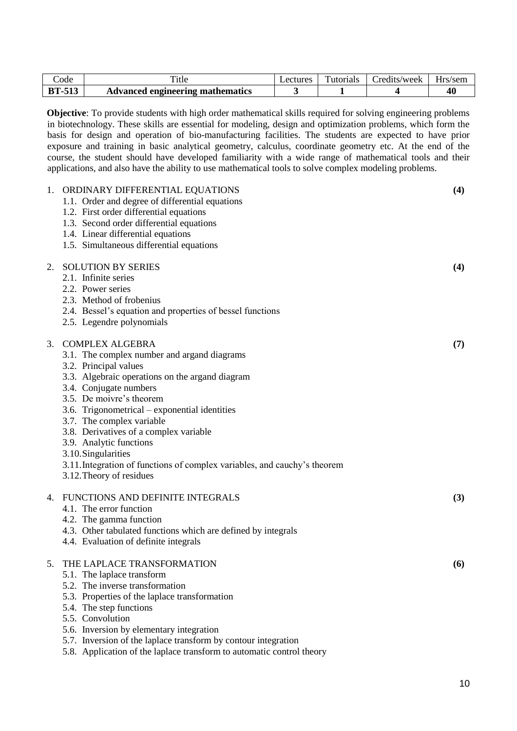| Code | Title | Lectures | Tutorials | Credits/week | Hrs/sem |
|---|---|---|---|---|---|
| **BT-513** | **Advanced engineering mathematics** | **3** | **1** | **4** | **40** |

**Objective**: To provide students with high order mathematical skills required for solving engineering problems in biotechnology. These skills are essential for modeling, design and optimization problems, which form the basis for design and operation of bio-manufacturing facilities. The students are expected to have prior exposure and training in basic analytical geometry, calculus, coordinate geometry etc. At the end of the course, the student should have developed familiarity with a wide range of mathematical tools and their applications, and also have the ability to use mathematical tools to solve complex modeling problems.

1. ORDINARY DIFFERENTIAL EQUATIONS **(4)**
   - 1.1. Order and degree of differential equations
   - 1.2. First order differential equations
   - 1.3. Second order differential equations
   - 1.4. Linear differential equations
   - 1.5. Simultaneous differential equations

2. SOLUTION BY SERIES **(4)**
   - 2.1. Infinite series
   - 2.2. Power series
   - 2.3. Method of frobenius
   - 2.4. Bessel's equation and properties of bessel functions
   - 2.5. Legendre polynomials

3. COMPLEX ALGEBRA **(7)**
   - 3.1. The complex number and argand diagrams
   - 3.2. Principal values
   - 3.3. Algebraic operations on the argand diagram
   - 3.4. Conjugate numbers
   - 3.5. De moivre's theorem
   - 3.6. Trigonometrical – exponential identities
   - 3.7. The complex variable
   - 3.8. Derivatives of a complex variable
   - 3.9. Analytic functions
   - 3.10. Singularities
   - 3.11. Integration of functions of complex variables, and cauchy's theorem
   - 3.12. Theory of residues

4. FUNCTIONS AND DEFINITE INTEGRALS **(3)**
   - 4.1. The error function
   - 4.2. The gamma function
   - 4.3. Other tabulated functions which are defined by integrals
   - 4.4. Evaluation of definite integrals

5. THE LAPLACE TRANSFORMATION **(6)**
   - 5.1. The laplace transform
   - 5.2. The inverse transformation
   - 5.3. Properties of the laplace transformation
   - 5.4. The step functions
   - 5.5. Convolution
   - 5.6. Inversion by elementary integration
   - 5.7. Inversion of the laplace transform by contour integration
   - 5.8. Application of the laplace transform to automatic control theory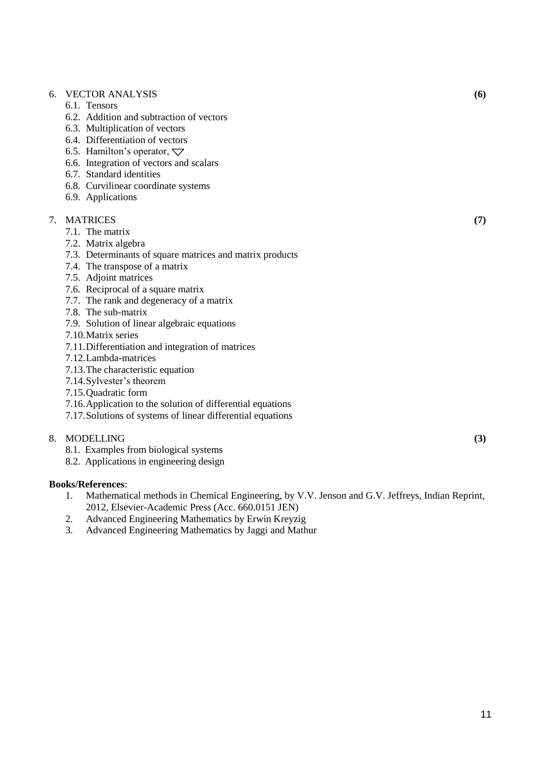6. VECTOR ANALYSIS **(6)**
   - 6.1. Tensors
   - 6.2. Addition and subtraction of vectors
   - 6.3. Multiplication of vectors
   - 6.4. Differentiation of vectors
   - 6.5. Hamilton's operator, $\nabla$
   - 6.6. Integration of vectors and scalars
   - 6.7. Standard identities
   - 6.8. Curvilinear coordinate systems
   - 6.9. Applications

7. MATRICES **(7)**
   - 7.1. The matrix
   - 7.2. Matrix algebra
   - 7.3. Determinants of square matrices and matrix products
   - 7.4. The transpose of a matrix
   - 7.5. Adjoint matrices
   - 7.6. Reciprocal of a square matrix
   - 7.7. The rank and degeneracy of a matrix
   - 7.8. The sub-matrix
   - 7.9. Solution of linear algebraic equations
   - 7.10. Matrix series
   - 7.11. Differentiation and integration of matrices
   - 7.12. Lambda-matrices
   - 7.13. The characteristic equation
   - 7.14. Sylvester's theorem
   - 7.15. Quadratic form
   - 7.16. Application to the solution of differential equations
   - 7.17. Solutions of systems of linear differential equations

8. MODELLING **(3)**
   - 8.1. Examples from biological systems
   - 8.2. Applications in engineering design

**Books/References**:

1. Mathematical methods in Chemical Engineering, by V.V. Jenson and G.V. Jeffreys, Indian Reprint, 2012, Elsevier-Academic Press (Acc. 660.0151 JEN)
2. Advanced Engineering Mathematics by Erwin Kreyzig
3. Advanced Engineering Mathematics by Jaggi and Mathur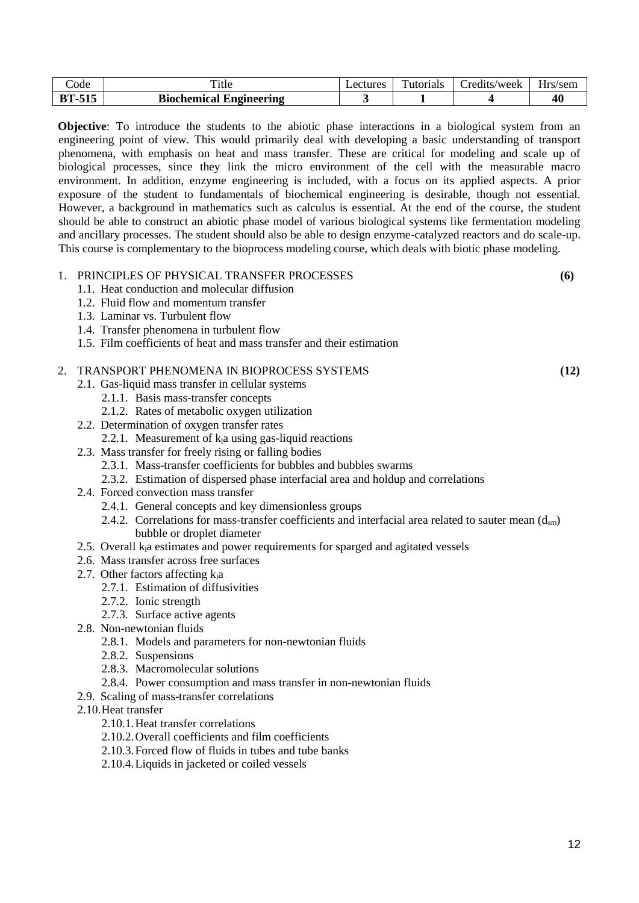| Code | Title | Lectures | Tutorials | Credits/week | Hrs/sem |
|---|---|---|---|---|---|
| **BT-515** | **Biochemical Engineering** | **3** | **1** | **4** | **40** |

**Objective**: To introduce the students to the abiotic phase interactions in a biological system from an engineering point of view. This would primarily deal with developing a basic understanding of transport phenomena, with emphasis on heat and mass transfer. These are critical for modeling and scale up of biological processes, since they link the micro environment of the cell with the measurable macro environment. In addition, enzyme engineering is included, with a focus on its applied aspects. A prior exposure of the student to fundamentals of biochemical engineering is desirable, though not essential. However, a background in mathematics such as calculus is essential. At the end of the course, the student should be able to construct an abiotic phase model of various biological systems like fermentation modeling and ancillary processes. The student should also be able to design enzyme-catalyzed reactors and do scale-up. This course is complementary to the bioprocess modeling course, which deals with biotic phase modeling.

1. PRINCIPLES OF PHYSICAL TRANSFER PROCESSES **(6)**
    - 1.1. Heat conduction and molecular diffusion
    - 1.2. Fluid flow and momentum transfer
    - 1.3. Laminar vs. Turbulent flow
    - 1.4. Transfer phenomena in turbulent flow
    - 1.5. Film coefficients of heat and mass transfer and their estimation

2. TRANSPORT PHENOMENA IN BIOPROCESS SYSTEMS **(12)**
    - 2.1. Gas-liquid mass transfer in cellular systems
        - 2.1.1. Basis mass-transfer concepts
        - 2.1.2. Rates of metabolic oxygen utilization
    - 2.2. Determination of oxygen transfer rates
        - 2.2.1. Measurement of $k_l a$ using gas-liquid reactions
    - 2.3. Mass transfer for freely rising or falling bodies
        - 2.3.1. Mass-transfer coefficients for bubbles and bubbles swarms
        - 2.3.2. Estimation of dispersed phase interfacial area and holdup and correlations
    - 2.4. Forced convection mass transfer
        - 2.4.1. General concepts and key dimensionless groups
        - 2.4.2. Correlations for mass-transfer coefficients and interfacial area related to sauter mean ($d_{sm}$) bubble or droplet diameter
    - 2.5. Overall $k_l a$ estimates and power requirements for sparged and agitated vessels
    - 2.6. Mass transfer across free surfaces
    - 2.7. Other factors affecting $k_l a$
        - 2.7.1. Estimation of diffusivities
        - 2.7.2. Ionic strength
        - 2.7.3. Surface active agents
    - 2.8. Non-newtonian fluids
        - 2.8.1. Models and parameters for non-newtonian fluids
        - 2.8.2. Suspensions
        - 2.8.3. Macromolecular solutions
        - 2.8.4. Power consumption and mass transfer in non-newtonian fluids
    - 2.9. Scaling of mass-transfer correlations
    - 2.10. Heat transfer
        - 2.10.1. Heat transfer correlations
        - 2.10.2. Overall coefficients and film coefficients
        - 2.10.3. Forced flow of fluids in tubes and tube banks
        - 2.10.4. Liquids in jacketed or coiled vessels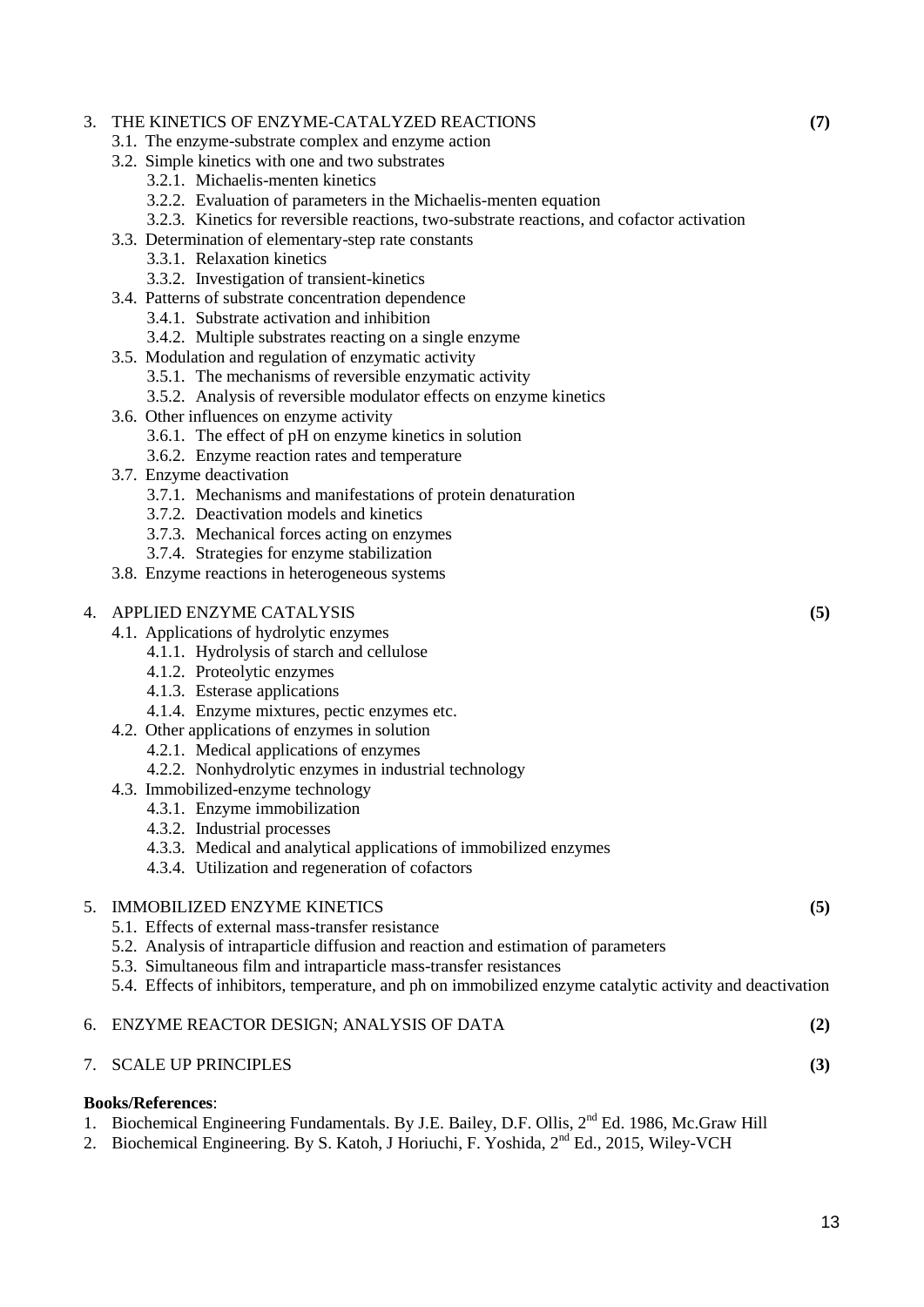3. THE KINETICS OF ENZYME-CATALYZED REACTIONS **(7)**
   - 3.1. The enzyme-substrate complex and enzyme action
   - 3.2. Simple kinetics with one and two substrates
     - 3.2.1. Michaelis-menten kinetics
     - 3.2.2. Evaluation of parameters in the Michaelis-menten equation
     - 3.2.3. Kinetics for reversible reactions, two-substrate reactions, and cofactor activation
   - 3.3. Determination of elementary-step rate constants
     - 3.3.1. Relaxation kinetics
     - 3.3.2. Investigation of transient-kinetics
   - 3.4. Patterns of substrate concentration dependence
     - 3.4.1. Substrate activation and inhibition
     - 3.4.2. Multiple substrates reacting on a single enzyme
   - 3.5. Modulation and regulation of enzymatic activity
     - 3.5.1. The mechanisms of reversible enzymatic activity
     - 3.5.2. Analysis of reversible modulator effects on enzyme kinetics
   - 3.6. Other influences on enzyme activity
     - 3.6.1. The effect of pH on enzyme kinetics in solution
     - 3.6.2. Enzyme reaction rates and temperature
   - 3.7. Enzyme deactivation
     - 3.7.1. Mechanisms and manifestations of protein denaturation
     - 3.7.2. Deactivation models and kinetics
     - 3.7.3. Mechanical forces acting on enzymes
     - 3.7.4. Strategies for enzyme stabilization
   - 3.8. Enzyme reactions in heterogeneous systems

4. APPLIED ENZYME CATALYSIS **(5)**
   - 4.1. Applications of hydrolytic enzymes
     - 4.1.1. Hydrolysis of starch and cellulose
     - 4.1.2. Proteolytic enzymes
     - 4.1.3. Esterase applications
     - 4.1.4. Enzyme mixtures, pectic enzymes etc.
   - 4.2. Other applications of enzymes in solution
     - 4.2.1. Medical applications of enzymes
     - 4.2.2. Nonhydrolytic enzymes in industrial technology
   - 4.3. Immobilized-enzyme technology
     - 4.3.1. Enzyme immobilization
     - 4.3.2. Industrial processes
     - 4.3.3. Medical and analytical applications of immobilized enzymes
     - 4.3.4. Utilization and regeneration of cofactors

5. IMMOBILIZED ENZYME KINETICS **(5)**
   - 5.1. Effects of external mass-transfer resistance
   - 5.2. Analysis of intraparticle diffusion and reaction and estimation of parameters
   - 5.3. Simultaneous film and intraparticle mass-transfer resistances
   - 5.4. Effects of inhibitors, temperature, and ph on immobilized enzyme catalytic activity and deactivation

6. ENZYME REACTOR DESIGN; ANALYSIS OF DATA **(2)**

7. SCALE UP PRINCIPLES **(3)**

**Books/References**:

1. Biochemical Engineering Fundamentals. By J.E. Bailey, D.F. Ollis, 2nd Ed. 1986, Mc.Graw Hill
2. Biochemical Engineering. By S. Katoh, J Horiuchi, F. Yoshida, 2nd Ed., 2015, Wiley-VCH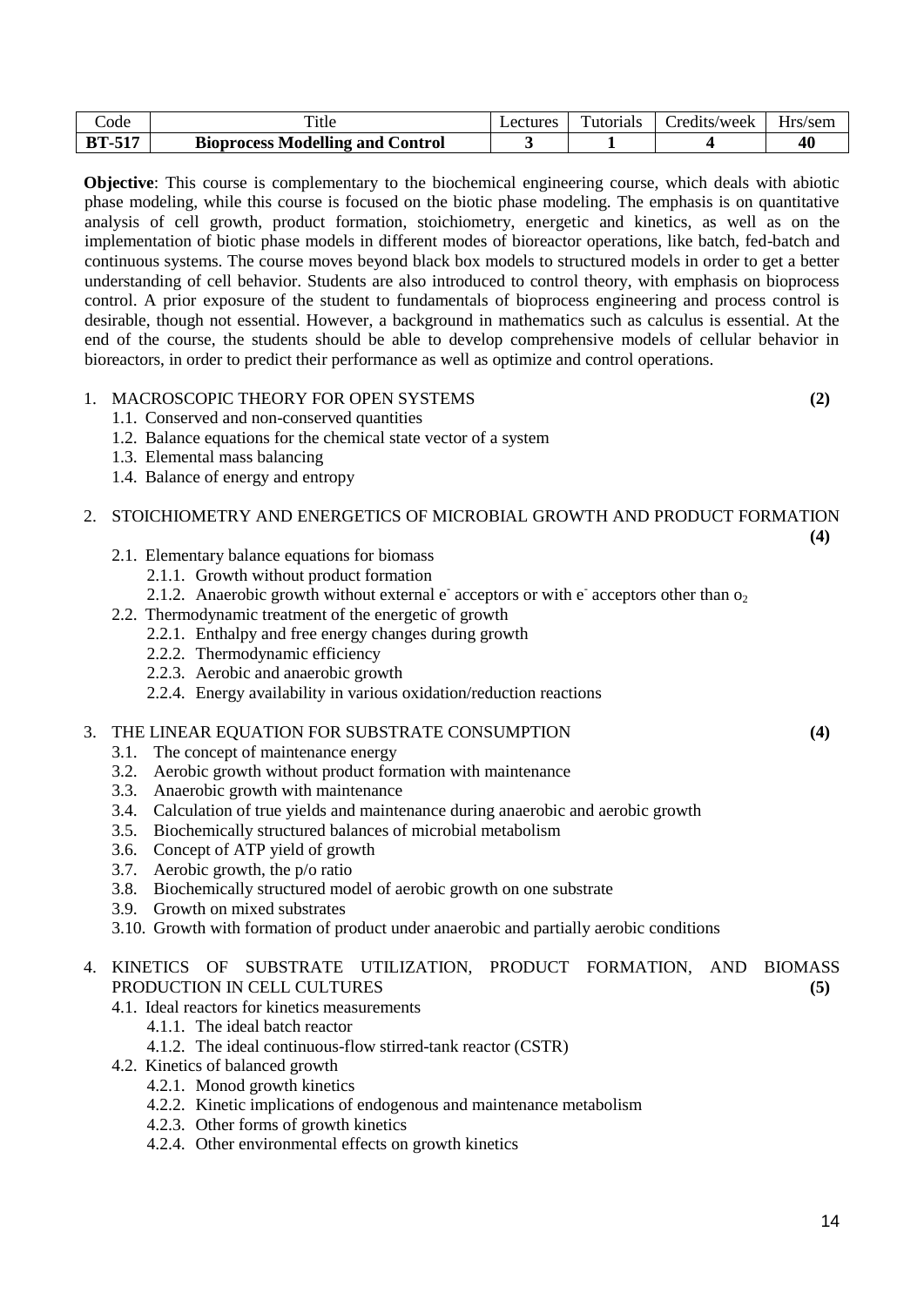| Code | Title | Lectures | Tutorials | Credits/week | Hrs/sem |
|---|---|---|---|---|---|
| **BT-517** | **Bioprocess Modelling and Control** | **3** | **1** | **4** | **40** |

**Objective**: This course is complementary to the biochemical engineering course, which deals with abiotic phase modeling, while this course is focused on the biotic phase modeling. The emphasis is on quantitative analysis of cell growth, product formation, stoichiometry, energetic and kinetics, as well as on the implementation of biotic phase models in different modes of bioreactor operations, like batch, fed-batch and continuous systems. The course moves beyond black box models to structured models in order to get a better understanding of cell behavior. Students are also introduced to control theory, with emphasis on bioprocess control. A prior exposure of the student to fundamentals of bioprocess engineering and process control is desirable, though not essential. However, a background in mathematics such as calculus is essential. At the end of the course, the students should be able to develop comprehensive models of cellular behavior in bioreactors, in order to predict their performance as well as optimize and control operations.

1. MACROSCOPIC THEORY FOR OPEN SYSTEMS **(2)**
   - 1.1. Conserved and non-conserved quantities
   - 1.2. Balance equations for the chemical state vector of a system
   - 1.3. Elemental mass balancing
   - 1.4. Balance of energy and entropy

2. STOICHIOMETRY AND ENERGETICS OF MICROBIAL GROWTH AND PRODUCT FORMATION **(4)**
   - 2.1. Elementary balance equations for biomass
     - 2.1.1. Growth without product formation
     - 2.1.2. Anaerobic growth without external $e^-$ acceptors or with $e^-$ acceptors other than $o_2$
   - 2.2. Thermodynamic treatment of the energetic of growth
     - 2.2.1. Enthalpy and free energy changes during growth
     - 2.2.2. Thermodynamic efficiency
     - 2.2.3. Aerobic and anaerobic growth
     - 2.2.4. Energy availability in various oxidation/reduction reactions

3. THE LINEAR EQUATION FOR SUBSTRATE CONSUMPTION **(4)**
   - 3.1. The concept of maintenance energy
   - 3.2. Aerobic growth without product formation with maintenance
   - 3.3. Anaerobic growth with maintenance
   - 3.4. Calculation of true yields and maintenance during anaerobic and aerobic growth
   - 3.5. Biochemically structured balances of microbial metabolism
   - 3.6. Concept of ATP yield of growth
   - 3.7. Aerobic growth, the p/o ratio
   - 3.8. Biochemically structured model of aerobic growth on one substrate
   - 3.9. Growth on mixed substrates
   - 3.10. Growth with formation of product under anaerobic and partially aerobic conditions

4. KINETICS OF SUBSTRATE UTILIZATION, PRODUCT FORMATION, AND BIOMASS PRODUCTION IN CELL CULTURES **(5)**
   - 4.1. Ideal reactors for kinetics measurements
     - 4.1.1. The ideal batch reactor
     - 4.1.2. The ideal continuous-flow stirred-tank reactor (CSTR)
   - 4.2. Kinetics of balanced growth
     - 4.2.1. Monod growth kinetics
     - 4.2.2. Kinetic implications of endogenous and maintenance metabolism
     - 4.2.3. Other forms of growth kinetics
     - 4.2.4. Other environmental effects on growth kinetics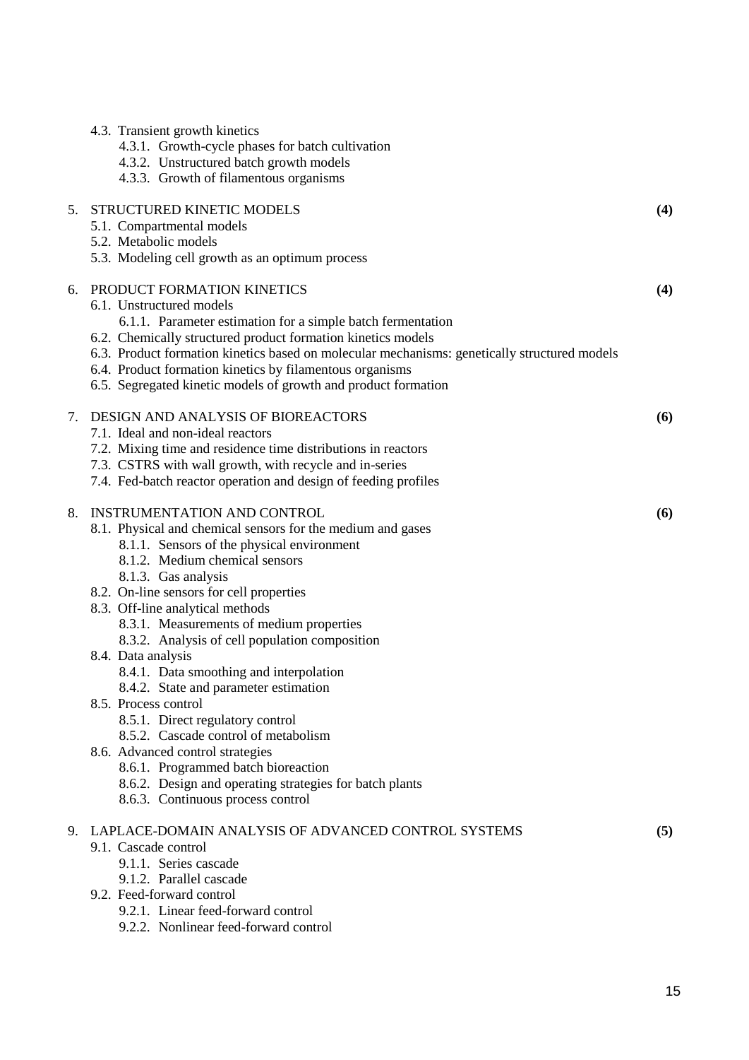- 4.3. Transient growth kinetics
  - 4.3.1. Growth-cycle phases for batch cultivation
  - 4.3.2. Unstructured batch growth models
  - 4.3.3. Growth of filamentous organisms

5. STRUCTURED KINETIC MODELS **(4)**
   - 5.1. Compartmental models
   - 5.2. Metabolic models
   - 5.3. Modeling cell growth as an optimum process

6. PRODUCT FORMATION KINETICS **(4)**
   - 6.1. Unstructured models
     - 6.1.1. Parameter estimation for a simple batch fermentation
   - 6.2. Chemically structured product formation kinetics models
   - 6.3. Product formation kinetics based on molecular mechanisms: genetically structured models
   - 6.4. Product formation kinetics by filamentous organisms
   - 6.5. Segregated kinetic models of growth and product formation

7. DESIGN AND ANALYSIS OF BIOREACTORS **(6)**
   - 7.1. Ideal and non-ideal reactors
   - 7.2. Mixing time and residence time distributions in reactors
   - 7.3. CSTRS with wall growth, with recycle and in-series
   - 7.4. Fed-batch reactor operation and design of feeding profiles

8. INSTRUMENTATION AND CONTROL **(6)**
   - 8.1. Physical and chemical sensors for the medium and gases
     - 8.1.1. Sensors of the physical environment
     - 8.1.2. Medium chemical sensors
     - 8.1.3. Gas analysis
   - 8.2. On-line sensors for cell properties
   - 8.3. Off-line analytical methods
     - 8.3.1. Measurements of medium properties
     - 8.3.2. Analysis of cell population composition
   - 8.4. Data analysis
     - 8.4.1. Data smoothing and interpolation
     - 8.4.2. State and parameter estimation
   - 8.5. Process control
     - 8.5.1. Direct regulatory control
     - 8.5.2. Cascade control of metabolism
   - 8.6. Advanced control strategies
     - 8.6.1. Programmed batch bioreaction
     - 8.6.2. Design and operating strategies for batch plants
     - 8.6.3. Continuous process control

9. LAPLACE-DOMAIN ANALYSIS OF ADVANCED CONTROL SYSTEMS **(5)**
   - 9.1. Cascade control
     - 9.1.1. Series cascade
     - 9.1.2. Parallel cascade
   - 9.2. Feed-forward control
     - 9.2.1. Linear feed-forward control
     - 9.2.2. Nonlinear feed-forward control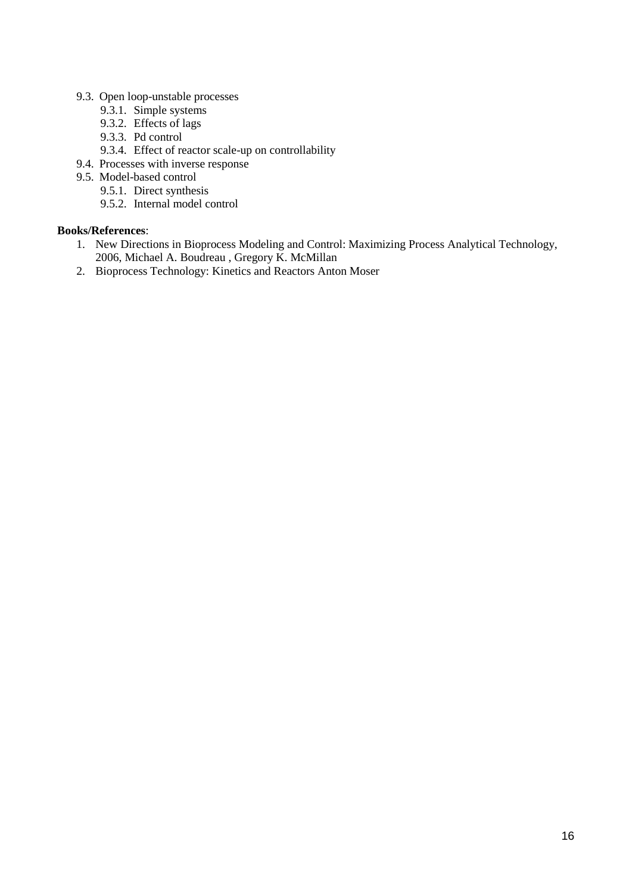- 9.3. Open loop-unstable processes
  - 9.3.1. Simple systems
  - 9.3.2. Effects of lags
  - 9.3.3. Pd control
  - 9.3.4. Effect of reactor scale-up on controllability
- 9.4. Processes with inverse response
- 9.5. Model-based control
  - 9.5.1. Direct synthesis
  - 9.5.2. Internal model control

**Books/References**:

1. New Directions in Bioprocess Modeling and Control: Maximizing Process Analytical Technology, 2006, Michael A. Boudreau , Gregory K. McMillan
2. Bioprocess Technology: Kinetics and Reactors Anton Moser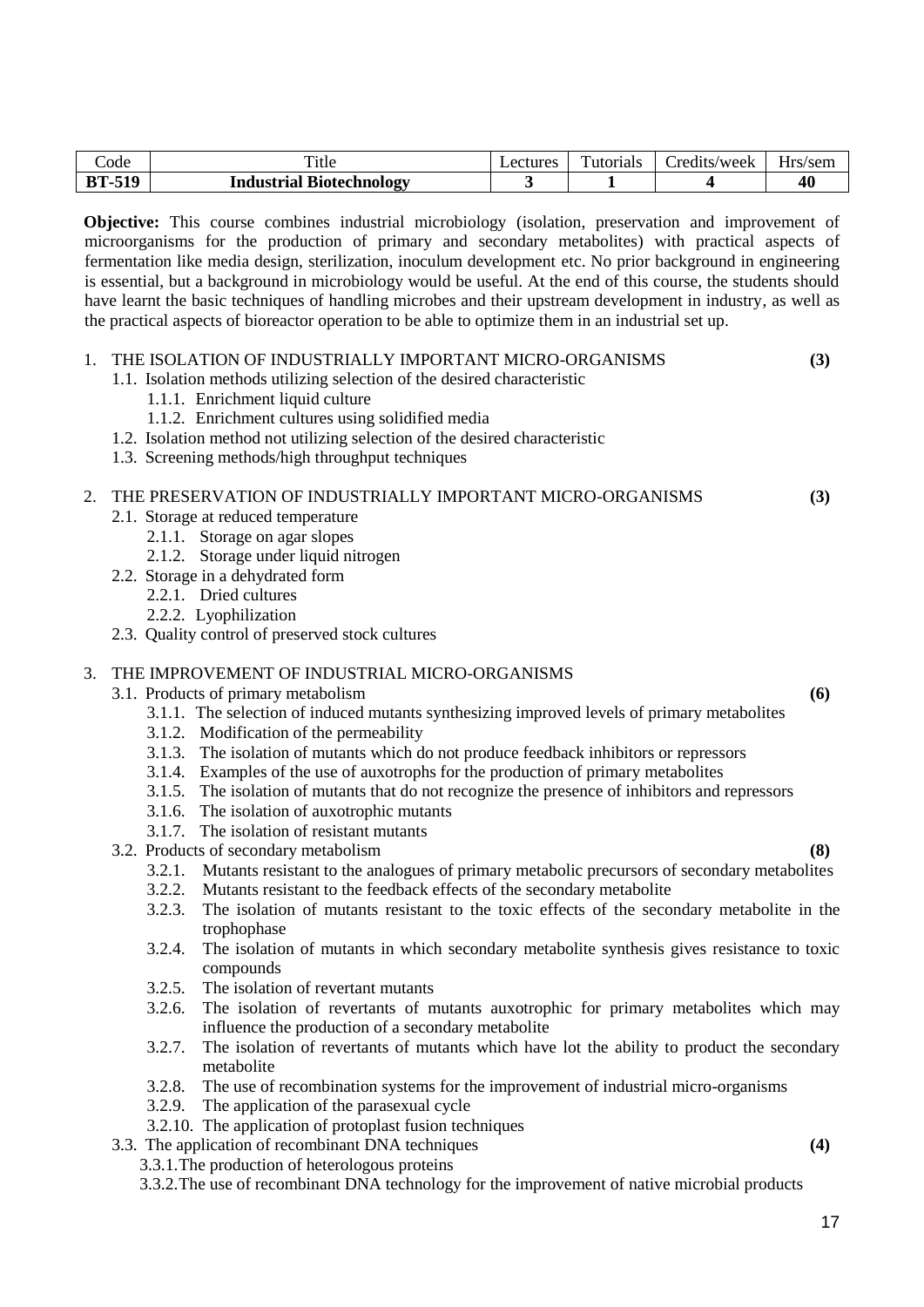| Code | Title | Lectures | Tutorials | Credits/week | Hrs/sem |
|---|---|---|---|---|---|
| **BT-519** | **Industrial Biotechnology** | **3** | **1** | **4** | **40** |

**Objective:** This course combines industrial microbiology (isolation, preservation and improvement of microorganisms for the production of primary and secondary metabolites) with practical aspects of fermentation like media design, sterilization, inoculum development etc. No prior background in engineering is essential, but a background in microbiology would be useful. At the end of this course, the students should have learnt the basic techniques of handling microbes and their upstream development in industry, as well as the practical aspects of bioreactor operation to be able to optimize them in an industrial set up.

1. THE ISOLATION OF INDUSTRIALLY IMPORTANT MICRO-ORGANISMS **(3)**
   - 1.1. Isolation methods utilizing selection of the desired characteristic
     - 1.1.1. Enrichment liquid culture
     - 1.1.2. Enrichment cultures using solidified media
   - 1.2. Isolation method not utilizing selection of the desired characteristic
   - 1.3. Screening methods/high throughput techniques

2. THE PRESERVATION OF INDUSTRIALLY IMPORTANT MICRO-ORGANISMS **(3)**
   - 2.1. Storage at reduced temperature
     - 2.1.1. Storage on agar slopes
     - 2.1.2. Storage under liquid nitrogen
   - 2.2. Storage in a dehydrated form
     - 2.2.1. Dried cultures
     - 2.2.2. Lyophilization
   - 2.3. Quality control of preserved stock cultures

3. THE IMPROVEMENT OF INDUSTRIAL MICRO-ORGANISMS
   - 3.1. Products of primary metabolism **(6)**
     - 3.1.1. The selection of induced mutants synthesizing improved levels of primary metabolites
     - 3.1.2. Modification of the permeability
     - 3.1.3. The isolation of mutants which do not produce feedback inhibitors or repressors
     - 3.1.4. Examples of the use of auxotrophs for the production of primary metabolites
     - 3.1.5. The isolation of mutants that do not recognize the presence of inhibitors and repressors
     - 3.1.6. The isolation of auxotrophic mutants
     - 3.1.7. The isolation of resistant mutants
   - 3.2. Products of secondary metabolism **(8)**
     - 3.2.1. Mutants resistant to the analogues of primary metabolic precursors of secondary metabolites
     - 3.2.2. Mutants resistant to the feedback effects of the secondary metabolite
     - 3.2.3. The isolation of mutants resistant to the toxic effects of the secondary metabolite in the trophophase
     - 3.2.4. The isolation of mutants in which secondary metabolite synthesis gives resistance to toxic compounds
     - 3.2.5. The isolation of revertant mutants
     - 3.2.6. The isolation of revertants of mutants auxotrophic for primary metabolites which may influence the production of a secondary metabolite
     - 3.2.7. The isolation of revertants of mutants which have lot the ability to product the secondary metabolite
     - 3.2.8. The use of recombination systems for the improvement of industrial micro-organisms
     - 3.2.9. The application of the parasexual cycle
     - 3.2.10. The application of protoplast fusion techniques
   - 3.3. The application of recombinant DNA techniques **(4)**
     - 3.3.1. The production of heterologous proteins
     - 3.3.2. The use of recombinant DNA technology for the improvement of native microbial products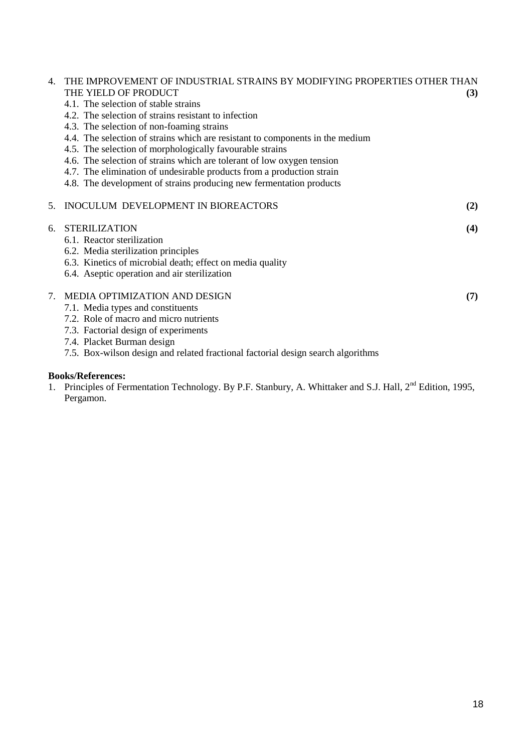4. THE IMPROVEMENT OF INDUSTRIAL STRAINS BY MODIFYING PROPERTIES OTHER THAN THE YIELD OF PRODUCT **(3)**
    - 4.1. The selection of stable strains
    - 4.2. The selection of strains resistant to infection
    - 4.3. The selection of non-foaming strains
    - 4.4. The selection of strains which are resistant to components in the medium
    - 4.5. The selection of morphologically favourable strains
    - 4.6. The selection of strains which are tolerant of low oxygen tension
    - 4.7. The elimination of undesirable products from a production strain
    - 4.8. The development of strains producing new fermentation products

5. INOCULUM DEVELOPMENT IN BIOREACTORS **(2)**

6. STERILIZATION **(4)**
    - 6.1. Reactor sterilization
    - 6.2. Media sterilization principles
    - 6.3. Kinetics of microbial death; effect on media quality
    - 6.4. Aseptic operation and air sterilization

7. MEDIA OPTIMIZATION AND DESIGN **(7)**
    - 7.1. Media types and constituents
    - 7.2. Role of macro and micro nutrients
    - 7.3. Factorial design of experiments
    - 7.4. Placket Burman design
    - 7.5. Box-wilson design and related fractional factorial design search algorithms

**Books/References:**

1. Principles of Fermentation Technology. By P.F. Stanbury, A. Whittaker and S.J. Hall, 2nd Edition, 1995, Pergamon.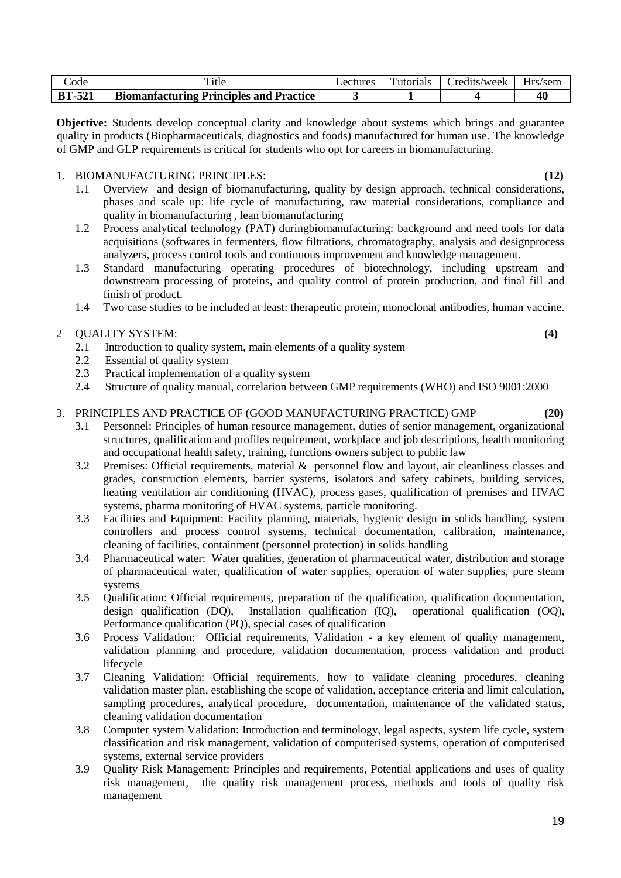| Code | Title | Lectures | Tutorials | Credits/week | Hrs/sem |
|---|---|---|---|---|---|
| **BT-521** | **Biomanfacturing Principles and Practice** | **3** | **1** | **4** | **40** |

**Objective:** Students develop conceptual clarity and knowledge about systems which brings and guarantee quality in products (Biopharmaceuticals, diagnostics and foods) manufactured for human use. The knowledge of GMP and GLP requirements is critical for students who opt for careers in biomanufacturing.

1. BIOMANUFACTURING PRINCIPLES: **(12)**
   - 1.1 Overview and design of biomanufacturing, quality by design approach, technical considerations, phases and scale up: life cycle of manufacturing, raw material considerations, compliance and quality in biomanufacturing , lean biomanufacturing
   - 1.2 Process analytical technology (PAT) duringbiomanufacturing: background and need tools for data acquisitions (softwares in fermenters, flow filtrations, chromatography, analysis and designprocess analyzers, process control tools and continuous improvement and knowledge management.
   - 1.3 Standard manufacturing operating procedures of biotechnology, including upstream and downstream processing of proteins, and quality control of protein production, and final fill and finish of product.
   - 1.4 Two case studies to be included at least: therapeutic protein, monoclonal antibodies, human vaccine.

2. QUALITY SYSTEM: **(4)**
   - 2.1 Introduction to quality system, main elements of a quality system
   - 2.2 Essential of quality system
   - 2.3 Practical implementation of a quality system
   - 2.4 Structure of quality manual, correlation between GMP requirements (WHO) and ISO 9001:2000

3. PRINCIPLES AND PRACTICE OF (GOOD MANUFACTURING PRACTICE) GMP **(20)**
   - 3.1 Personnel: Principles of human resource management, duties of senior management, organizational structures, qualification and profiles requirement, workplace and job descriptions, health monitoring and occupational health safety, training, functions owners subject to public law
   - 3.2 Premises: Official requirements, material & personnel flow and layout, air cleanliness classes and grades, construction elements, barrier systems, isolators and safety cabinets, building services, heating ventilation air conditioning (HVAC), process gases, qualification of premises and HVAC systems, pharma monitoring of HVAC systems, particle monitoring.
   - 3.3 Facilities and Equipment: Facility planning, materials, hygienic design in solids handling, system controllers and process control systems, technical documentation, calibration, maintenance, cleaning of facilities, containment (personnel protection) in solids handling
   - 3.4 Pharmaceutical water: Water qualities, generation of pharmaceutical water, distribution and storage of pharmaceutical water, qualification of water supplies, operation of water supplies, pure steam systems
   - 3.5 Qualification: Official requirements, preparation of the qualification, qualification documentation, design qualification (DQ), Installation qualification (IQ), operational qualification (OQ), Performance qualification (PQ), special cases of qualification
   - 3.6 Process Validation: Official requirements, Validation - a key element of quality management, validation planning and procedure, validation documentation, process validation and product lifecycle
   - 3.7 Cleaning Validation: Official requirements, how to validate cleaning procedures, cleaning validation master plan, establishing the scope of validation, acceptance criteria and limit calculation, sampling procedures, analytical procedure, documentation, maintenance of the validated status, cleaning validation documentation
   - 3.8 Computer system Validation: Introduction and terminology, legal aspects, system life cycle, system classification and risk management, validation of computerised systems, operation of computerised systems, external service providers
   - 3.9 Quality Risk Management: Principles and requirements, Potential applications and uses of quality risk management, the quality risk management process, methods and tools of quality risk management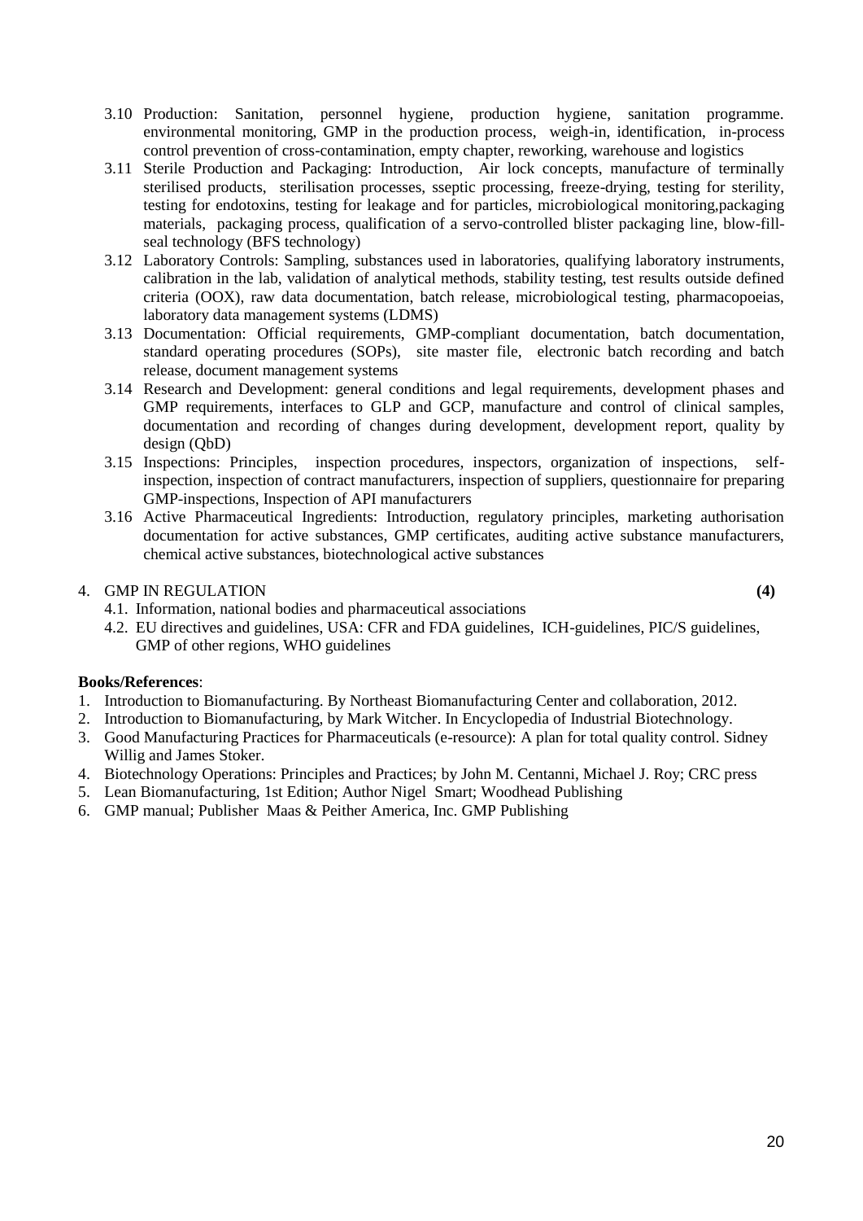3.10 Production: Sanitation, personnel hygiene, production hygiene, sanitation programme. environmental monitoring, GMP in the production process, weigh-in, identification, in-process control prevention of cross-contamination, empty chapter, reworking, warehouse and logistics

3.11 Sterile Production and Packaging: Introduction, Air lock concepts, manufacture of terminally sterilised products, sterilisation processes, sseptic processing, freeze-drying, testing for sterility, testing for endotoxins, testing for leakage and for particles, microbiological monitoring,packaging materials, packaging process, qualification of a servo-controlled blister packaging line, blow-fill-seal technology (BFS technology)

3.12 Laboratory Controls: Sampling, substances used in laboratories, qualifying laboratory instruments, calibration in the lab, validation of analytical methods, stability testing, test results outside defined criteria (OOX), raw data documentation, batch release, microbiological testing, pharmacopoeias, laboratory data management systems (LDMS)

3.13 Documentation: Official requirements, GMP-compliant documentation, batch documentation, standard operating procedures (SOPs), site master file, electronic batch recording and batch release, document management systems

3.14 Research and Development: general conditions and legal requirements, development phases and GMP requirements, interfaces to GLP and GCP, manufacture and control of clinical samples, documentation and recording of changes during development, development report, quality by design (QbD)

3.15 Inspections: Principles, inspection procedures, inspectors, organization of inspections, self-inspection, inspection of contract manufacturers, inspection of suppliers, questionnaire for preparing GMP-inspections, Inspection of API manufacturers

3.16 Active Pharmaceutical Ingredients: Introduction, regulatory principles, marketing authorisation documentation for active substances, GMP certificates, auditing active substance manufacturers, chemical active substances, biotechnological active substances

4. GMP IN REGULATION **(4)**

4.1. Information, national bodies and pharmaceutical associations

4.2. EU directives and guidelines, USA: CFR and FDA guidelines, ICH-guidelines, PIC/S guidelines, GMP of other regions, WHO guidelines

**Books/References**:

1. Introduction to Biomanufacturing. By Northeast Biomanufacturing Center and collaboration, 2012.
2. Introduction to Biomanufacturing, by Mark Witcher. In Encyclopedia of Industrial Biotechnology.
3. Good Manufacturing Practices for Pharmaceuticals (e-resource): A plan for total quality control. Sidney Willig and James Stoker.
4. Biotechnology Operations: Principles and Practices; by John M. Centanni, Michael J. Roy; CRC press
5. Lean Biomanufacturing, 1st Edition; Author Nigel Smart; Woodhead Publishing
6. GMP manual; Publisher Maas & Peither America, Inc. GMP Publishing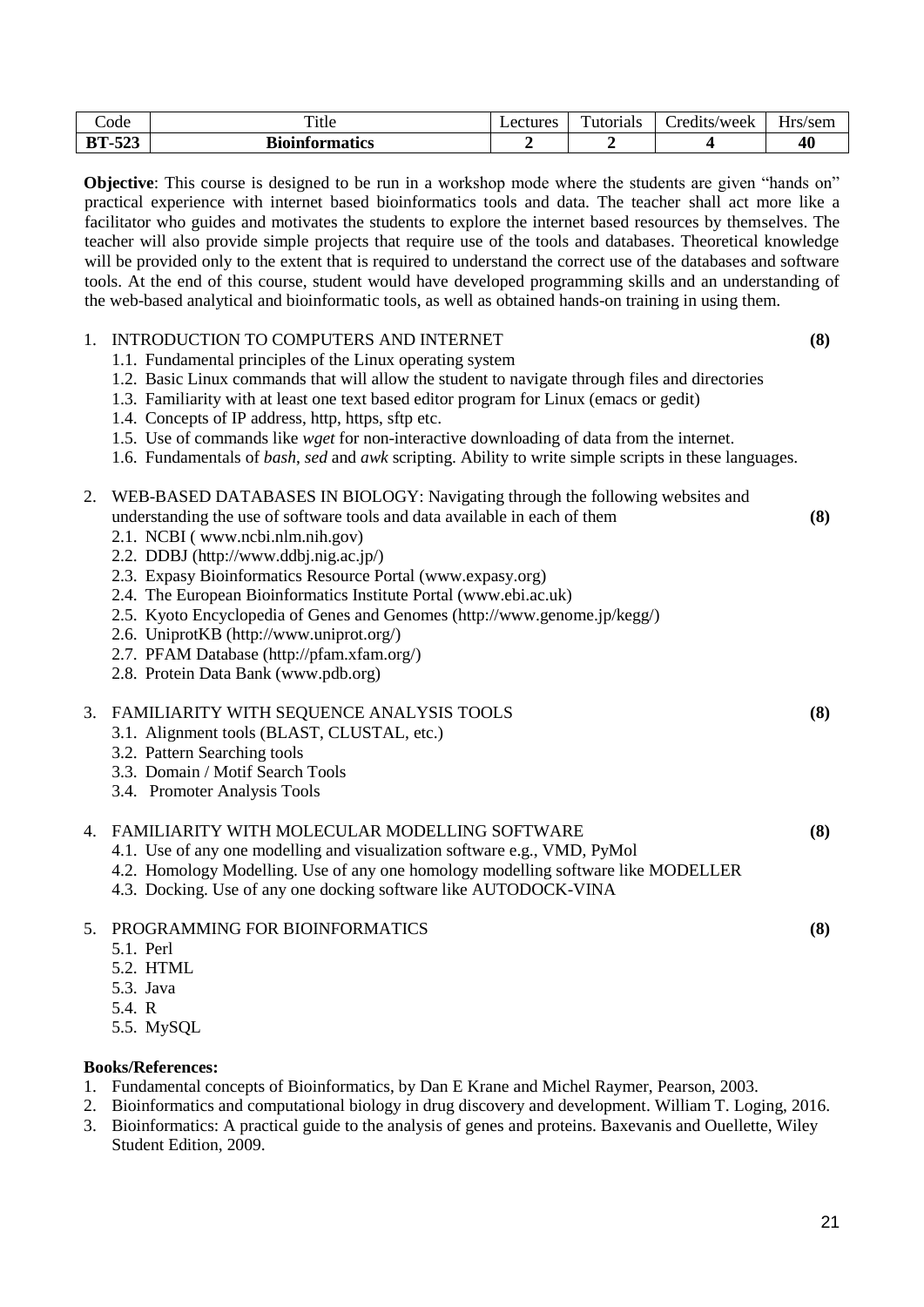| Code | Title | Lectures | Tutorials | Credits/week | Hrs/sem |
|---|---|---|---|---|---|
| **BT-523** | **Bioinformatics** | **2** | **2** | **4** | **40** |

**Objective**: This course is designed to be run in a workshop mode where the students are given "hands on" practical experience with internet based bioinformatics tools and data. The teacher shall act more like a facilitator who guides and motivates the students to explore the internet based resources by themselves. The teacher will also provide simple projects that require use of the tools and databases. Theoretical knowledge will be provided only to the extent that is required to understand the correct use of the databases and software tools. At the end of this course, student would have developed programming skills and an understanding of the web-based analytical and bioinformatic tools, as well as obtained hands-on training in using them.

1. INTRODUCTION TO COMPUTERS AND INTERNET **(8)**
   - 1.1. Fundamental principles of the Linux operating system
   - 1.2. Basic Linux commands that will allow the student to navigate through files and directories
   - 1.3. Familiarity with at least one text based editor program for Linux (emacs or gedit)
   - 1.4. Concepts of IP address, http, https, sftp etc.
   - 1.5. Use of commands like *wget* for non-interactive downloading of data from the internet.
   - 1.6. Fundamentals of *bash*, *sed* and *awk* scripting. Ability to write simple scripts in these languages.

2. WEB-BASED DATABASES IN BIOLOGY: Navigating through the following websites and understanding the use of software tools and data available in each of them **(8)**
   - 2.1. NCBI ( www.ncbi.nlm.nih.gov)
   - 2.2. DDBJ (http://www.ddbj.nig.ac.jp/)
   - 2.3. Expasy Bioinformatics Resource Portal (www.expasy.org)
   - 2.4. The European Bioinformatics Institute Portal (www.ebi.ac.uk)
   - 2.5. Kyoto Encyclopedia of Genes and Genomes (http://www.genome.jp/kegg/)
   - 2.6. UniprotKB (http://www.uniprot.org/)
   - 2.7. PFAM Database (http://pfam.xfam.org/)
   - 2.8. Protein Data Bank (www.pdb.org)

3. FAMILIARITY WITH SEQUENCE ANALYSIS TOOLS **(8)**
   - 3.1. Alignment tools (BLAST, CLUSTAL, etc.)
   - 3.2. Pattern Searching tools
   - 3.3. Domain / Motif Search Tools
   - 3.4. Promoter Analysis Tools

4. FAMILIARITY WITH MOLECULAR MODELLING SOFTWARE **(8)**
   - 4.1. Use of any one modelling and visualization software e.g., VMD, PyMol
   - 4.2. Homology Modelling. Use of any one homology modelling software like MODELLER
   - 4.3. Docking. Use of any one docking software like AUTODOCK-VINA

5. PROGRAMMING FOR BIOINFORMATICS **(8)**
   - 5.1. Perl
   - 5.2. HTML
   - 5.3. Java
   - 5.4. R
   - 5.5. MySQL

**Books/References:**

1. Fundamental concepts of Bioinformatics, by Dan E Krane and Michel Raymer, Pearson, 2003.
2. Bioinformatics and computational biology in drug discovery and development. William T. Loging, 2016.
3. Bioinformatics: A practical guide to the analysis of genes and proteins. Baxevanis and Ouellette, Wiley Student Edition, 2009.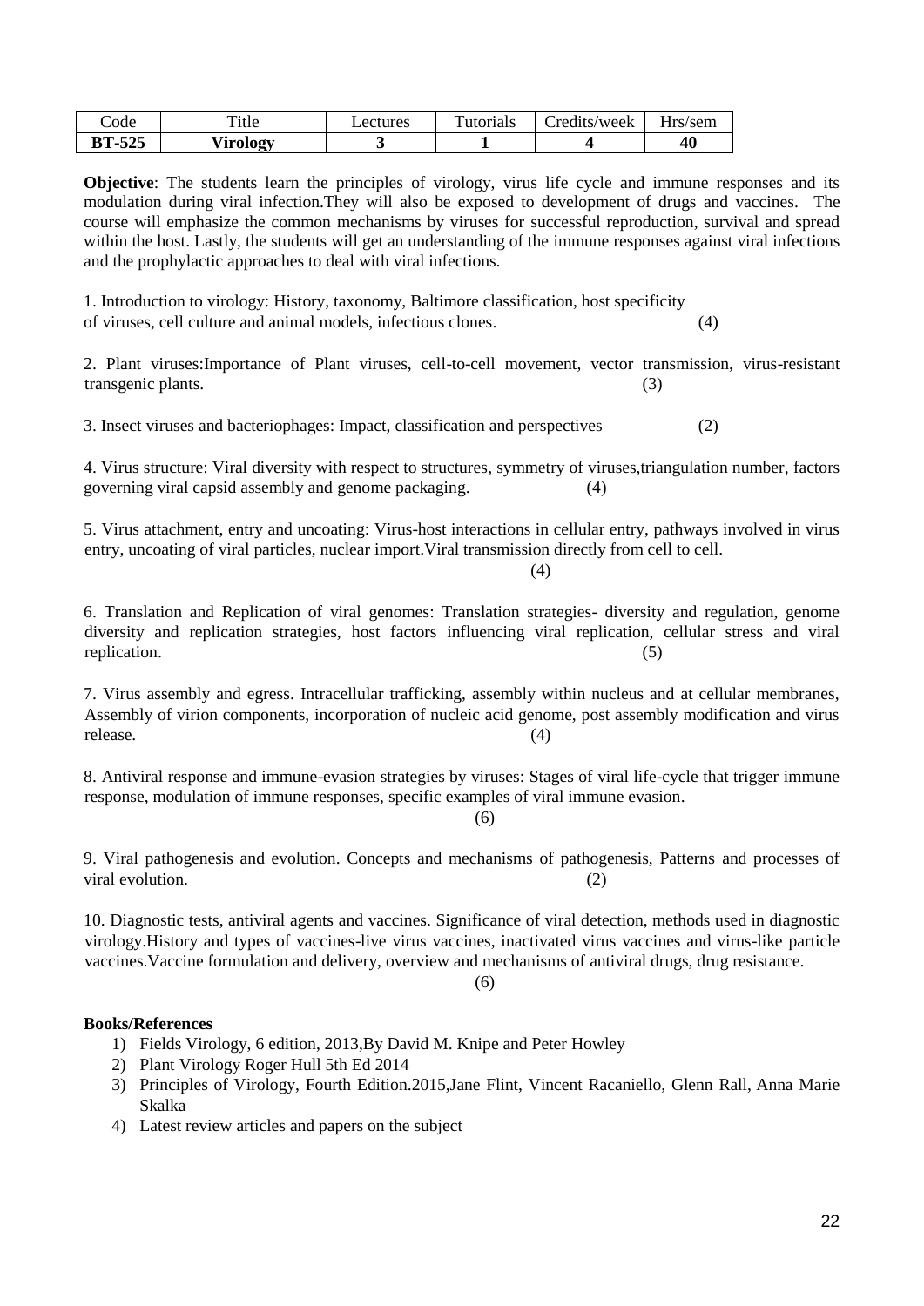| Code | Title | Lectures | Tutorials | Credits/week | Hrs/sem |
|---|---|---|---|---|---|
| **BT-525** | **Virology** | **3** | **1** | **4** | **40** |

**Objective**: The students learn the principles of virology, virus life cycle and immune responses and its modulation during viral infection.They will also be exposed to development of drugs and vaccines. The course will emphasize the common mechanisms by viruses for successful reproduction, survival and spread within the host. Lastly, the students will get an understanding of the immune responses against viral infections and the prophylactic approaches to deal with viral infections.

1. Introduction to virology: History, taxonomy, Baltimore classification, host specificity of viruses, cell culture and animal models, infectious clones. (4)

2. Plant viruses:Importance of Plant viruses, cell-to-cell movement, vector transmission, virus-resistant transgenic plants. (3)

3. Insect viruses and bacteriophages: Impact, classification and perspectives (2)

4. Virus structure: Viral diversity with respect to structures, symmetry of viruses,triangulation number, factors governing viral capsid assembly and genome packaging. (4)

5. Virus attachment, entry and uncoating: Virus-host interactions in cellular entry, pathways involved in virus entry, uncoating of viral particles, nuclear import.Viral transmission directly from cell to cell. (4)

6. Translation and Replication of viral genomes: Translation strategies- diversity and regulation, genome diversity and replication strategies, host factors influencing viral replication, cellular stress and viral replication. (5)

7. Virus assembly and egress. Intracellular trafficking, assembly within nucleus and at cellular membranes, Assembly of virion components, incorporation of nucleic acid genome, post assembly modification and virus release. (4)

8. Antiviral response and immune-evasion strategies by viruses: Stages of viral life-cycle that trigger immune response, modulation of immune responses, specific examples of viral immune evasion. (6)

9. Viral pathogenesis and evolution. Concepts and mechanisms of pathogenesis, Patterns and processes of viral evolution. (2)

10. Diagnostic tests, antiviral agents and vaccines. Significance of viral detection, methods used in diagnostic virology.History and types of vaccines-live virus vaccines, inactivated virus vaccines and virus-like particle vaccines.Vaccine formulation and delivery, overview and mechanisms of antiviral drugs, drug resistance. (6)

**Books/References**

1) Fields Virology, 6 edition, 2013,By David M. Knipe and Peter Howley
2) Plant Virology Roger Hull 5th Ed 2014
3) Principles of Virology, Fourth Edition.2015,Jane Flint, Vincent Racaniello, Glenn Rall, Anna Marie Skalka
4) Latest review articles and papers on the subject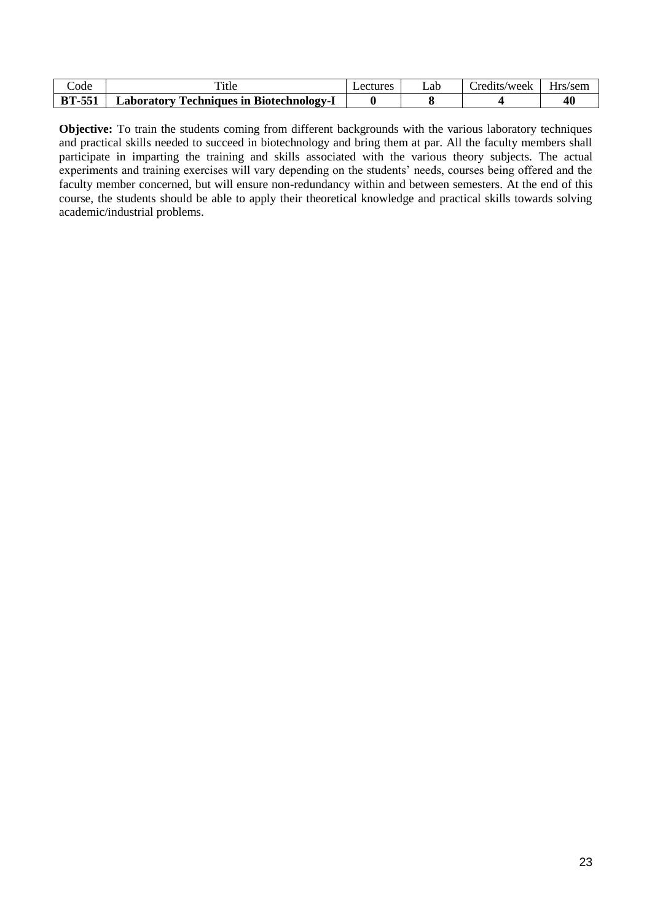| Code | Title | Lectures | Lab | Credits/week | Hrs/sem |
|---|---|---|---|---|---|
| **BT-551** | **Laboratory Techniques in Biotechnology-I** | **0** | **8** | **4** | **40** |

**Objective:** To train the students coming from different backgrounds with the various laboratory techniques and practical skills needed to succeed in biotechnology and bring them at par. All the faculty members shall participate in imparting the training and skills associated with the various theory subjects. The actual experiments and training exercises will vary depending on the students' needs, courses being offered and the faculty member concerned, but will ensure non-redundancy within and between semesters. At the end of this course, the students should be able to apply their theoretical knowledge and practical skills towards solving academic/industrial problems.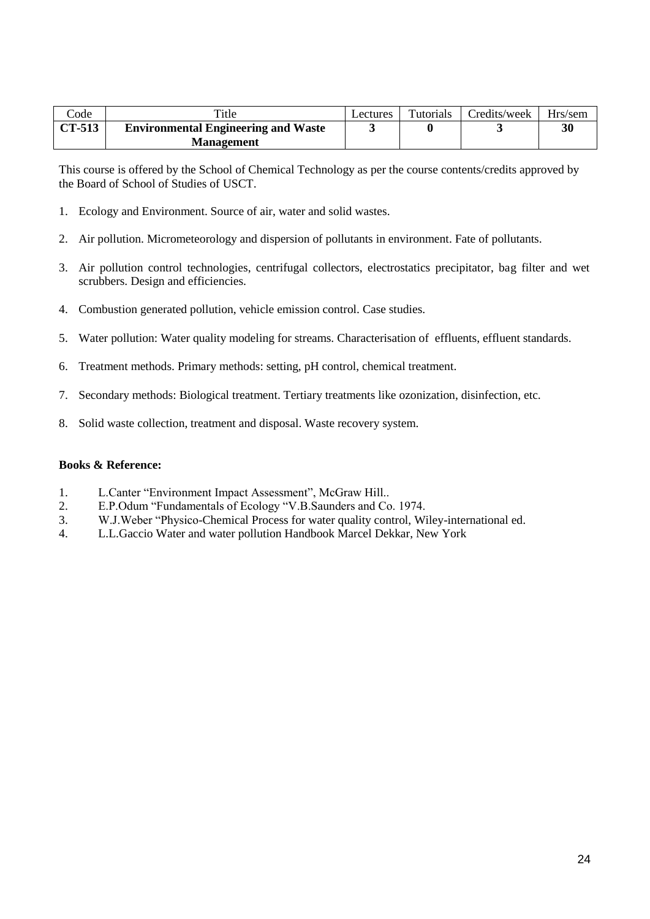| Code | Title | Lectures | Tutorials | Credits/week | Hrs/sem |
|---|---|---|---|---|---|
| **CT-513** | **Environmental Engineering and Waste Management** | **3** | **0** | **3** | **30** |

This course is offered by the School of Chemical Technology as per the course contents/credits approved by the Board of School of Studies of USCT.

1. Ecology and Environment. Source of air, water and solid wastes.

2. Air pollution. Micrometeorology and dispersion of pollutants in environment. Fate of pollutants.

3. Air pollution control technologies, centrifugal collectors, electrostatics precipitator, bag filter and wet scrubbers. Design and efficiencies.

4. Combustion generated pollution, vehicle emission control. Case studies.

5. Water pollution: Water quality modeling for streams. Characterisation of effluents, effluent standards.

6. Treatment methods. Primary methods: setting, pH control, chemical treatment.

7. Secondary methods: Biological treatment. Tertiary treatments like ozonization, disinfection, etc.

8. Solid waste collection, treatment and disposal. Waste recovery system.

**Books & Reference:**

1. L.Canter "Environment Impact Assessment", McGraw Hill..
2. E.P.Odum "Fundamentals of Ecology "V.B.Saunders and Co. 1974.
3. W.J.Weber "Physico-Chemical Process for water quality control, Wiley-international ed.
4. L.L.Gaccio Water and water pollution Handbook Marcel Dekkar, New York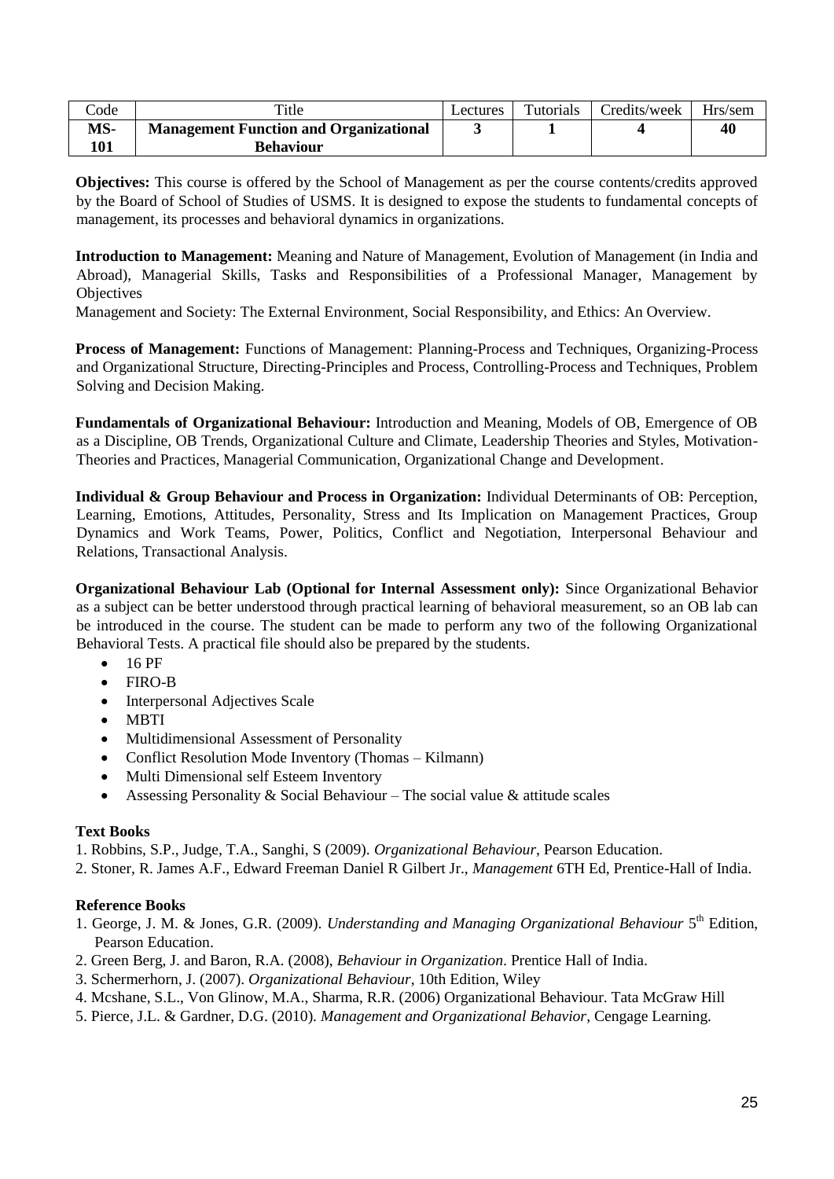| Code | Title | Lectures | Tutorials | Credits/week | Hrs/sem |
|---|---|---|---|---|---|
| **MS-101** | **Management Function and Organizational Behaviour** | **3** | **1** | **4** | **40** |

**Objectives:** This course is offered by the School of Management as per the course contents/credits approved by the Board of School of Studies of USMS. It is designed to expose the students to fundamental concepts of management, its processes and behavioral dynamics in organizations.

**Introduction to Management:** Meaning and Nature of Management, Evolution of Management (in India and Abroad), Managerial Skills, Tasks and Responsibilities of a Professional Manager, Management by Objectives

Management and Society: The External Environment, Social Responsibility, and Ethics: An Overview.

**Process of Management:** Functions of Management: Planning-Process and Techniques, Organizing-Process and Organizational Structure, Directing-Principles and Process, Controlling-Process and Techniques, Problem Solving and Decision Making.

**Fundamentals of Organizational Behaviour:** Introduction and Meaning, Models of OB, Emergence of OB as a Discipline, OB Trends, Organizational Culture and Climate, Leadership Theories and Styles, Motivation-Theories and Practices, Managerial Communication, Organizational Change and Development.

**Individual & Group Behaviour and Process in Organization:** Individual Determinants of OB: Perception, Learning, Emotions, Attitudes, Personality, Stress and Its Implication on Management Practices, Group Dynamics and Work Teams, Power, Politics, Conflict and Negotiation, Interpersonal Behaviour and Relations, Transactional Analysis.

**Organizational Behaviour Lab (Optional for Internal Assessment only):** Since Organizational Behavior as a subject can be better understood through practical learning of behavioral measurement, so an OB lab can be introduced in the course. The student can be made to perform any two of the following Organizational Behavioral Tests. A practical file should also be prepared by the students.

- 16 PF
- FIRO-B
- Interpersonal Adjectives Scale
- MBTI
- Multidimensional Assessment of Personality
- Conflict Resolution Mode Inventory (Thomas – Kilmann)
- Multi Dimensional self Esteem Inventory
- Assessing Personality & Social Behaviour – The social value & attitude scales

**Text Books**

1. Robbins, S.P., Judge, T.A., Sanghi, S (2009). *Organizational Behaviour*, Pearson Education.
2. Stoner, R. James A.F., Edward Freeman Daniel R Gilbert Jr., *Management* 6TH Ed, Prentice-Hall of India.

**Reference Books**

1. George, J. M. & Jones, G.R. (2009). *Understanding and Managing Organizational Behaviour* 5th Edition, Pearson Education.
2. Green Berg, J. and Baron, R.A. (2008), *Behaviour in Organization*. Prentice Hall of India.
3. Schermerhorn, J. (2007). *Organizational Behaviour*, 10th Edition, Wiley
4. Mcshane, S.L., Von Glinow, M.A., Sharma, R.R. (2006) Organizational Behaviour. Tata McGraw Hill
5. Pierce, J.L. & Gardner, D.G. (2010). *Management and Organizational Behavior*, Cengage Learning.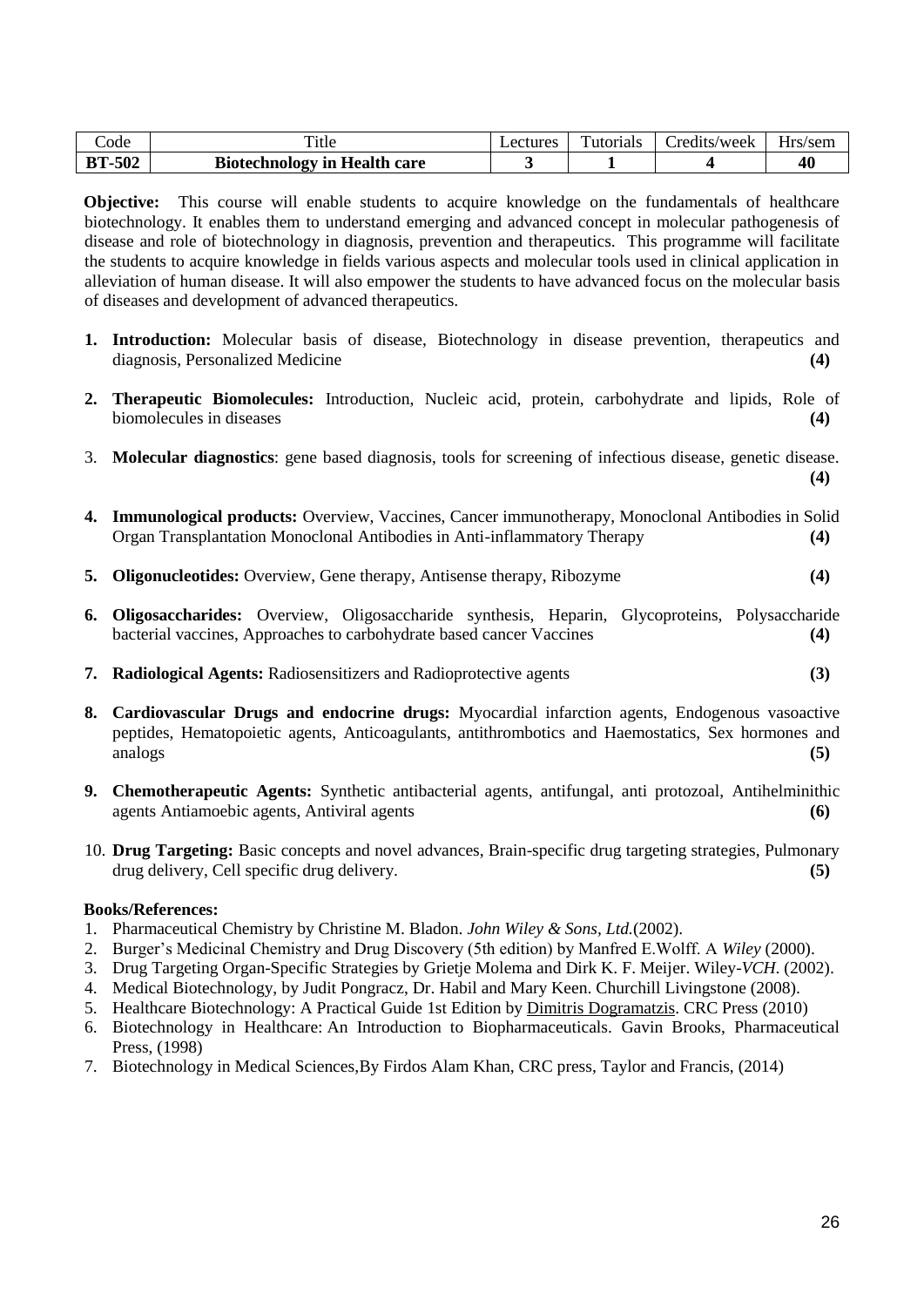| Code | Title | Lectures | Tutorials | Credits/week | Hrs/sem |
|---|---|---|---|---|---|
| **BT-502** | **Biotechnology in Health care** | **3** | **1** | **4** | **40** |

**Objective:** This course will enable students to acquire knowledge on the fundamentals of healthcare biotechnology. It enables them to understand emerging and advanced concept in molecular pathogenesis of disease and role of biotechnology in diagnosis, prevention and therapeutics. This programme will facilitate the students to acquire knowledge in fields various aspects and molecular tools used in clinical application in alleviation of human disease. It will also empower the students to have advanced focus on the molecular basis of diseases and development of advanced therapeutics.

1. **Introduction:** Molecular basis of disease, Biotechnology in disease prevention, therapeutics and diagnosis, Personalized Medicine **(4)**

2. **Therapeutic Biomolecules:** Introduction, Nucleic acid, protein, carbohydrate and lipids, Role of biomolecules in diseases **(4)**

3. **Molecular diagnostics**: gene based diagnosis, tools for screening of infectious disease, genetic disease. **(4)**

4. **Immunological products:** Overview, Vaccines, Cancer immunotherapy, Monoclonal Antibodies in Solid Organ Transplantation Monoclonal Antibodies in Anti-inflammatory Therapy **(4)**

5. **Oligonucleotides:** Overview, Gene therapy, Antisense therapy, Ribozyme **(4)**

6. **Oligosaccharides:** Overview, Oligosaccharide synthesis, Heparin, Glycoproteins, Polysaccharide bacterial vaccines, Approaches to carbohydrate based cancer Vaccines **(4)**

7. **Radiological Agents:** Radiosensitizers and Radioprotective agents **(3)**

8. **Cardiovascular Drugs and endocrine drugs:** Myocardial infarction agents, Endogenous vasoactive peptides, Hematopoietic agents, Anticoagulants, antithrombotics and Haemostatics, Sex hormones and analogs **(5)**

9. **Chemotherapeutic Agents:** Synthetic antibacterial agents, antifungal, anti protozoal, Antihelminithic agents Antiamoebic agents, Antiviral agents **(6)**

10. **Drug Targeting:** Basic concepts and novel advances, Brain-specific drug targeting strategies, Pulmonary drug delivery, Cell specific drug delivery. **(5)**

**Books/References:**

1. Pharmaceutical Chemistry by Christine M. Bladon. *John Wiley & Sons, Ltd.*(2002).
2. Burger's Medicinal Chemistry and Drug Discovery (5th edition) by Manfred E.Wolff. A *Wiley* (2000).
3. Drug Targeting Organ-Specific Strategies by Grietje Molema and Dirk K. F. Meijer. Wiley-*VCH*. (2002).
4. Medical Biotechnology, by Judit Pongracz, Dr. Habil and Mary Keen. Churchill Livingstone (2008).
5. Healthcare Biotechnology: A Practical Guide 1st Edition by Dimitris Dogramatzis. CRC Press (2010)
6. Biotechnology in Healthcare: An Introduction to Biopharmaceuticals. Gavin Brooks, Pharmaceutical Press, (1998)
7. Biotechnology in Medical Sciences,By Firdos Alam Khan, CRC press, Taylor and Francis, (2014)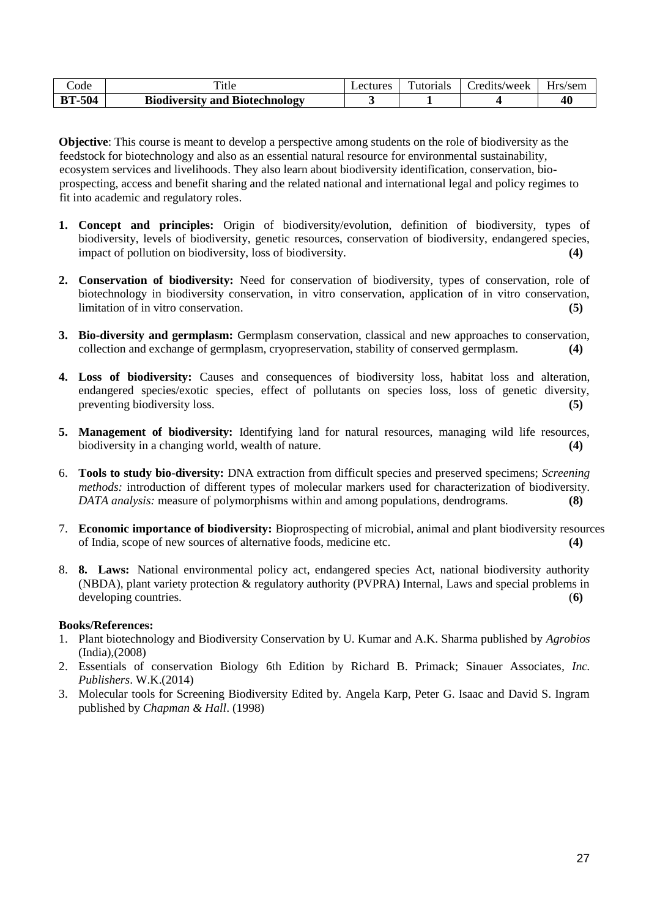| Code | Title | Lectures | Tutorials | Credits/week | Hrs/sem |
|---|---|---|---|---|---|
| **BT-504** | **Biodiversity and Biotechnology** | **3** | **1** | **4** | **40** |

**Objective**: This course is meant to develop a perspective among students on the role of biodiversity as the feedstock for biotechnology and also as an essential natural resource for environmental sustainability, ecosystem services and livelihoods. They also learn about biodiversity identification, conservation, bio-prospecting, access and benefit sharing and the related national and international legal and policy regimes to fit into academic and regulatory roles.

1. **Concept and principles:** Origin of biodiversity/evolution, definition of biodiversity, types of biodiversity, levels of biodiversity, genetic resources, conservation of biodiversity, endangered species, impact of pollution on biodiversity, loss of biodiversity. **(4)**

2. **Conservation of biodiversity:** Need for conservation of biodiversity, types of conservation, role of biotechnology in biodiversity conservation, in vitro conservation, application of in vitro conservation, limitation of in vitro conservation. **(5)**

3. **Bio-diversity and germplasm:** Germplasm conservation, classical and new approaches to conservation, collection and exchange of germplasm, cryopreservation, stability of conserved germplasm. **(4)**

4. **Loss of biodiversity:** Causes and consequences of biodiversity loss, habitat loss and alteration, endangered species/exotic species, effect of pollutants on species loss, loss of genetic diversity, preventing biodiversity loss. **(5)**

5. **Management of biodiversity:** Identifying land for natural resources, managing wild life resources, biodiversity in a changing world, wealth of nature. **(4)**

6. **Tools to study bio-diversity:** DNA extraction from difficult species and preserved specimens; *Screening methods:* introduction of different types of molecular markers used for characterization of biodiversity. *DATA analysis:* measure of polymorphisms within and among populations, dendrograms. **(8)**

7. **Economic importance of biodiversity:** Bioprospecting of microbial, animal and plant biodiversity resources of India, scope of new sources of alternative foods, medicine etc. **(4)**

8. **8. Laws:** National environmental policy act, endangered species Act, national biodiversity authority (NBDA), plant variety protection & regulatory authority (PVPRA) Internal, Laws and special problems in developing countries. (**6)**

**Books/References:**

1. Plant biotechnology and Biodiversity Conservation by U. Kumar and A.K. Sharma published by *Agrobios* (India),(2008)
2. Essentials of conservation Biology 6th Edition by Richard B. Primack; Sinauer Associates, *Inc. Publishers*. W.K.(2014)
3. Molecular tools for Screening Biodiversity Edited by. Angela Karp, Peter G. Isaac and David S. Ingram published by *Chapman & Hall*. (1998)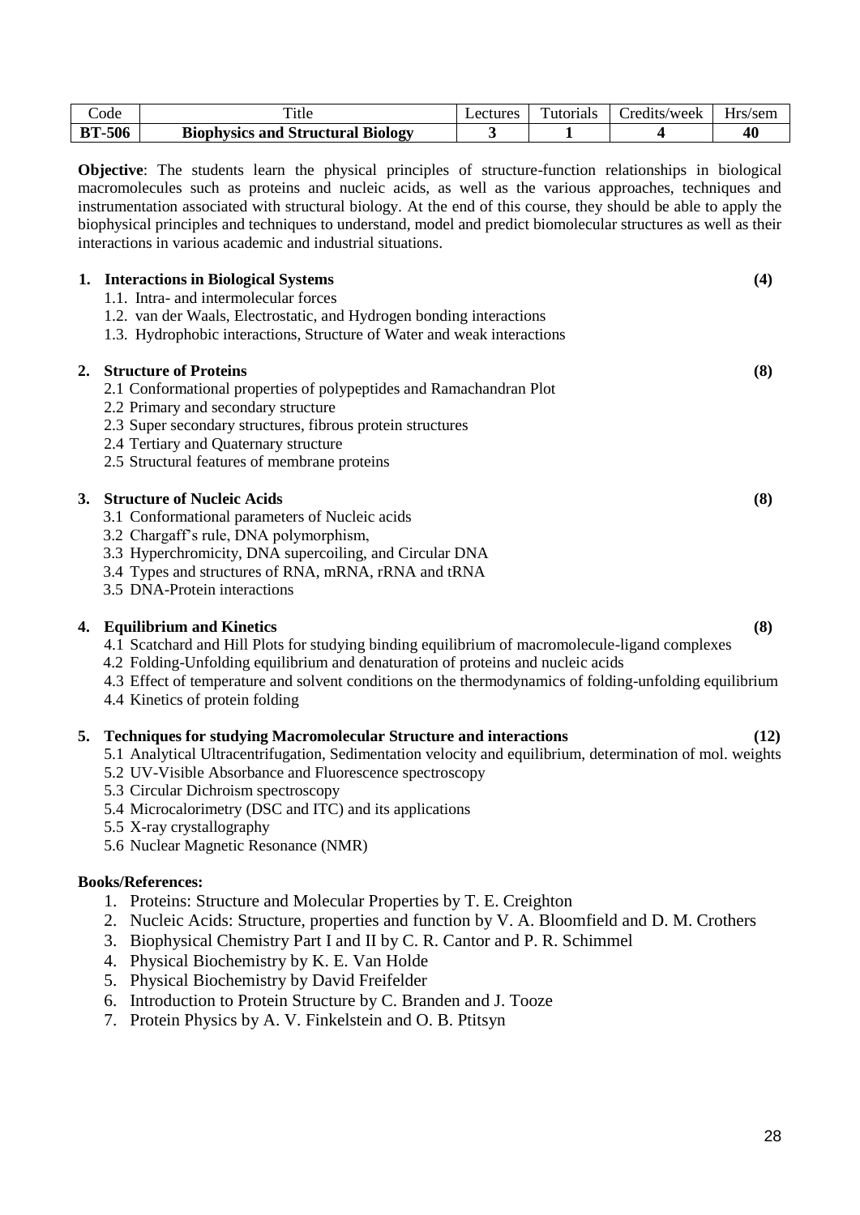| Code | Title | Lectures | Tutorials | Credits/week | Hrs/sem |
|---|---|---|---|---|---|
| **BT-506** | **Biophysics and Structural Biology** | **3** | **1** | **4** | **40** |

**Objective**: The students learn the physical principles of structure-function relationships in biological macromolecules such as proteins and nucleic acids, as well as the various approaches, techniques and instrumentation associated with structural biology. At the end of this course, they should be able to apply the biophysical principles and techniques to understand, model and predict biomolecular structures as well as their interactions in various academic and industrial situations.

**1. Interactions in Biological Systems (4)**

- 1.1. Intra- and intermolecular forces
- 1.2. van der Waals, Electrostatic, and Hydrogen bonding interactions
- 1.3. Hydrophobic interactions, Structure of Water and weak interactions

**2. Structure of Proteins (8)**

- 2.1 Conformational properties of polypeptides and Ramachandran Plot
- 2.2 Primary and secondary structure
- 2.3 Super secondary structures, fibrous protein structures
- 2.4 Tertiary and Quaternary structure
- 2.5 Structural features of membrane proteins

**3. Structure of Nucleic Acids (8)**

- 3.1 Conformational parameters of Nucleic acids
- 3.2 Chargaff's rule, DNA polymorphism,
- 3.3 Hyperchromicity, DNA supercoiling, and Circular DNA
- 3.4 Types and structures of RNA, mRNA, rRNA and tRNA
- 3.5 DNA-Protein interactions

**4. Equilibrium and Kinetics (8)**

- 4.1 Scatchard and Hill Plots for studying binding equilibrium of macromolecule-ligand complexes
- 4.2 Folding-Unfolding equilibrium and denaturation of proteins and nucleic acids
- 4.3 Effect of temperature and solvent conditions on the thermodynamics of folding-unfolding equilibrium
- 4.4 Kinetics of protein folding

**5. Techniques for studying Macromolecular Structure and interactions (12)**

- 5.1 Analytical Ultracentrifugation, Sedimentation velocity and equilibrium, determination of mol. weights
- 5.2 UV-Visible Absorbance and Fluorescence spectroscopy
- 5.3 Circular Dichroism spectroscopy
- 5.4 Microcalorimetry (DSC and ITC) and its applications
- 5.5 X-ray crystallography
- 5.6 Nuclear Magnetic Resonance (NMR)

**Books/References:**

1. Proteins: Structure and Molecular Properties by T. E. Creighton
2. Nucleic Acids: Structure, properties and function by V. A. Bloomfield and D. M. Crothers
3. Biophysical Chemistry Part I and II by C. R. Cantor and P. R. Schimmel
4. Physical Biochemistry by K. E. Van Holde
5. Physical Biochemistry by David Freifelder
6. Introduction to Protein Structure by C. Branden and J. Tooze
7. Protein Physics by A. V. Finkelstein and O. B. Ptitsyn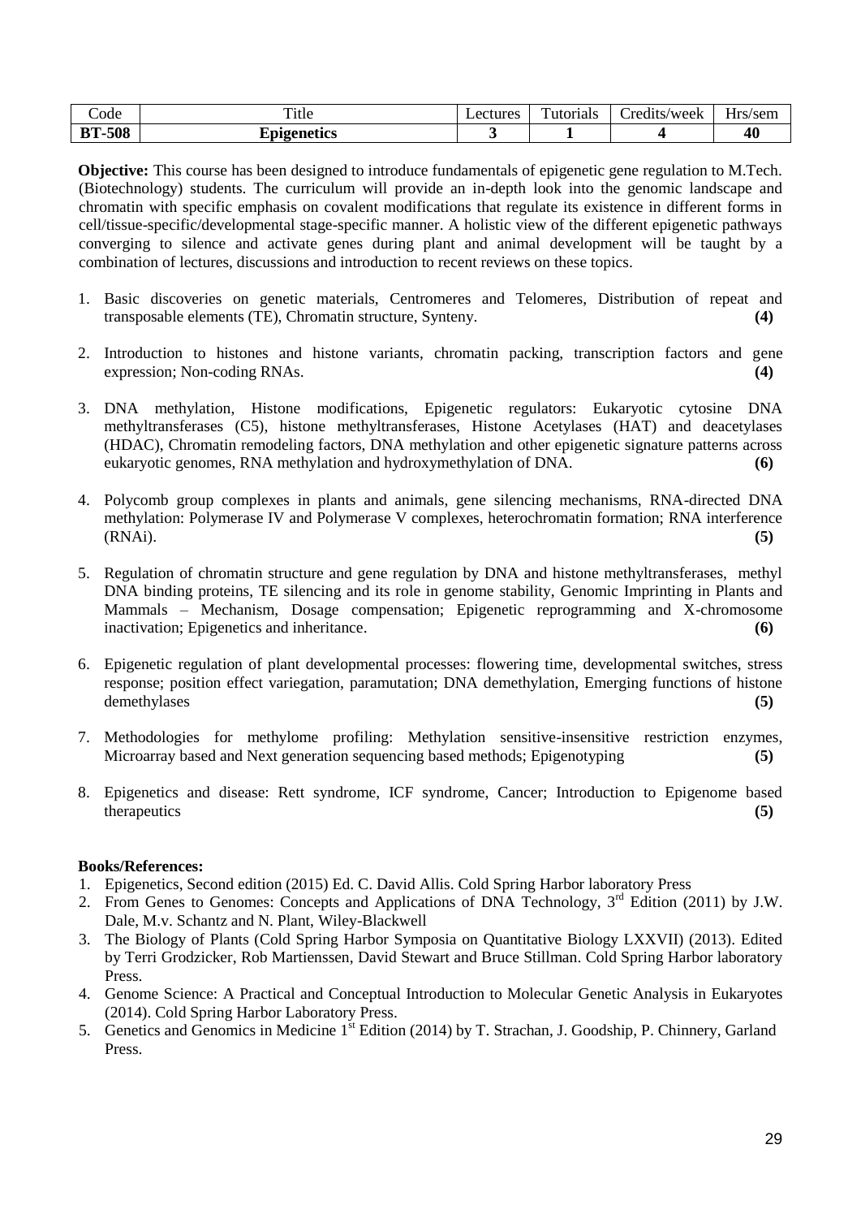| Code | Title | Lectures | Tutorials | Credits/week | Hrs/sem |
| --- | --- | --- | --- | --- | --- |
| **BT-508** | **Epigenetics** | **3** | **1** | **4** | **40** |

**Objective:** This course has been designed to introduce fundamentals of epigenetic gene regulation to M.Tech. (Biotechnology) students. The curriculum will provide an in-depth look into the genomic landscape and chromatin with specific emphasis on covalent modifications that regulate its existence in different forms in cell/tissue-specific/developmental stage-specific manner. A holistic view of the different epigenetic pathways converging to silence and activate genes during plant and animal development will be taught by a combination of lectures, discussions and introduction to recent reviews on these topics.

1. Basic discoveries on genetic materials, Centromeres and Telomeres, Distribution of repeat and transposable elements (TE), Chromatin structure, Synteny. **(4)**

2. Introduction to histones and histone variants, chromatin packing, transcription factors and gene expression; Non-coding RNAs. **(4)**

3. DNA methylation, Histone modifications, Epigenetic regulators: Eukaryotic cytosine DNA methyltransferases (C5), histone methyltransferases, Histone Acetylases (HAT) and deacetylases (HDAC), Chromatin remodeling factors, DNA methylation and other epigenetic signature patterns across eukaryotic genomes, RNA methylation and hydroxymethylation of DNA. **(6)**

4. Polycomb group complexes in plants and animals, gene silencing mechanisms, RNA-directed DNA methylation: Polymerase IV and Polymerase V complexes, heterochromatin formation; RNA interference (RNAi). **(5)**

5. Regulation of chromatin structure and gene regulation by DNA and histone methyltransferases, methyl DNA binding proteins, TE silencing and its role in genome stability, Genomic Imprinting in Plants and Mammals – Mechanism, Dosage compensation; Epigenetic reprogramming and X-chromosome inactivation; Epigenetics and inheritance. **(6)**

6. Epigenetic regulation of plant developmental processes: flowering time, developmental switches, stress response; position effect variegation, paramutation; DNA demethylation, Emerging functions of histone demethylases **(5)**

7. Methodologies for methylome profiling: Methylation sensitive-insensitive restriction enzymes, Microarray based and Next generation sequencing based methods; Epigenotyping **(5)**

8. Epigenetics and disease: Rett syndrome, ICF syndrome, Cancer; Introduction to Epigenome based therapeutics **(5)**

**Books/References:**

1. Epigenetics, Second edition (2015) Ed. C. David Allis. Cold Spring Harbor laboratory Press
2. From Genes to Genomes: Concepts and Applications of DNA Technology, 3rd Edition (2011) by J.W. Dale, M.v. Schantz and N. Plant, Wiley-Blackwell
3. The Biology of Plants (Cold Spring Harbor Symposia on Quantitative Biology LXXVII) (2013). Edited by Terri Grodzicker, Rob Martienssen, David Stewart and Bruce Stillman. Cold Spring Harbor laboratory Press.
4. Genome Science: A Practical and Conceptual Introduction to Molecular Genetic Analysis in Eukaryotes (2014). Cold Spring Harbor Laboratory Press.
5. Genetics and Genomics in Medicine 1st Edition (2014) by T. Strachan, J. Goodship, P. Chinnery, Garland Press.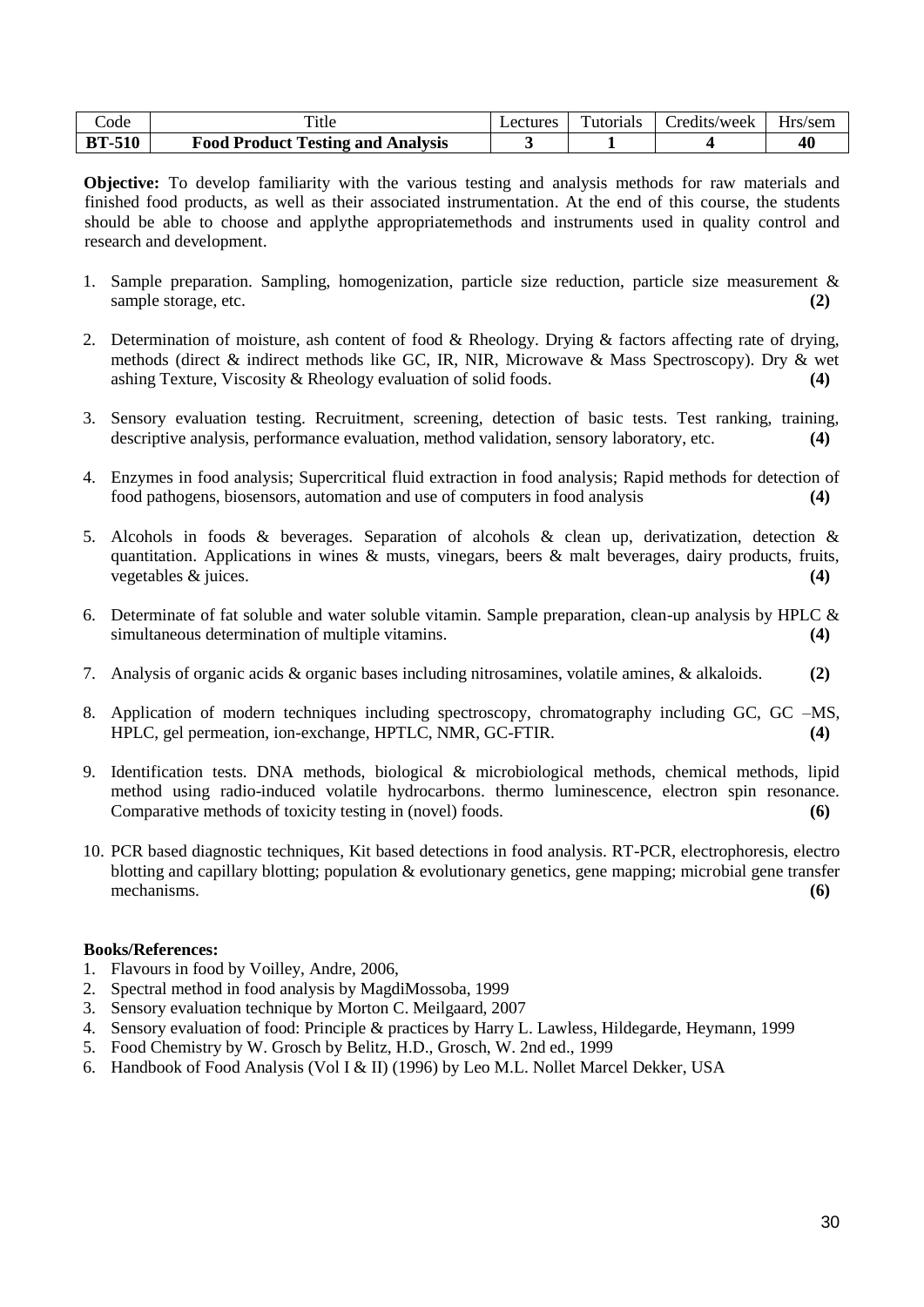| Code | Title | Lectures | Tutorials | Credits/week | Hrs/sem |
|---|---|---|---|---|---|
| **BT-510** | **Food Product Testing and Analysis** | **3** | **1** | **4** | **40** |

**Objective:** To develop familiarity with the various testing and analysis methods for raw materials and finished food products, as well as their associated instrumentation. At the end of this course, the students should be able to choose and applythe appropriatemethods and instruments used in quality control and research and development.

1. Sample preparation. Sampling, homogenization, particle size reduction, particle size measurement & sample storage, etc. **(2)**
2. Determination of moisture, ash content of food & Rheology. Drying & factors affecting rate of drying, methods (direct & indirect methods like GC, IR, NIR, Microwave & Mass Spectroscopy). Dry & wet ashing Texture, Viscosity & Rheology evaluation of solid foods. **(4)**
3. Sensory evaluation testing. Recruitment, screening, detection of basic tests. Test ranking, training, descriptive analysis, performance evaluation, method validation, sensory laboratory, etc. **(4)**
4. Enzymes in food analysis; Supercritical fluid extraction in food analysis; Rapid methods for detection of food pathogens, biosensors, automation and use of computers in food analysis **(4)**
5. Alcohols in foods & beverages. Separation of alcohols & clean up, derivatization, detection & quantitation. Applications in wines & musts, vinegars, beers & malt beverages, dairy products, fruits, vegetables & juices. **(4)**
6. Determinate of fat soluble and water soluble vitamin. Sample preparation, clean-up analysis by HPLC & simultaneous determination of multiple vitamins. **(4)**
7. Analysis of organic acids & organic bases including nitrosamines, volatile amines, & alkaloids. **(2)**
8. Application of modern techniques including spectroscopy, chromatography including GC, GC –MS, HPLC, gel permeation, ion-exchange, HPTLC, NMR, GC-FTIR. **(4)**
9. Identification tests. DNA methods, biological & microbiological methods, chemical methods, lipid method using radio-induced volatile hydrocarbons. thermo luminescence, electron spin resonance. Comparative methods of toxicity testing in (novel) foods. **(6)**
10. PCR based diagnostic techniques, Kit based detections in food analysis. RT-PCR, electrophoresis, electro blotting and capillary blotting; population & evolutionary genetics, gene mapping; microbial gene transfer mechanisms. **(6)**

**Books/References:**

1. Flavours in food by Voilley, Andre, 2006,
2. Spectral method in food analysis by MagdiMossoba, 1999
3. Sensory evaluation technique by Morton C. Meilgaard, 2007
4. Sensory evaluation of food: Principle & practices by Harry L. Lawless, Hildegarde, Heymann, 1999
5. Food Chemistry by W. Grosch by Belitz, H.D., Grosch, W. 2nd ed., 1999
6. Handbook of Food Analysis (Vol I & II) (1996) by Leo M.L. Nollet Marcel Dekker, USA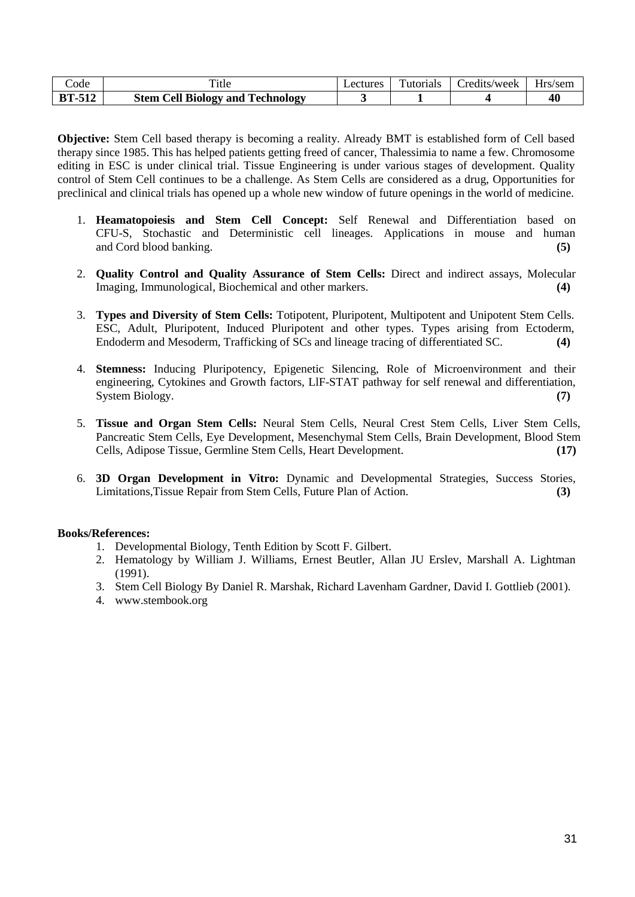| Code | Title | Lectures | Tutorials | Credits/week | Hrs/sem |
|---|---|---|---|---|---|
| **BT-512** | **Stem Cell Biology and Technology** | **3** | **1** | **4** | **40** |

**Objective:** Stem Cell based therapy is becoming a reality. Already BMT is established form of Cell based therapy since 1985. This has helped patients getting freed of cancer, Thalessimia to name a few. Chromosome editing in ESC is under clinical trial. Tissue Engineering is under various stages of development. Quality control of Stem Cell continues to be a challenge. As Stem Cells are considered as a drug, Opportunities for preclinical and clinical trials has opened up a whole new window of future openings in the world of medicine.

1. **Heamatopoiesis and Stem Cell Concept:** Self Renewal and Differentiation based on CFU-S, Stochastic and Deterministic cell lineages. Applications in mouse and human and Cord blood banking. **(5)**

2. **Quality Control and Quality Assurance of Stem Cells:** Direct and indirect assays, Molecular Imaging, Immunological, Biochemical and other markers. **(4)**

3. **Types and Diversity of Stem Cells:** Totipotent, Pluripotent, Multipotent and Unipotent Stem Cells. ESC, Adult, Pluripotent, Induced Pluripotent and other types. Types arising from Ectoderm, Endoderm and Mesoderm, Trafficking of SCs and lineage tracing of differentiated SC. **(4)**

4. **Stemness:** Inducing Pluripotency, Epigenetic Silencing, Role of Microenvironment and their engineering, Cytokines and Growth factors, LIF-STAT pathway for self renewal and differentiation, System Biology. **(7)**

5. **Tissue and Organ Stem Cells:** Neural Stem Cells, Neural Crest Stem Cells, Liver Stem Cells, Pancreatic Stem Cells, Eye Development, Mesenchymal Stem Cells, Brain Development, Blood Stem Cells, Adipose Tissue, Germline Stem Cells, Heart Development. **(17)**

6. **3D Organ Development in Vitro:** Dynamic and Developmental Strategies, Success Stories, Limitations,Tissue Repair from Stem Cells, Future Plan of Action. **(3)**

**Books/References:**

1. Developmental Biology, Tenth Edition by Scott F. Gilbert.
2. Hematology by William J. Williams, Ernest Beutler, Allan JU Erslev, Marshall A. Lightman (1991).
3. Stem Cell Biology By Daniel R. Marshak, Richard Lavenham Gardner, David I. Gottlieb (2001).
4. www.stembook.org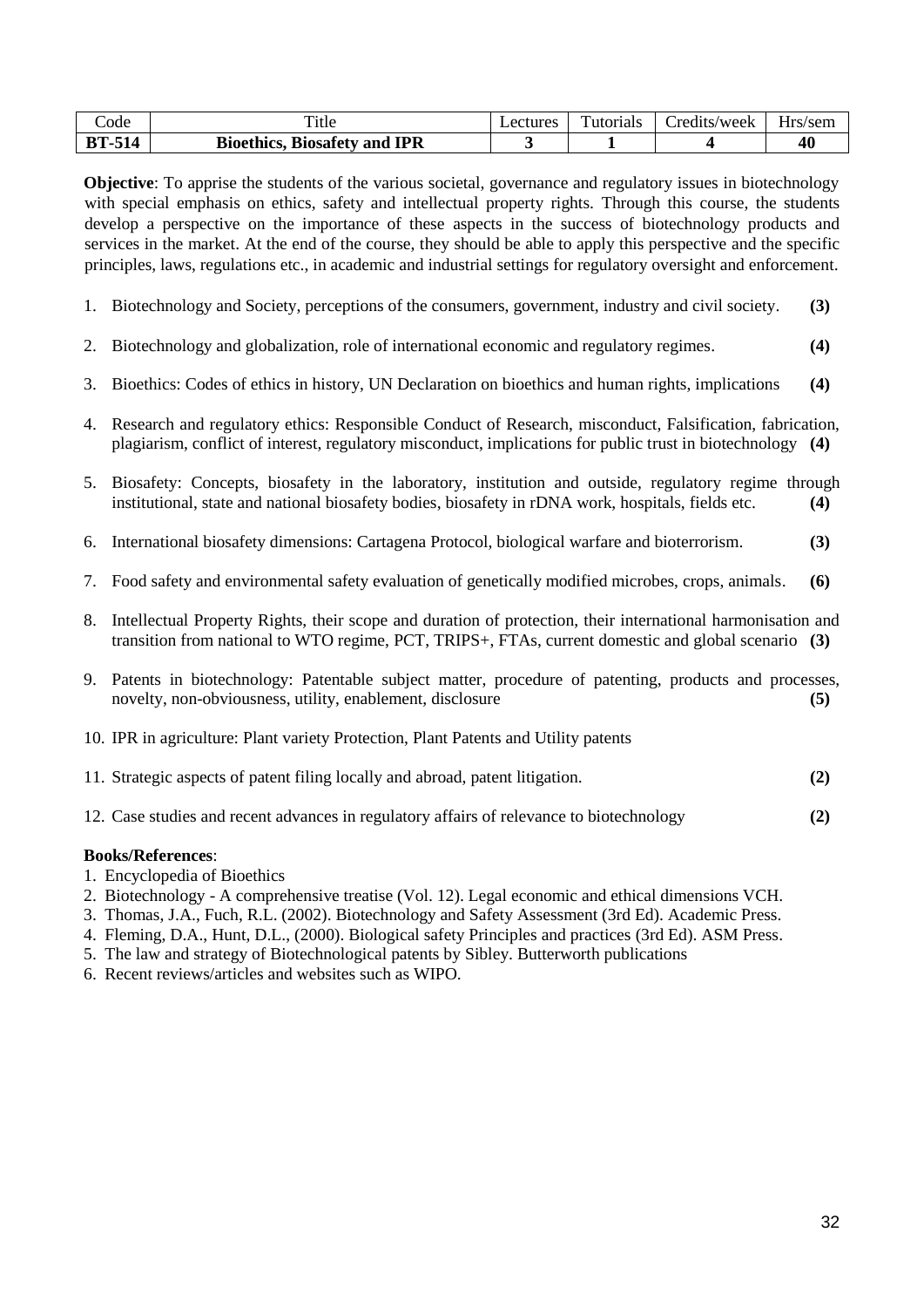| Code | Title | Lectures | Tutorials | Credits/week | Hrs/sem |
|---|---|---|---|---|---|
| **BT-514** | **Bioethics, Biosafety and IPR** | **3** | **1** | **4** | **40** |

**Objective**: To apprise the students of the various societal, governance and regulatory issues in biotechnology with special emphasis on ethics, safety and intellectual property rights. Through this course, the students develop a perspective on the importance of these aspects in the success of biotechnology products and services in the market. At the end of the course, they should be able to apply this perspective and the specific principles, laws, regulations etc., in academic and industrial settings for regulatory oversight and enforcement.

1. Biotechnology and Society, perceptions of the consumers, government, industry and civil society. **(3)**
2. Biotechnology and globalization, role of international economic and regulatory regimes. **(4)**
3. Bioethics: Codes of ethics in history, UN Declaration on bioethics and human rights, implications **(4)**
4. Research and regulatory ethics: Responsible Conduct of Research, misconduct, Falsification, fabrication, plagiarism, conflict of interest, regulatory misconduct, implications for public trust in biotechnology **(4)**
5. Biosafety: Concepts, biosafety in the laboratory, institution and outside, regulatory regime through institutional, state and national biosafety bodies, biosafety in rDNA work, hospitals, fields etc. **(4)**
6. International biosafety dimensions: Cartagena Protocol, biological warfare and bioterrorism. **(3)**
7. Food safety and environmental safety evaluation of genetically modified microbes, crops, animals. **(6)**
8. Intellectual Property Rights, their scope and duration of protection, their international harmonisation and transition from national to WTO regime, PCT, TRIPS+, FTAs, current domestic and global scenario **(3)**
9. Patents in biotechnology: Patentable subject matter, procedure of patenting, products and processes, novelty, non-obviousness, utility, enablement, disclosure **(5)**
10. IPR in agriculture: Plant variety Protection, Plant Patents and Utility patents
11. Strategic aspects of patent filing locally and abroad, patent litigation. **(2)**
12. Case studies and recent advances in regulatory affairs of relevance to biotechnology **(2)**

**Books/References**:

1. Encyclopedia of Bioethics
2. Biotechnology - A comprehensive treatise (Vol. 12). Legal economic and ethical dimensions VCH.
3. Thomas, J.A., Fuch, R.L. (2002). Biotechnology and Safety Assessment (3rd Ed). Academic Press.
4. Fleming, D.A., Hunt, D.L., (2000). Biological safety Principles and practices (3rd Ed). ASM Press.
5. The law and strategy of Biotechnological patents by Sibley. Butterworth publications
6. Recent reviews/articles and websites such as WIPO.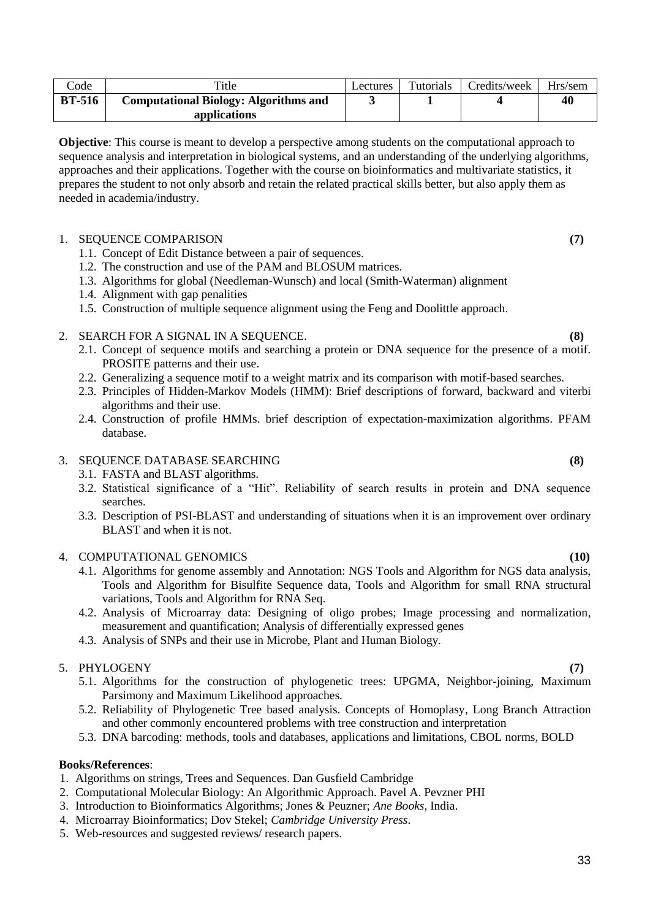| Code | Title | Lectures | Tutorials | Credits/week | Hrs/sem |
|---|---|---|---|---|---|
| **BT-516** | **Computational Biology: Algorithms and applications** | **3** | **1** | **4** | **40** |

**Objective**: This course is meant to develop a perspective among students on the computational approach to sequence analysis and interpretation in biological systems, and an understanding of the underlying algorithms, approaches and their applications. Together with the course on bioinformatics and multivariate statistics, it prepares the student to not only absorb and retain the related practical skills better, but also apply them as needed in academia/industry.

1. SEQUENCE COMPARISON **(7)**
   - 1.1. Concept of Edit Distance between a pair of sequences.
   - 1.2. The construction and use of the PAM and BLOSUM matrices.
   - 1.3. Algorithms for global (Needleman-Wunsch) and local (Smith-Waterman) alignment
   - 1.4. Alignment with gap penalities
   - 1.5. Construction of multiple sequence alignment using the Feng and Doolittle approach.

2. SEARCH FOR A SIGNAL IN A SEQUENCE. **(8)**
   - 2.1. Concept of sequence motifs and searching a protein or DNA sequence for the presence of a motif. PROSITE patterns and their use.
   - 2.2. Generalizing a sequence motif to a weight matrix and its comparison with motif-based searches.
   - 2.3. Principles of Hidden-Markov Models (HMM): Brief descriptions of forward, backward and viterbi algorithms and their use.
   - 2.4. Construction of profile HMMs. brief description of expectation-maximization algorithms. PFAM database.

3. SEQUENCE DATABASE SEARCHING **(8)**
   - 3.1. FASTA and BLAST algorithms.
   - 3.2. Statistical significance of a "Hit". Reliability of search results in protein and DNA sequence searches.
   - 3.3. Description of PSI-BLAST and understanding of situations when it is an improvement over ordinary BLAST and when it is not.

4. COMPUTATIONAL GENOMICS **(10)**
   - 4.1. Algorithms for genome assembly and Annotation: NGS Tools and Algorithm for NGS data analysis, Tools and Algorithm for Bisulfite Sequence data, Tools and Algorithm for small RNA structural variations, Tools and Algorithm for RNA Seq.
   - 4.2. Analysis of Microarray data: Designing of oligo probes; Image processing and normalization, measurement and quantification; Analysis of differentially expressed genes
   - 4.3. Analysis of SNPs and their use in Microbe, Plant and Human Biology.

5. PHYLOGENY **(7)**
   - 5.1. Algorithms for the construction of phylogenetic trees: UPGMA, Neighbor-joining, Maximum Parsimony and Maximum Likelihood approaches.
   - 5.2. Reliability of Phylogenetic Tree based analysis. Concepts of Homoplasy, Long Branch Attraction and other commonly encountered problems with tree construction and interpretation
   - 5.3. DNA barcoding: methods, tools and databases, applications and limitations, CBOL norms, BOLD

**Books/References**:

1. Algorithms on strings, Trees and Sequences. Dan Gusfield Cambridge
2. Computational Molecular Biology: An Algorithmic Approach. Pavel A. Pevzner PHI
3. Introduction to Bioinformatics Algorithms; Jones & Peuzner; *Ane Books*, India.
4. Microarray Bioinformatics; Dov Stekel; *Cambridge University Press*.
5. Web-resources and suggested reviews/ research papers.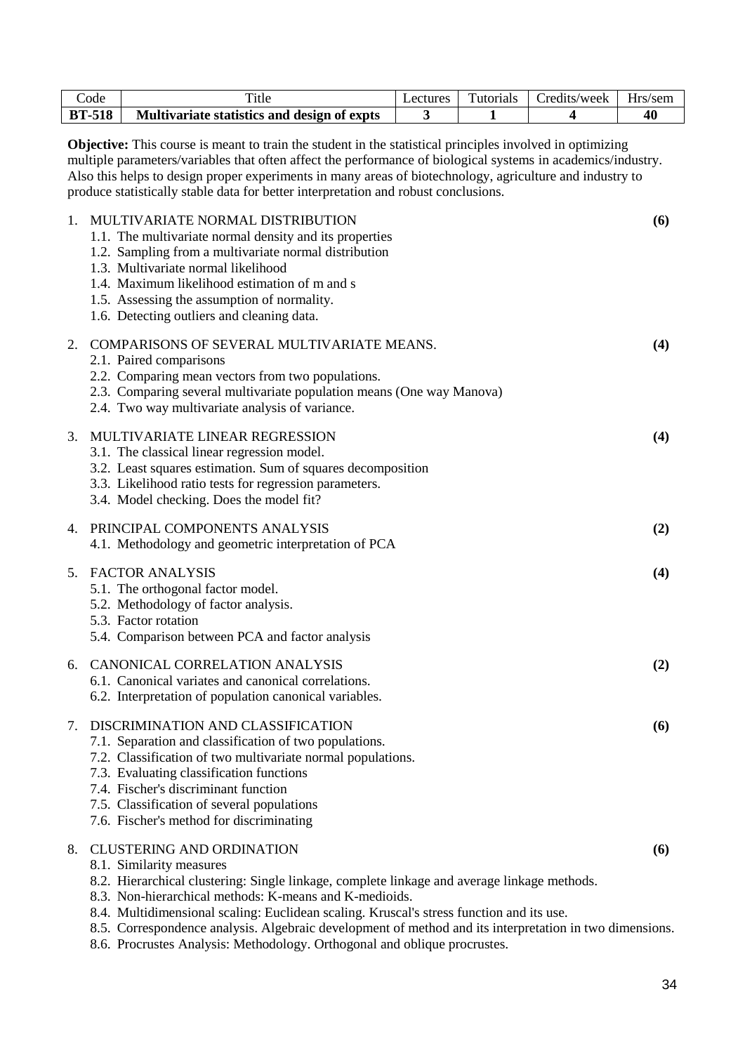| Code | Title | Lectures | Tutorials | Credits/week | Hrs/sem |
|---|---|---|---|---|---|
| **BT-518** | **Multivariate statistics and design of expts** | **3** | **1** | **4** | **40** |

**Objective:** This course is meant to train the student in the statistical principles involved in optimizing multiple parameters/variables that often affect the performance of biological systems in academics/industry. Also this helps to design proper experiments in many areas of biotechnology, agriculture and industry to produce statistically stable data for better interpretation and robust conclusions.

1. MULTIVARIATE NORMAL DISTRIBUTION **(6)**
   - 1.1. The multivariate normal density and its properties
   - 1.2. Sampling from a multivariate normal distribution
   - 1.3. Multivariate normal likelihood
   - 1.4. Maximum likelihood estimation of m and s
   - 1.5. Assessing the assumption of normality.
   - 1.6. Detecting outliers and cleaning data.

2. COMPARISONS OF SEVERAL MULTIVARIATE MEANS. **(4)**
   - 2.1. Paired comparisons
   - 2.2. Comparing mean vectors from two populations.
   - 2.3. Comparing several multivariate population means (One way Manova)
   - 2.4. Two way multivariate analysis of variance.

3. MULTIVARIATE LINEAR REGRESSION **(4)**
   - 3.1. The classical linear regression model.
   - 3.2. Least squares estimation. Sum of squares decomposition
   - 3.3. Likelihood ratio tests for regression parameters.
   - 3.4. Model checking. Does the model fit?

4. PRINCIPAL COMPONENTS ANALYSIS **(2)**
   - 4.1. Methodology and geometric interpretation of PCA

5. FACTOR ANALYSIS **(4)**
   - 5.1. The orthogonal factor model.
   - 5.2. Methodology of factor analysis.
   - 5.3. Factor rotation
   - 5.4. Comparison between PCA and factor analysis

6. CANONICAL CORRELATION ANALYSIS **(2)**
   - 6.1. Canonical variates and canonical correlations.
   - 6.2. Interpretation of population canonical variables.

7. DISCRIMINATION AND CLASSIFICATION **(6)**
   - 7.1. Separation and classification of two populations.
   - 7.2. Classification of two multivariate normal populations.
   - 7.3. Evaluating classification functions
   - 7.4. Fischer's discriminant function
   - 7.5. Classification of several populations
   - 7.6. Fischer's method for discriminating

8. CLUSTERING AND ORDINATION **(6)**
   - 8.1. Similarity measures
   - 8.2. Hierarchical clustering: Single linkage, complete linkage and average linkage methods.
   - 8.3. Non-hierarchical methods: K-means and K-medioids.
   - 8.4. Multidimensional scaling: Euclidean scaling. Kruscal's stress function and its use.
   - 8.5. Correspondence analysis. Algebraic development of method and its interpretation in two dimensions.
   - 8.6. Procrustes Analysis: Methodology. Orthogonal and oblique procrustes.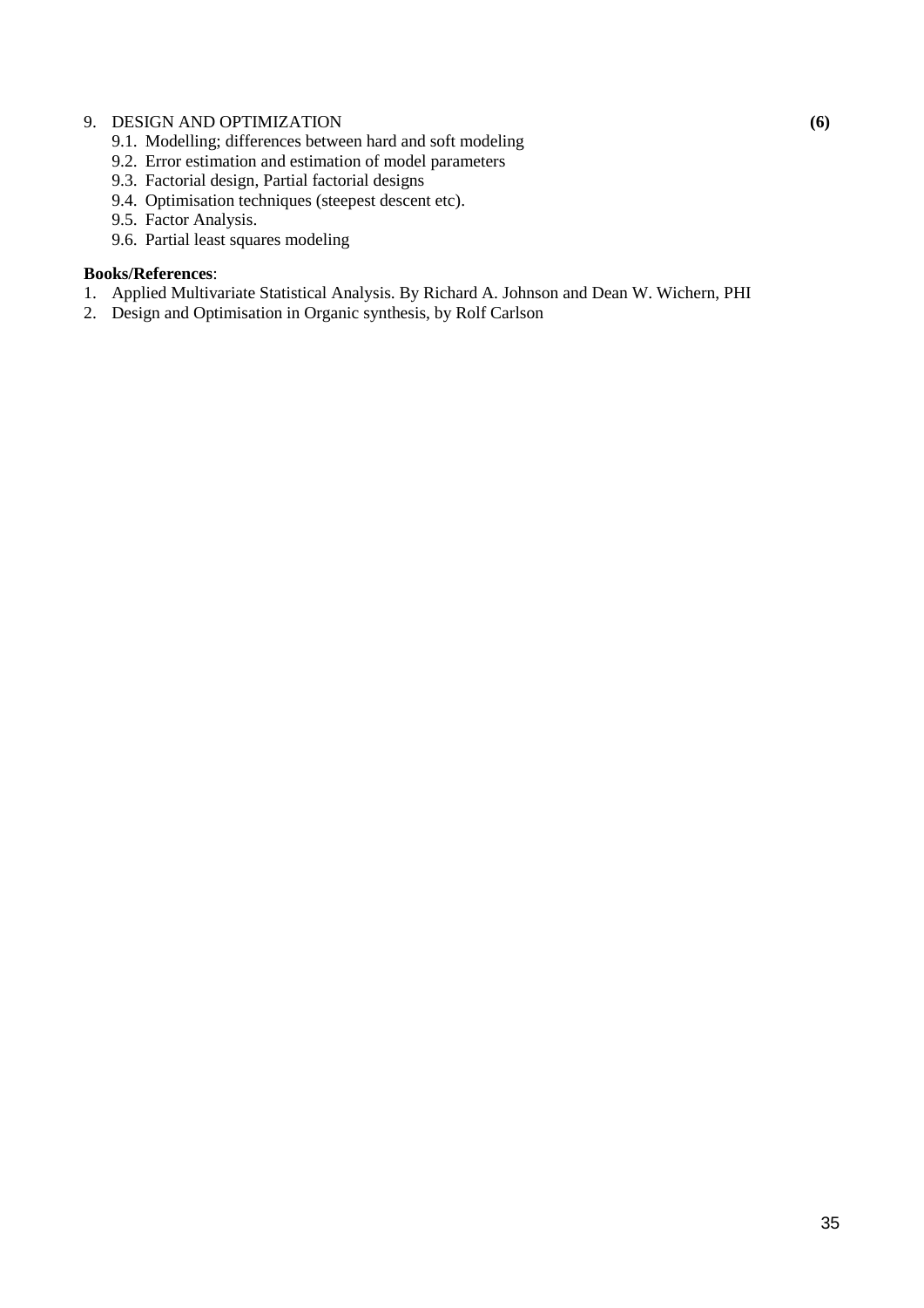9. DESIGN AND OPTIMIZATION **(6)**
    - 9.1. Modelling; differences between hard and soft modeling
    - 9.2. Error estimation and estimation of model parameters
    - 9.3. Factorial design, Partial factorial designs
    - 9.4. Optimisation techniques (steepest descent etc).
    - 9.5. Factor Analysis.
    - 9.6. Partial least squares modeling

**Books/References**:

1. Applied Multivariate Statistical Analysis. By Richard A. Johnson and Dean W. Wichern, PHI
2. Design and Optimisation in Organic synthesis, by Rolf Carlson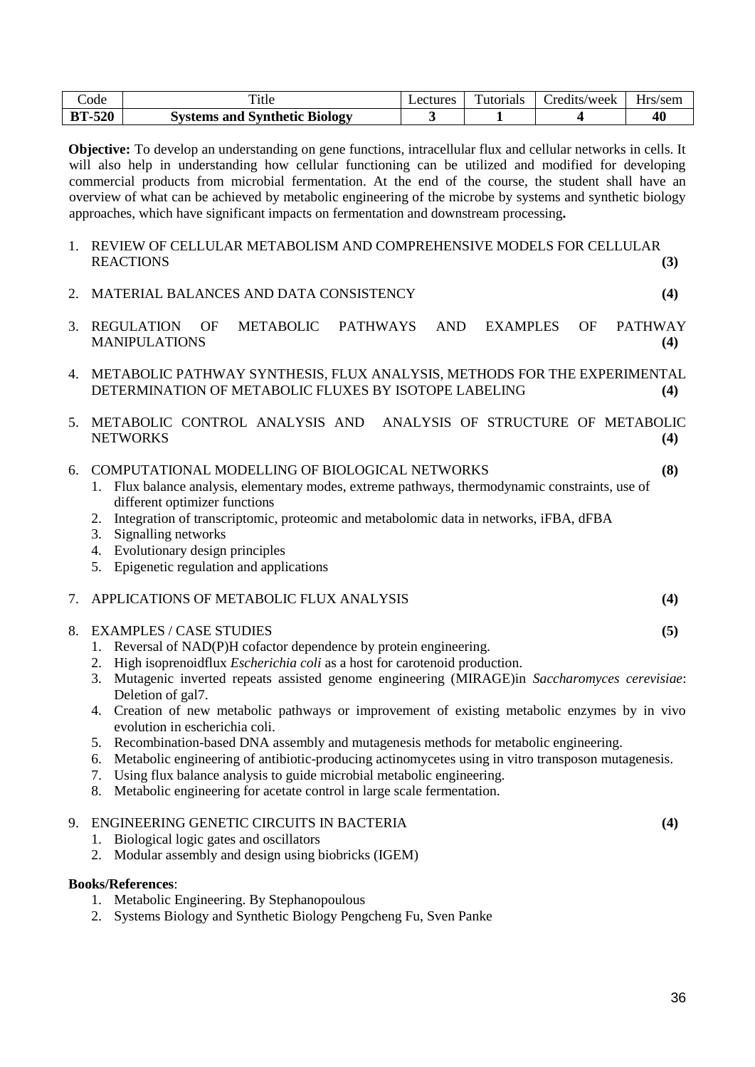| Code | Title | Lectures | Tutorials | Credits/week | Hrs/sem |
|---|---|---|---|---|---|
| **BT-520** | **Systems and Synthetic Biology** | **3** | **1** | **4** | **40** |

**Objective:** To develop an understanding on gene functions, intracellular flux and cellular networks in cells. It will also help in understanding how cellular functioning can be utilized and modified for developing commercial products from microbial fermentation. At the end of the course, the student shall have an overview of what can be achieved by metabolic engineering of the microbe by systems and synthetic biology approaches, which have significant impacts on fermentation and downstream processing**.**

1. REVIEW OF CELLULAR METABOLISM AND COMPREHENSIVE MODELS FOR CELLULAR REACTIONS **(3)**

2. MATERIAL BALANCES AND DATA CONSISTENCY **(4)**

3. REGULATION OF METABOLIC PATHWAYS AND EXAMPLES OF PATHWAY MANIPULATIONS **(4)**

4. METABOLIC PATHWAY SYNTHESIS, FLUX ANALYSIS, METHODS FOR THE EXPERIMENTAL DETERMINATION OF METABOLIC FLUXES BY ISOTOPE LABELING **(4)**

5. METABOLIC CONTROL ANALYSIS AND ANALYSIS OF STRUCTURE OF METABOLIC NETWORKS **(4)**

6. COMPUTATIONAL MODELLING OF BIOLOGICAL NETWORKS **(8)**
   1. Flux balance analysis, elementary modes, extreme pathways, thermodynamic constraints, use of different optimizer functions
   2. Integration of transcriptomic, proteomic and metabolomic data in networks, iFBA, dFBA
   3. Signalling networks
   4. Evolutionary design principles
   5. Epigenetic regulation and applications

7. APPLICATIONS OF METABOLIC FLUX ANALYSIS **(4)**

8. EXAMPLES / CASE STUDIES **(5)**
   1. Reversal of NAD(P)H cofactor dependence by protein engineering.
   2. High isoprenoidflux *Escherichia coli* as a host for carotenoid production.
   3. Mutagenic inverted repeats assisted genome engineering (MIRAGE)in *Saccharomyces cerevisiae*: Deletion of gal7.
   4. Creation of new metabolic pathways or improvement of existing metabolic enzymes by in vivo evolution in escherichia coli.
   5. Recombination-based DNA assembly and mutagenesis methods for metabolic engineering.
   6. Metabolic engineering of antibiotic-producing actinomycetes using in vitro transposon mutagenesis.
   7. Using flux balance analysis to guide microbial metabolic engineering.
   8. Metabolic engineering for acetate control in large scale fermentation.

9. ENGINEERING GENETIC CIRCUITS IN BACTERIA **(4)**
   1. Biological logic gates and oscillators
   2. Modular assembly and design using biobricks (IGEM)

**Books/References**:

1. Metabolic Engineering. By Stephanopoulous
2. Systems Biology and Synthetic Biology Pengcheng Fu, Sven Panke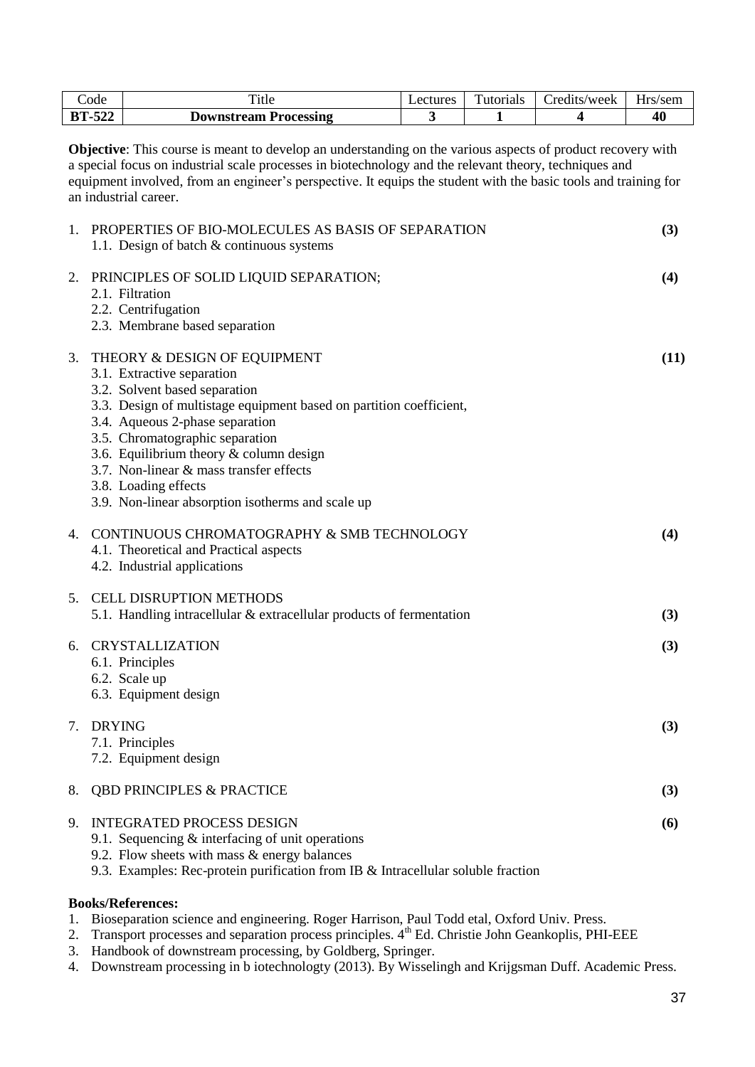| Code | Title | Lectures | Tutorials | Credits/week | Hrs/sem |
|---|---|---|---|---|---|
| **BT-522** | **Downstream Processing** | **3** | **1** | **4** | **40** |

**Objective**: This course is meant to develop an understanding on the various aspects of product recovery with a special focus on industrial scale processes in biotechnology and the relevant theory, techniques and equipment involved, from an engineer's perspective. It equips the student with the basic tools and training for an industrial career.

1. PROPERTIES OF BIO-MOLECULES AS BASIS OF SEPARATION **(3)**
   1.1. Design of batch & continuous systems

2. PRINCIPLES OF SOLID LIQUID SEPARATION; **(4)**
   2.1. Filtration
   2.2. Centrifugation
   2.3. Membrane based separation

3. THEORY & DESIGN OF EQUIPMENT **(11)**
   3.1. Extractive separation
   3.2. Solvent based separation
   3.3. Design of multistage equipment based on partition coefficient,
   3.4. Aqueous 2-phase separation
   3.5. Chromatographic separation
   3.6. Equilibrium theory & column design
   3.7. Non-linear & mass transfer effects
   3.8. Loading effects
   3.9. Non-linear absorption isotherms and scale up

4. CONTINUOUS CHROMATOGRAPHY & SMB TECHNOLOGY **(4)**
   4.1. Theoretical and Practical aspects
   4.2. Industrial applications

5. CELL DISRUPTION METHODS
   5.1. Handling intracellular & extracellular products of fermentation **(3)**

6. CRYSTALLIZATION **(3)**
   6.1. Principles
   6.2. Scale up
   6.3. Equipment design

7. DRYING **(3)**
   7.1. Principles
   7.2. Equipment design

8. QBD PRINCIPLES & PRACTICE **(3)**

9. INTEGRATED PROCESS DESIGN **(6)**
   9.1. Sequencing & interfacing of unit operations
   9.2. Flow sheets with mass & energy balances
   9.3. Examples: Rec-protein purification from IB & Intracellular soluble fraction

**Books/References:**

1. Bioseparation science and engineering. Roger Harrison, Paul Todd etal, Oxford Univ. Press.
2. Transport processes and separation process principles. 4th Ed. Christie John Geankoplis, PHI-EEE
3. Handbook of downstream processing, by Goldberg, Springer.
4. Downstream processing in b iotechnologty (2013). By Wisselingh and Krijgsman Duff. Academic Press.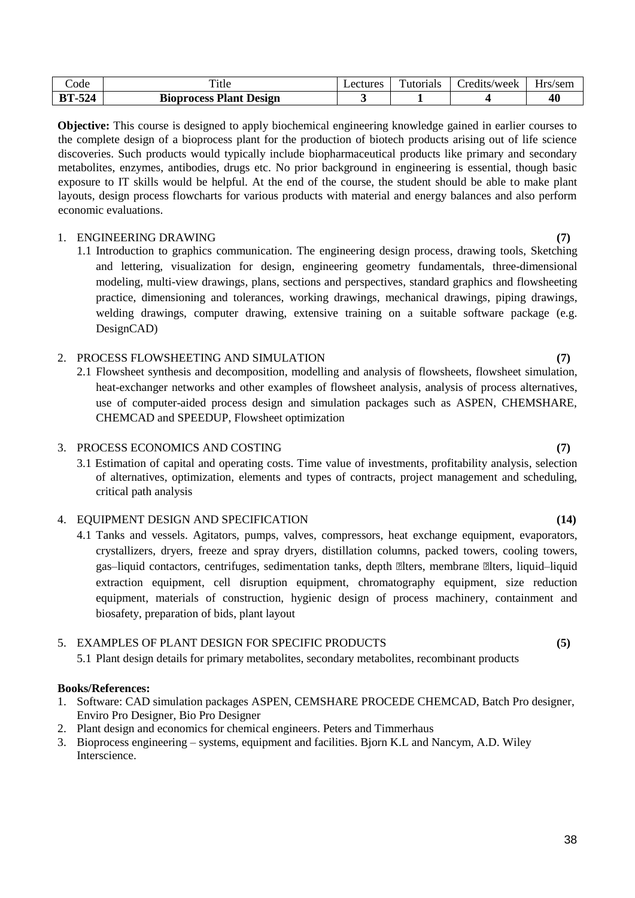| Code | Title | Lectures | Tutorials | Credits/week | Hrs/sem |
|---|---|---|---|---|---|
| **BT-524** | **Bioprocess Plant Design** | **3** | **1** | **4** | **40** |

**Objective:** This course is designed to apply biochemical engineering knowledge gained in earlier courses to the complete design of a bioprocess plant for the production of biotech products arising out of life science discoveries. Such products would typically include biopharmaceutical products like primary and secondary metabolites, enzymes, antibodies, drugs etc. No prior background in engineering is essential, though basic exposure to IT skills would be helpful. At the end of the course, the student should be able to make plant layouts, design process flowcharts for various products with material and energy balances and also perform economic evaluations.

1. ENGINEERING DRAWING **(7)**
   1.1 Introduction to graphics communication. The engineering design process, drawing tools, Sketching and lettering, visualization for design, engineering geometry fundamentals, three-dimensional modeling, multi-view drawings, plans, sections and perspectives, standard graphics and flowsheeting practice, dimensioning and tolerances, working drawings, mechanical drawings, piping drawings, welding drawings, computer drawing, extensive training on a suitable software package (e.g. DesignCAD)

2. PROCESS FLOWSHEETING AND SIMULATION **(7)**
   2.1 Flowsheet synthesis and decomposition, modelling and analysis of flowsheets, flowsheet simulation, heat-exchanger networks and other examples of flowsheet analysis, analysis of process alternatives, use of computer-aided process design and simulation packages such as ASPEN, CHEMSHARE, CHEMCAD and SPEEDUP, Flowsheet optimization

3. PROCESS ECONOMICS AND COSTING **(7)**
   3.1 Estimation of capital and operating costs. Time value of investments, profitability analysis, selection of alternatives, optimization, elements and types of contracts, project management and scheduling, critical path analysis

4. EQUIPMENT DESIGN AND SPECIFICATION **(14)**
   4.1 Tanks and vessels. Agitators, pumps, valves, compressors, heat exchange equipment, evaporators, crystallizers, dryers, freeze and spray dryers, distillation columns, packed towers, cooling towers, gas–liquid contactors, centrifuges, sedimentation tanks, depth filters, membrane filters, liquid–liquid extraction equipment, cell disruption equipment, chromatography equipment, size reduction equipment, materials of construction, hygienic design of process machinery, containment and biosafety, preparation of bids, plant layout

5. EXAMPLES OF PLANT DESIGN FOR SPECIFIC PRODUCTS **(5)**
   5.1 Plant design details for primary metabolites, secondary metabolites, recombinant products

**Books/References:**

1. Software: CAD simulation packages ASPEN, CEMSHARE PROCEDE CHEMCAD, Batch Pro designer, Enviro Pro Designer, Bio Pro Designer
2. Plant design and economics for chemical engineers. Peters and Timmerhaus
3. Bioprocess engineering – systems, equipment and facilities. Bjorn K.L and Nancym, A.D. Wiley Interscience.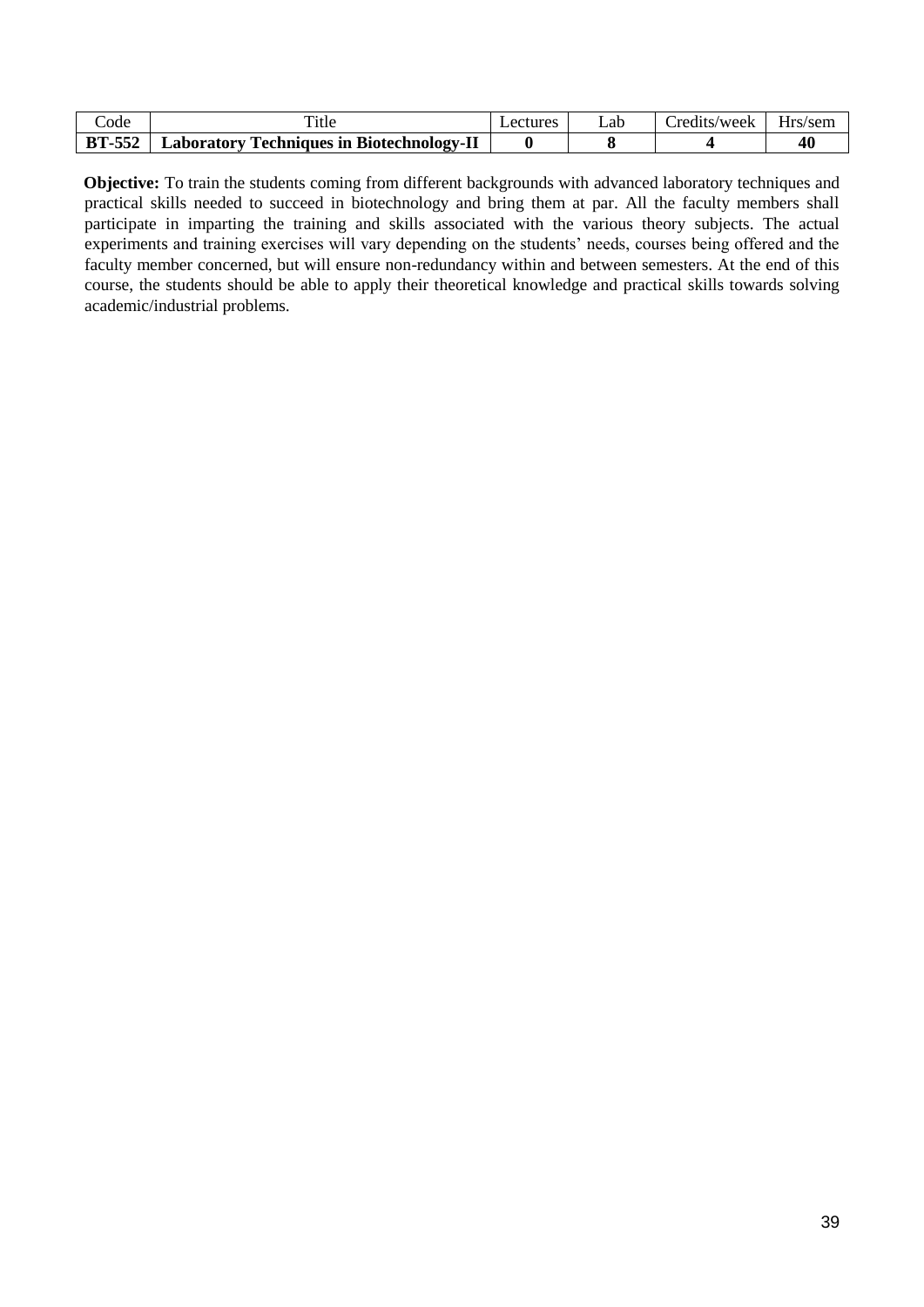| Code | Title | Lectures | Lab | Credits/week | Hrs/sem |
|---|---|---|---|---|---|
| **BT-552** | **Laboratory Techniques in Biotechnology-II** | **0** | **8** | **4** | **40** |

**Objective:** To train the students coming from different backgrounds with advanced laboratory techniques and practical skills needed to succeed in biotechnology and bring them at par. All the faculty members shall participate in imparting the training and skills associated with the various theory subjects. The actual experiments and training exercises will vary depending on the students' needs, courses being offered and the faculty member concerned, but will ensure non-redundancy within and between semesters. At the end of this course, the students should be able to apply their theoretical knowledge and practical skills towards solving academic/industrial problems.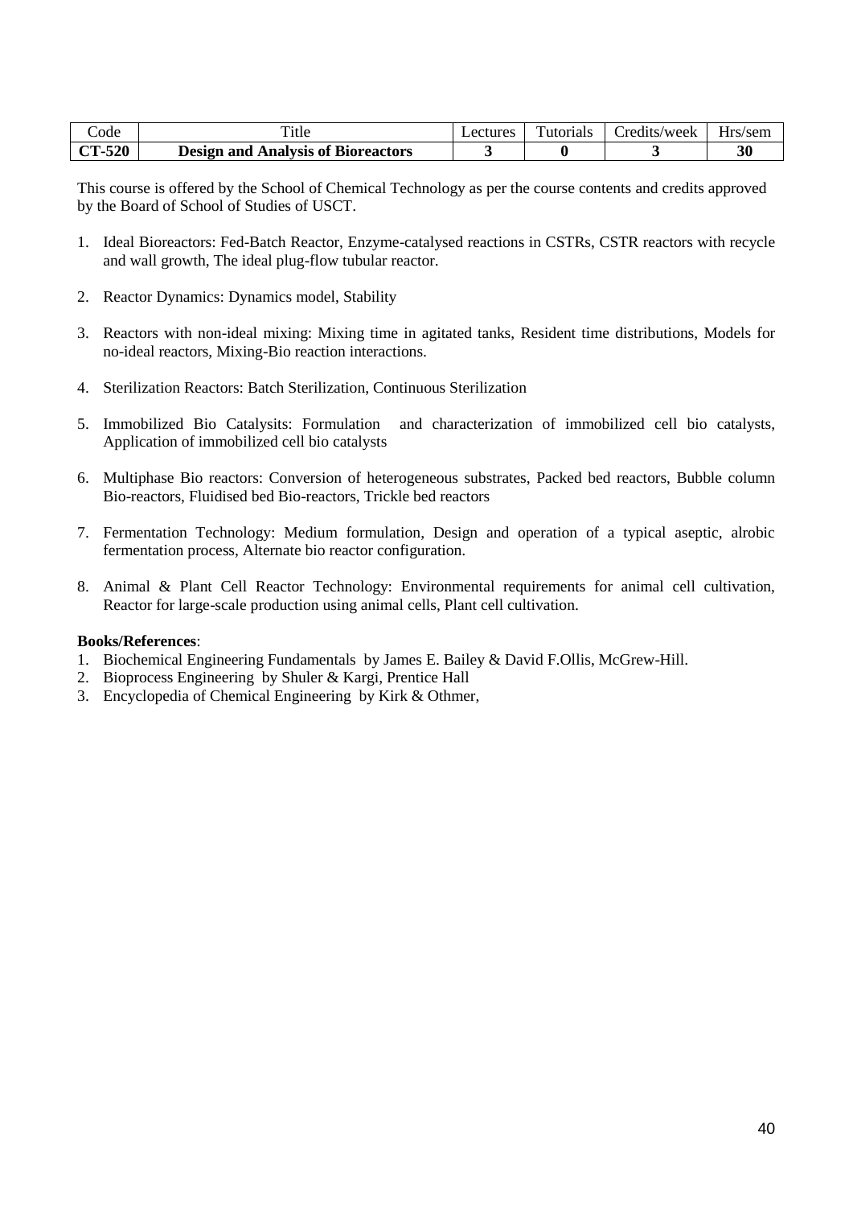| Code | Title | Lectures | Tutorials | Credits/week | Hrs/sem |
| --- | --- | --- | --- | --- | --- |
| **CT-520** | **Design and Analysis of Bioreactors** | **3** | **0** | **3** | **30** |

This course is offered by the School of Chemical Technology as per the course contents and credits approved by the Board of School of Studies of USCT.

1. Ideal Bioreactors: Fed-Batch Reactor, Enzyme-catalysed reactions in CSTRs, CSTR reactors with recycle and wall growth, The ideal plug-flow tubular reactor.
2. Reactor Dynamics: Dynamics model, Stability
3. Reactors with non-ideal mixing: Mixing time in agitated tanks, Resident time distributions, Models for no-ideal reactors, Mixing-Bio reaction interactions.
4. Sterilization Reactors: Batch Sterilization, Continuous Sterilization
5. Immobilized Bio Catalysits: Formulation and characterization of immobilized cell bio catalysts, Application of immobilized cell bio catalysts
6. Multiphase Bio reactors: Conversion of heterogeneous substrates, Packed bed reactors, Bubble column Bio-reactors, Fluidised bed Bio-reactors, Trickle bed reactors
7. Fermentation Technology: Medium formulation, Design and operation of a typical aseptic, alrobic fermentation process, Alternate bio reactor configuration.
8. Animal & Plant Cell Reactor Technology: Environmental requirements for animal cell cultivation, Reactor for large-scale production using animal cells, Plant cell cultivation.

**Books/References**:

1. Biochemical Engineering Fundamentals by James E. Bailey & David F.Ollis, McGrew-Hill.
2. Bioprocess Engineering by Shuler & Kargi, Prentice Hall
3. Encyclopedia of Chemical Engineering by Kirk & Othmer,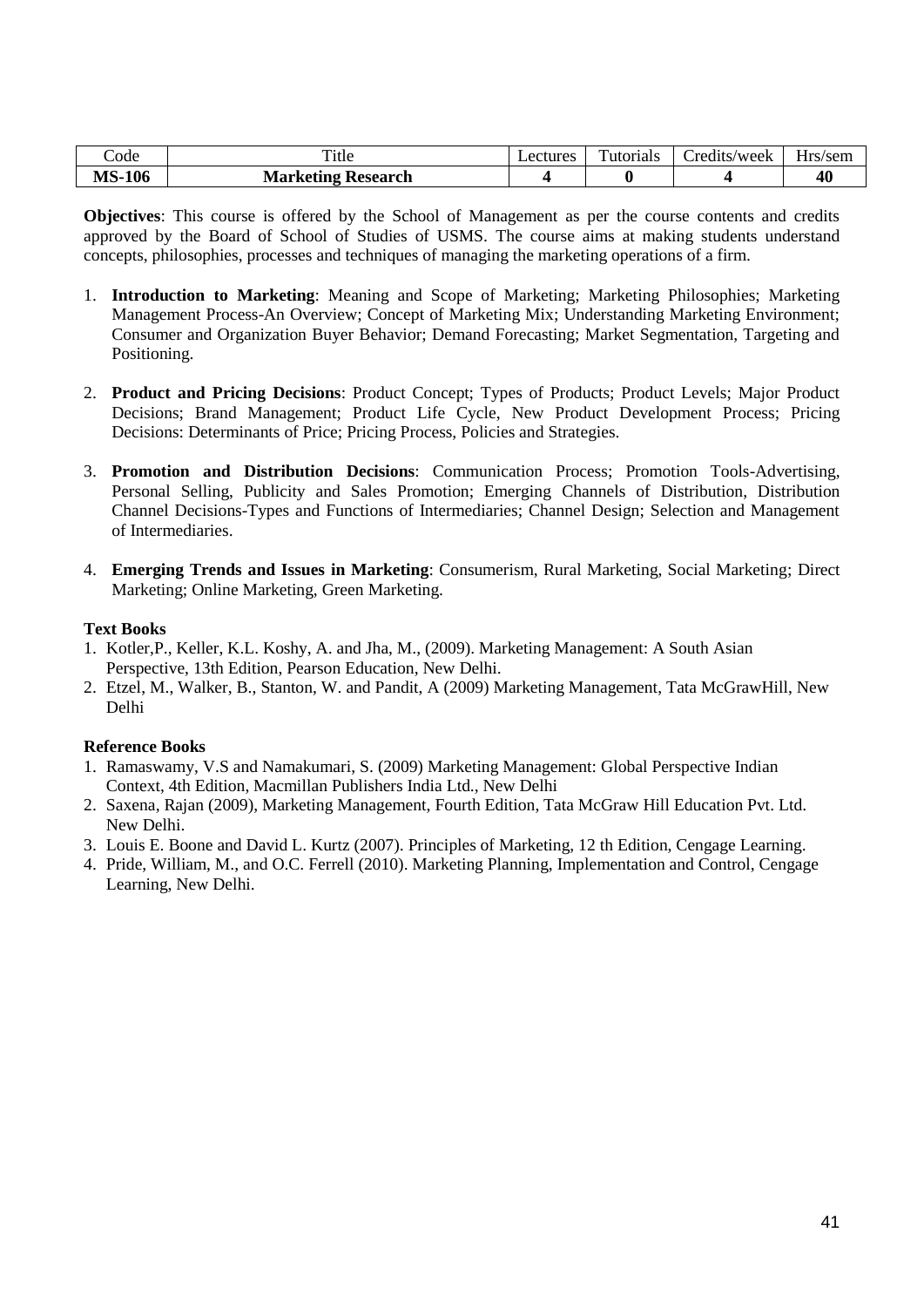| Code | Title | Lectures | Tutorials | Credits/week | Hrs/sem |
|---|---|---|---|---|---|
| **MS-106** | **Marketing Research** | **4** | **0** | **4** | **40** |

**Objectives**: This course is offered by the School of Management as per the course contents and credits approved by the Board of School of Studies of USMS. The course aims at making students understand concepts, philosophies, processes and techniques of managing the marketing operations of a firm.

1. **Introduction to Marketing**: Meaning and Scope of Marketing; Marketing Philosophies; Marketing Management Process-An Overview; Concept of Marketing Mix; Understanding Marketing Environment; Consumer and Organization Buyer Behavior; Demand Forecasting; Market Segmentation, Targeting and Positioning.

2. **Product and Pricing Decisions**: Product Concept; Types of Products; Product Levels; Major Product Decisions; Brand Management; Product Life Cycle, New Product Development Process; Pricing Decisions: Determinants of Price; Pricing Process, Policies and Strategies.

3. **Promotion and Distribution Decisions**: Communication Process; Promotion Tools-Advertising, Personal Selling, Publicity and Sales Promotion; Emerging Channels of Distribution, Distribution Channel Decisions-Types and Functions of Intermediaries; Channel Design; Selection and Management of Intermediaries.

4. **Emerging Trends and Issues in Marketing**: Consumerism, Rural Marketing, Social Marketing; Direct Marketing; Online Marketing, Green Marketing.

**Text Books**

1. Kotler,P., Keller, K.L. Koshy, A. and Jha, M., (2009). Marketing Management: A South Asian Perspective, 13th Edition, Pearson Education, New Delhi.
2. Etzel, M., Walker, B., Stanton, W. and Pandit, A (2009) Marketing Management, Tata McGrawHill, New Delhi

**Reference Books**

1. Ramaswamy, V.S and Namakumari, S. (2009) Marketing Management: Global Perspective Indian Context, 4th Edition, Macmillan Publishers India Ltd., New Delhi
2. Saxena, Rajan (2009), Marketing Management, Fourth Edition, Tata McGraw Hill Education Pvt. Ltd. New Delhi.
3. Louis E. Boone and David L. Kurtz (2007). Principles of Marketing, 12 th Edition, Cengage Learning.
4. Pride, William, M., and O.C. Ferrell (2010). Marketing Planning, Implementation and Control, Cengage Learning, New Delhi.